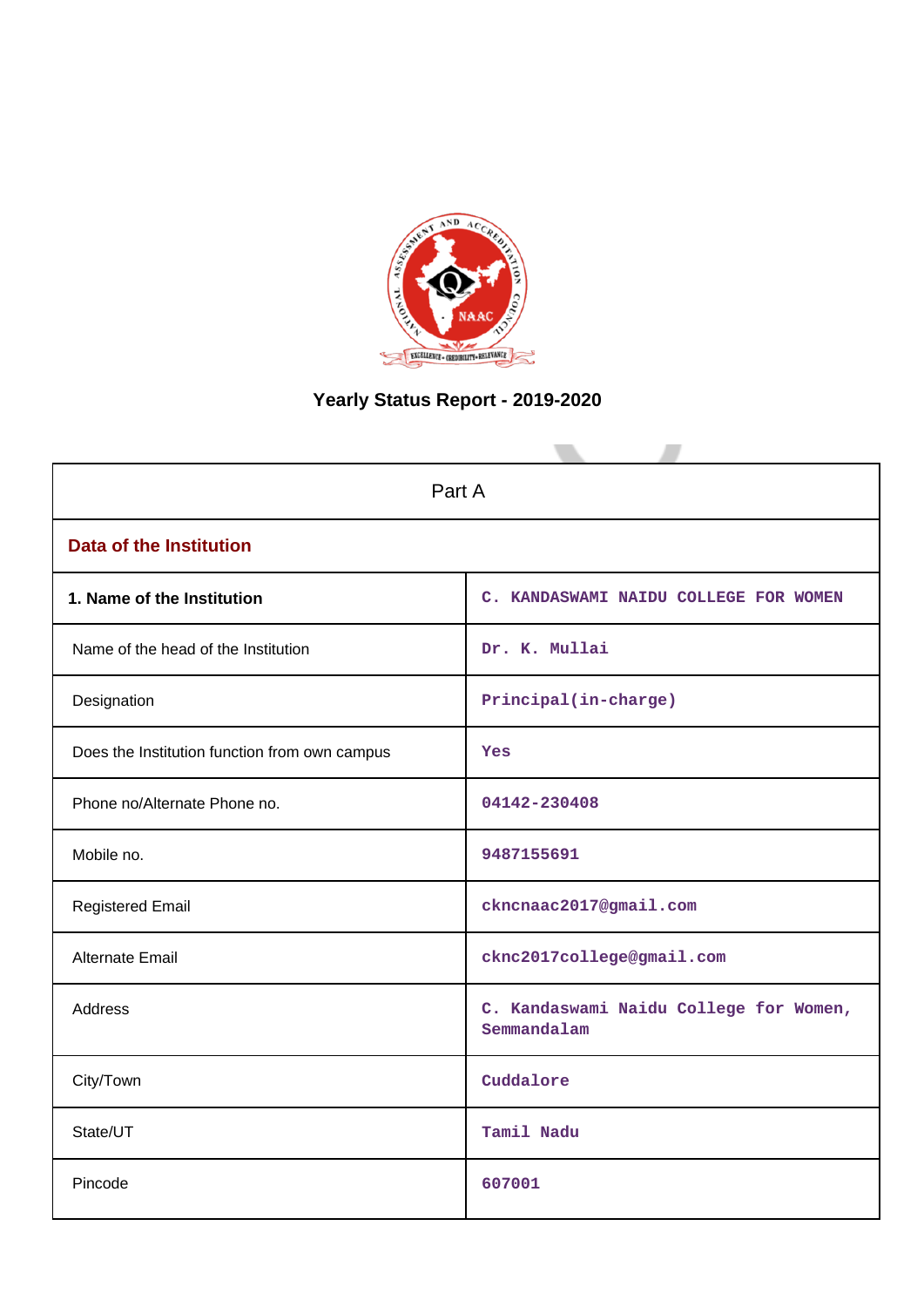# Yearly Status Report - 2019-2020

| Part A | |
|---|---|
| **Data of the Institution** | |
| **1. Name of the Institution** | C. KANDASWAMI NAIDU COLLEGE FOR WOMEN |
| Name of the head of the Institution | Dr. K. Mullai |
| Designation | Principal(in-charge) |
| Does the Institution function from own campus | Yes |
| Phone no/Alternate Phone no. | 04142-230408 |
| Mobile no. | 9487155691 |
| Registered Email | ckncnaac2017@gmail.com |
| Alternate Email | cknc2017college@gmail.com |
| Address | C. Kandaswami Naidu College for Women, Semmandalam |
| City/Town | Cuddalore |
| State/UT | Tamil Nadu |
| Pincode | 607001 |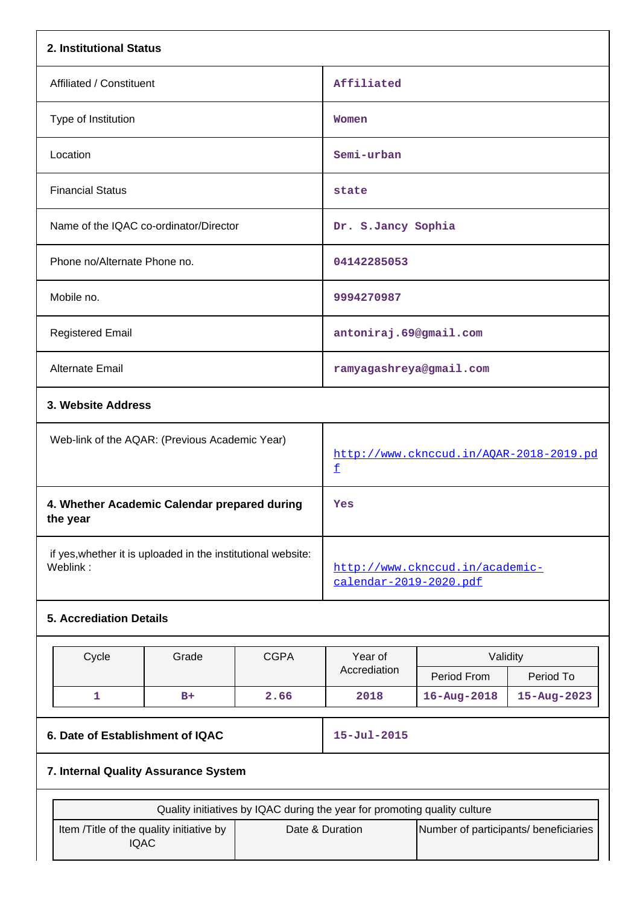## 2. Institutional Status

| | |
|---|---|
| Affiliated / Constituent | Affiliated |
| Type of Institution | Women |
| Location | Semi-urban |
| Financial Status | state |
| Name of the IQAC co-ordinator/Director | Dr. S.Jancy Sophia |
| Phone no/Alternate Phone no. | 04142285053 |
| Mobile no. | 9994270987 |
| Registered Email | antoniraj.69@gmail.com |
| Alternate Email | ramyagashreya@gmail.com |

## 3. Website Address

| | |
|---|---|
| Web-link of the AQAR: (Previous Academic Year) | http://www.cknccud.in/AQAR-2018-2019.pdf |
| **4. Whether Academic Calendar prepared during the year** | Yes |
| if yes,whether it is uploaded in the institutional website: Weblink : | http://www.cknccud.in/academic-calendar-2019-2020.pdf |

## 5. Accrediation Details

| Cycle | Grade | CGPA | Year of Accrediation | Validity | |
|---|---|---|---|---|---|
| | | | | Period From | Period To |
| 1 | B+ | 2.66 | 2018 | 16-Aug-2018 | 15-Aug-2023 |

| | |
|---|---|
| **6. Date of Establishment of IQAC** | 15-Jul-2015 |

## 7. Internal Quality Assurance System

| Quality initiatives by IQAC during the year for promoting quality culture | | |
|---|---|---|
| Item /Title of the quality initiative by IQAC | Date & Duration | Number of participants/ beneficiaries |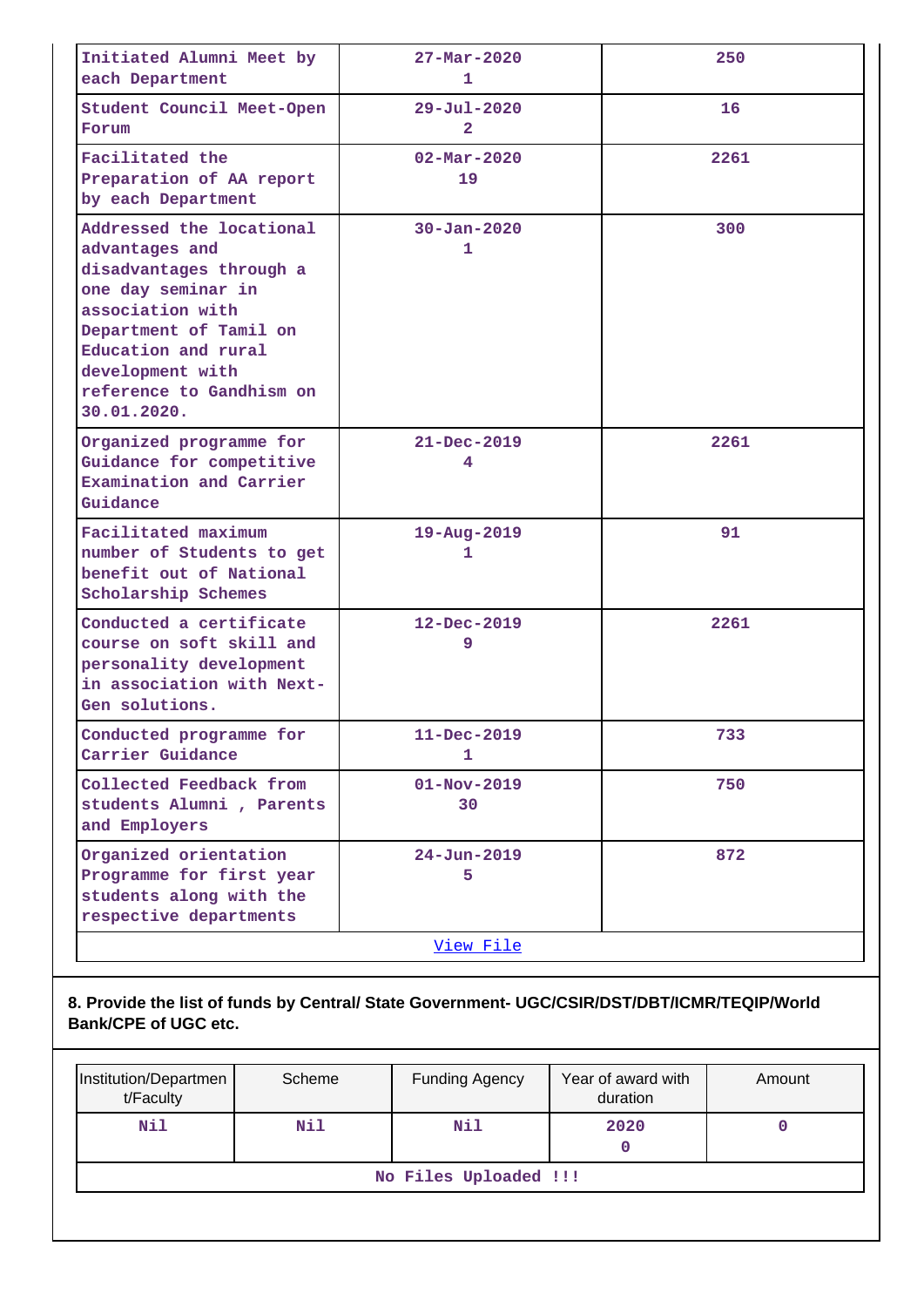| | | |
|---|---|---|
| Initiated Alumni Meet by each Department | 27-Mar-2020<br>1 | 250 |
| Student Council Meet-Open Forum | 29-Jul-2020<br>2 | 16 |
| Facilitated the Preparation of AA report by each Department | 02-Mar-2020<br>19 | 2261 |
| Addressed the locational advantages and disadvantages through a one day seminar in association with Department of Tamil on Education and rural development with reference to Gandhism on 30.01.2020. | 30-Jan-2020<br>1 | 300 |
| Organized programme for Guidance for competitive Examination and Carrier Guidance | 21-Dec-2019<br>4 | 2261 |
| Facilitated maximum number of Students to get benefit out of National Scholarship Schemes | 19-Aug-2019<br>1 | 91 |
| Conducted a certificate course on soft skill and personality development in association with Next-Gen solutions. | 12-Dec-2019<br>9 | 2261 |
| Conducted programme for Carrier Guidance | 11-Dec-2019<br>1 | 733 |
| Collected Feedback from students Alumni , Parents and Employers | 01-Nov-2019<br>30 | 750 |
| Organized orientation Programme for first year students along with the respective departments | 24-Jun-2019<br>5 | 872 |

View File

**8. Provide the list of funds by Central/ State Government- UGC/CSIR/DST/DBT/ICMR/TEQIP/World Bank/CPE of UGC etc.**

| Institution/Department/Faculty | Scheme | Funding Agency | Year of award with duration | Amount |
|---|---|---|---|---|
| Nil | Nil | Nil | 2020<br>0 | 0 |

No Files Uploaded !!!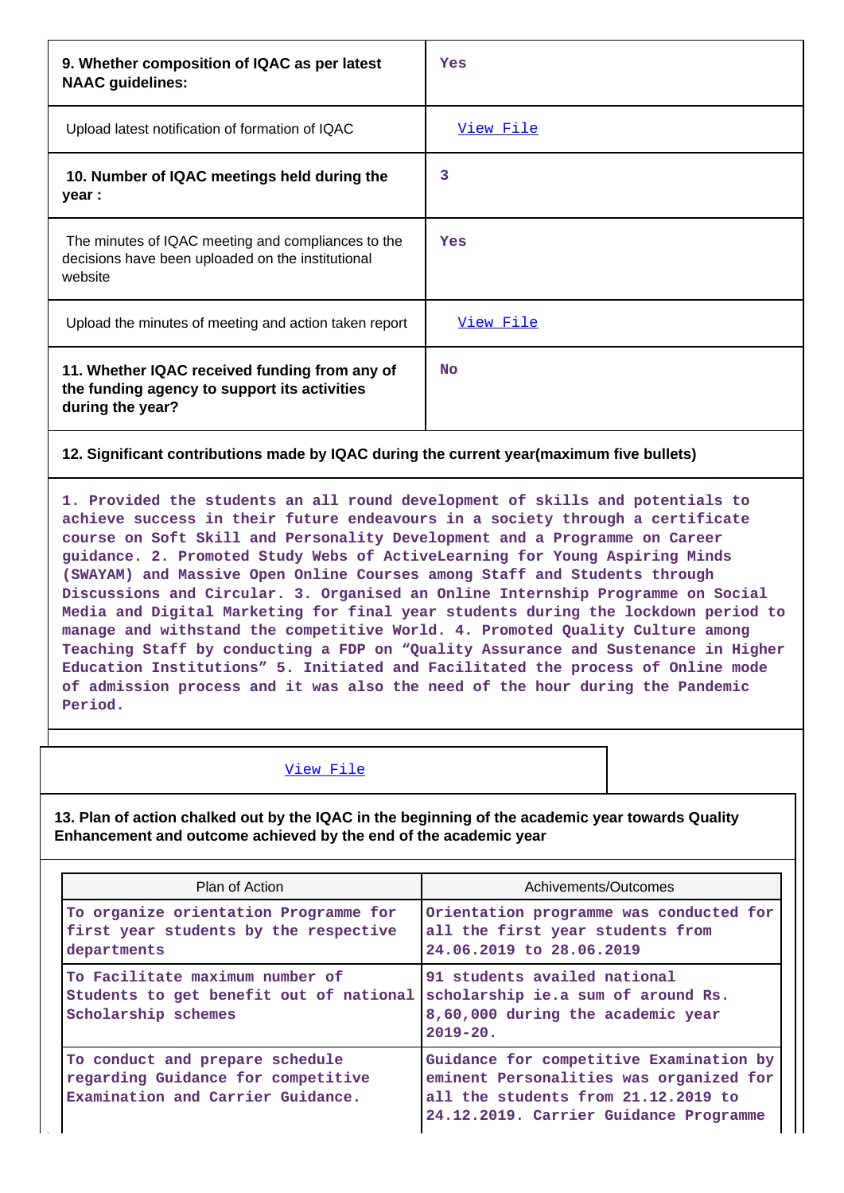| | |
|---|---|
| **9. Whether composition of IQAC as per latest NAAC guidelines:** | Yes |
| Upload latest notification of formation of IQAC | View File |
| **10. Number of IQAC meetings held during the year :** | 3 |
| The minutes of IQAC meeting and compliances to the decisions have been uploaded on the institutional website | Yes |
| Upload the minutes of meeting and action taken report | View File |
| **11. Whether IQAC received funding from any of the funding agency to support its activities during the year?** | No |

**12. Significant contributions made by IQAC during the current year(maximum five bullets)**

1. Provided the students an all round development of skills and potentials to achieve success in their future endeavours in a society through a certificate course on Soft Skill and Personality Development and a Programme on Career guidance. 2. Promoted Study Webs of ActiveLearning for Young Aspiring Minds (SWAYAM) and Massive Open Online Courses among Staff and Students through Discussions and Circular. 3. Organised an Online Internship Programme on Social Media and Digital Marketing for final year students during the lockdown period to manage and withstand the competitive World. 4. Promoted Quality Culture among Teaching Staff by conducting a FDP on "Quality Assurance and Sustenance in Higher Education Institutions" 5. Initiated and Facilitated the process of Online mode of admission process and it was also the need of the hour during the Pandemic Period.

View File

**13. Plan of action chalked out by the IQAC in the beginning of the academic year towards Quality Enhancement and outcome achieved by the end of the academic year**

| Plan of Action | Achivements/Outcomes |
|---|---|
| To organize orientation Programme for first year students by the respective departments | Orientation programme was conducted for all the first year students from 24.06.2019 to 28.06.2019 |
| To Facilitate maximum number of Students to get benefit out of national Scholarship schemes | 91 students availed national scholarship ie.a sum of around Rs. 8,60,000 during the academic year 2019-20. |
| To conduct and prepare schedule regarding Guidance for competitive Examination and Carrier Guidance. | Guidance for competitive Examination by eminent Personalities was organized for all the students from 21.12.2019 to 24.12.2019. Carrier Guidance Programme |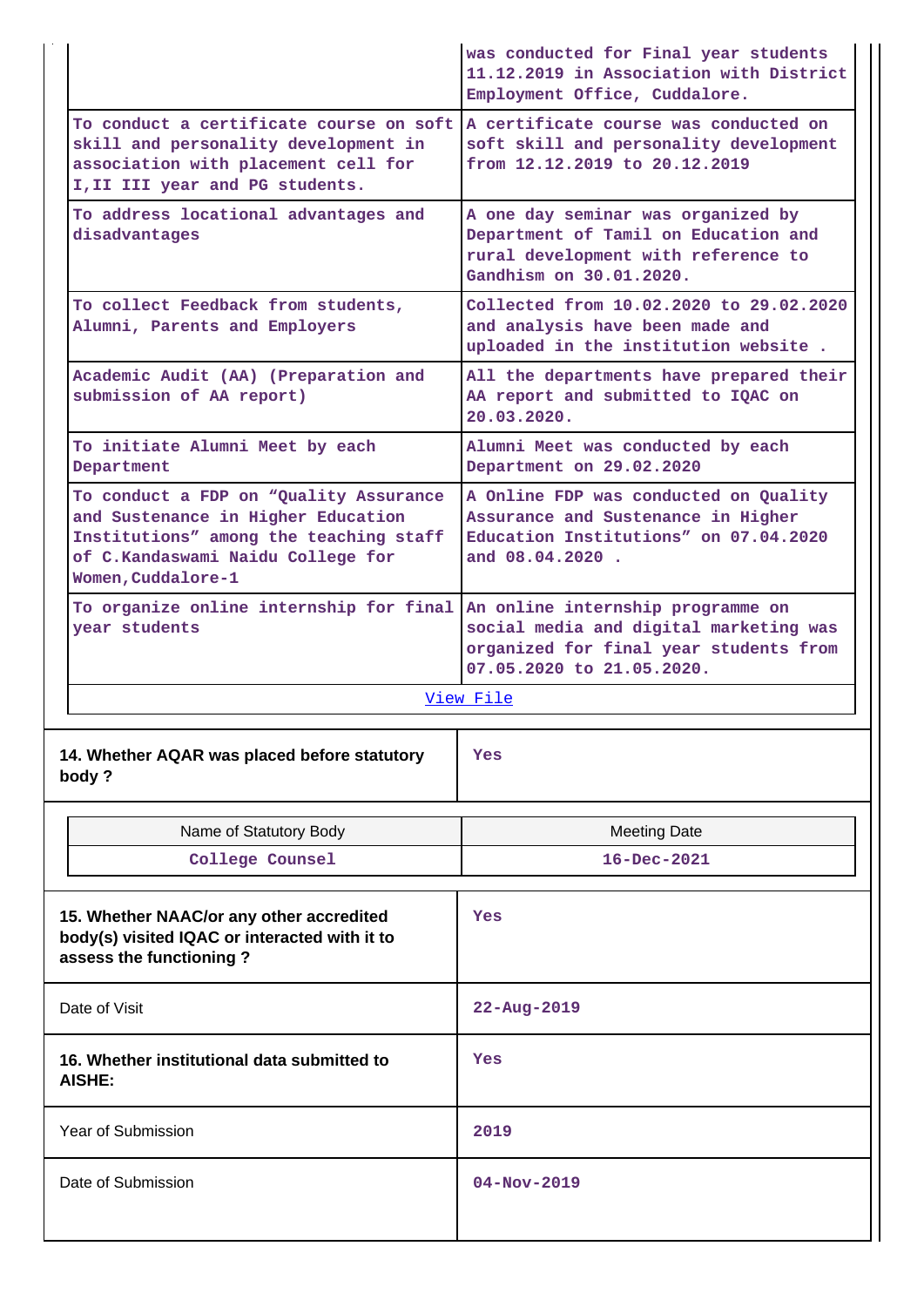| | |
|---|---|
| | was conducted for Final year students 11.12.2019 in Association with District Employment Office, Cuddalore. |
| To conduct a certificate course on soft skill and personality development in association with placement cell for I,II III year and PG students. | A certificate course was conducted on soft skill and personality development from 12.12.2019 to 20.12.2019 |
| To address locational advantages and disadvantages | A one day seminar was organized by Department of Tamil on Education and rural development with reference to Gandhism on 30.01.2020. |
| To collect Feedback from students, Alumni, Parents and Employers | Collected from 10.02.2020 to 29.02.2020 and analysis have been made and uploaded in the institution website . |
| Academic Audit (AA) (Preparation and submission of AA report) | All the departments have prepared their AA report and submitted to IQAC on 20.03.2020. |
| To initiate Alumni Meet by each Department | Alumni Meet was conducted by each Department on 29.02.2020 |
| To conduct a FDP on "Quality Assurance and Sustenance in Higher Education Institutions" among the teaching staff of C.Kandaswami Naidu College for Women,Cuddalore-1 | A Online FDP was conducted on Quality Assurance and Sustenance in Higher Education Institutions" on 07.04.2020 and 08.04.2020 . |
| To organize online internship for final year students | An online internship programme on social media and digital marketing was organized for final year students from 07.05.2020 to 21.05.2020. |

[View File]

| | |
|---|---|
| **14. Whether AQAR was placed before statutory body ?** | Yes |

| Name of Statutory Body | Meeting Date |
|---|---|
| College Counsel | 16-Dec-2021 |

| | |
|---|---|
| **15. Whether NAAC/or any other accredited body(s) visited IQAC or interacted with it to assess the functioning ?** | Yes |
| Date of Visit | 22-Aug-2019 |
| **16. Whether institutional data submitted to AISHE:** | Yes |
| Year of Submission | 2019 |
| Date of Submission | 04-Nov-2019 |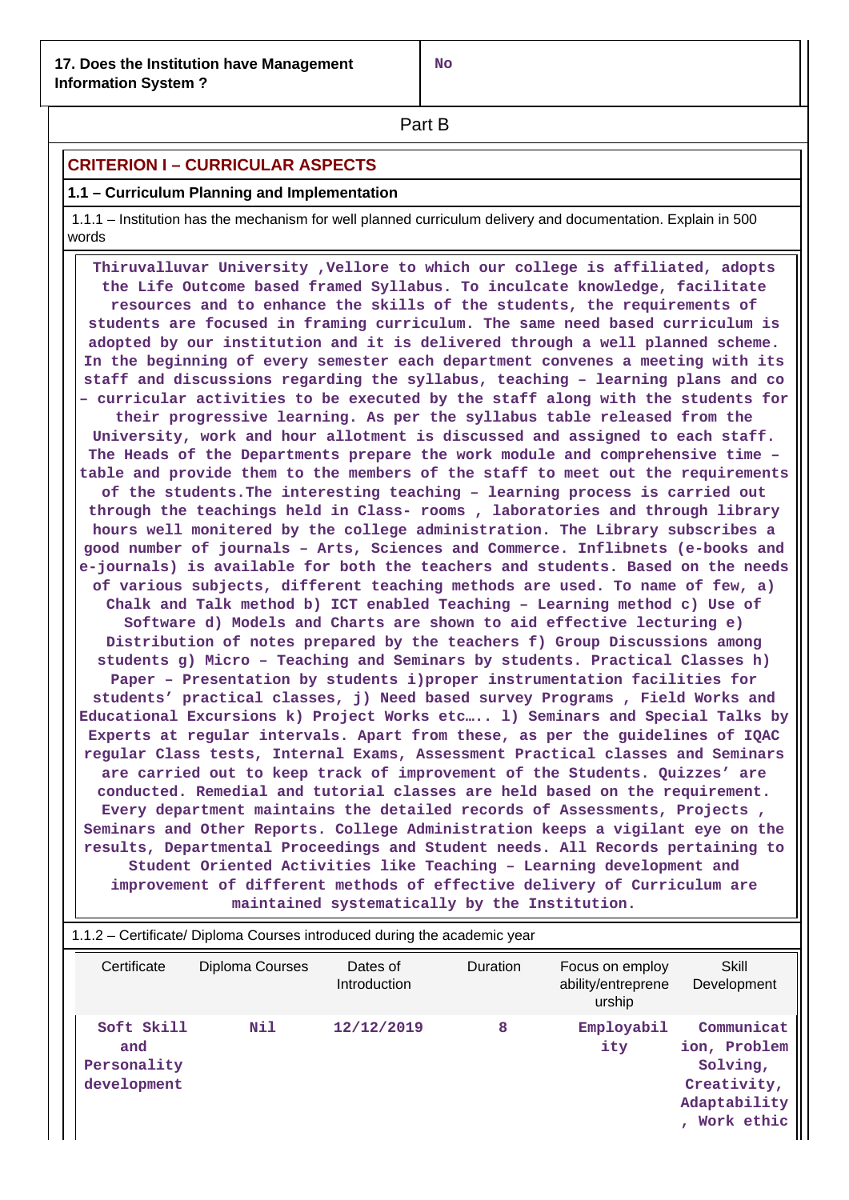| 17. Does the Institution have Management Information System ? | No |
|---|---|

## Part B

### CRITERION I – CURRICULAR ASPECTS

#### 1.1 – Curriculum Planning and Implementation

1.1.1 – Institution has the mechanism for well planned curriculum delivery and documentation. Explain in 500 words

Thiruvalluvar University ,Vellore to which our college is affiliated, adopts the Life Outcome based framed Syllabus. To inculcate knowledge, facilitate resources and to enhance the skills of the students, the requirements of students are focused in framing curriculum. The same need based curriculum is adopted by our institution and it is delivered through a well planned scheme. In the beginning of every semester each department convenes a meeting with its staff and discussions regarding the syllabus, teaching – learning plans and co – curricular activities to be executed by the staff along with the students for their progressive learning. As per the syllabus table released from the University, work and hour allotment is discussed and assigned to each staff. The Heads of the Departments prepare the work module and comprehensive time – table and provide them to the members of the staff to meet out the requirements of the students.The interesting teaching – learning process is carried out through the teachings held in Class- rooms , laboratories and through library hours well monitered by the college administration. The Library subscribes a good number of journals – Arts, Sciences and Commerce. Inflibnets (e-books and e-journals) is available for both the teachers and students. Based on the needs of various subjects, different teaching methods are used. To name of few, a) Chalk and Talk method b) ICT enabled Teaching – Learning method c) Use of Software d) Models and Charts are shown to aid effective lecturing e) Distribution of notes prepared by the teachers f) Group Discussions among students g) Micro – Teaching and Seminars by students. Practical Classes h) Paper – Presentation by students i)proper instrumentation facilities for students' practical classes, j) Need based survey Programs , Field Works and Educational Excursions k) Project Works etc….. l) Seminars and Special Talks by Experts at regular intervals. Apart from these, as per the guidelines of IQAC regular Class tests, Internal Exams, Assessment Practical classes and Seminars are carried out to keep track of improvement of the Students. Quizzes' are conducted. Remedial and tutorial classes are held based on the requirement. Every department maintains the detailed records of Assessments, Projects , Seminars and Other Reports. College Administration keeps a vigilant eye on the results, Departmental Proceedings and Student needs. All Records pertaining to Student Oriented Activities like Teaching – Learning development and improvement of different methods of effective delivery of Curriculum are maintained systematically by the Institution.

1.1.2 – Certificate/ Diploma Courses introduced during the academic year

| Certificate | Diploma Courses | Dates of Introduction | Duration | Focus on employ ability/entreprene urship | Skill Development |
|---|---|---|---|---|---|
| Soft Skill and Personality development | Nil | 12/12/2019 | 8 | Employability | Communication, Problem Solving, Creativity, Adaptability , Work ethic |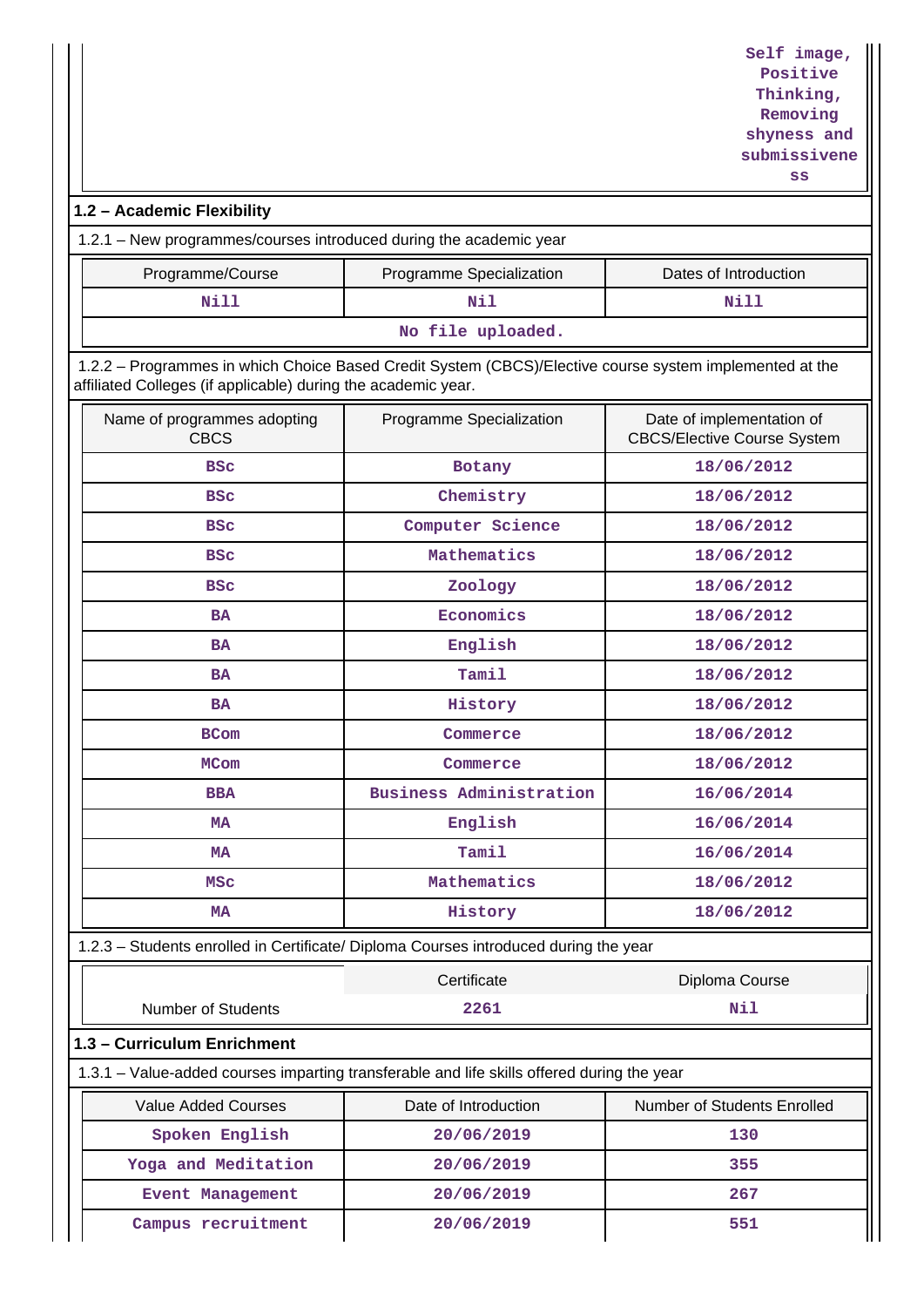| | | Self image, Positive Thinking, Removing shyness and submissiveness |
|---|---|---|

## 1.2 – Academic Flexibility

1.2.1 – New programmes/courses introduced during the academic year

| Programme/Course | Programme Specialization | Dates of Introduction |
|---|---|---|
| Nill | Nil | Nill |
| No file uploaded. | | |

1.2.2 – Programmes in which Choice Based Credit System (CBCS)/Elective course system implemented at the affiliated Colleges (if applicable) during the academic year.

| Name of programmes adopting CBCS | Programme Specialization | Date of implementation of CBCS/Elective Course System |
|---|---|---|
| BSc | Botany | 18/06/2012 |
| BSc | Chemistry | 18/06/2012 |
| BSc | Computer Science | 18/06/2012 |
| BSc | Mathematics | 18/06/2012 |
| BSc | Zoology | 18/06/2012 |
| BA | Economics | 18/06/2012 |
| BA | English | 18/06/2012 |
| BA | Tamil | 18/06/2012 |
| BA | History | 18/06/2012 |
| BCom | Commerce | 18/06/2012 |
| MCom | Commerce | 18/06/2012 |
| BBA | Business Administration | 16/06/2014 |
| MA | English | 16/06/2014 |
| MA | Tamil | 16/06/2014 |
| MSc | Mathematics | 18/06/2012 |
| MA | History | 18/06/2012 |

1.2.3 – Students enrolled in Certificate/ Diploma Courses introduced during the year

| | Certificate | Diploma Course |
|---|---|---|
| Number of Students | 2261 | Nil |

## 1.3 – Curriculum Enrichment

1.3.1 – Value-added courses imparting transferable and life skills offered during the year

| Value Added Courses | Date of Introduction | Number of Students Enrolled |
|---|---|---|
| Spoken English | 20/06/2019 | 130 |
| Yoga and Meditation | 20/06/2019 | 355 |
| Event Management | 20/06/2019 | 267 |
| Campus recruitment | 20/06/2019 | 551 |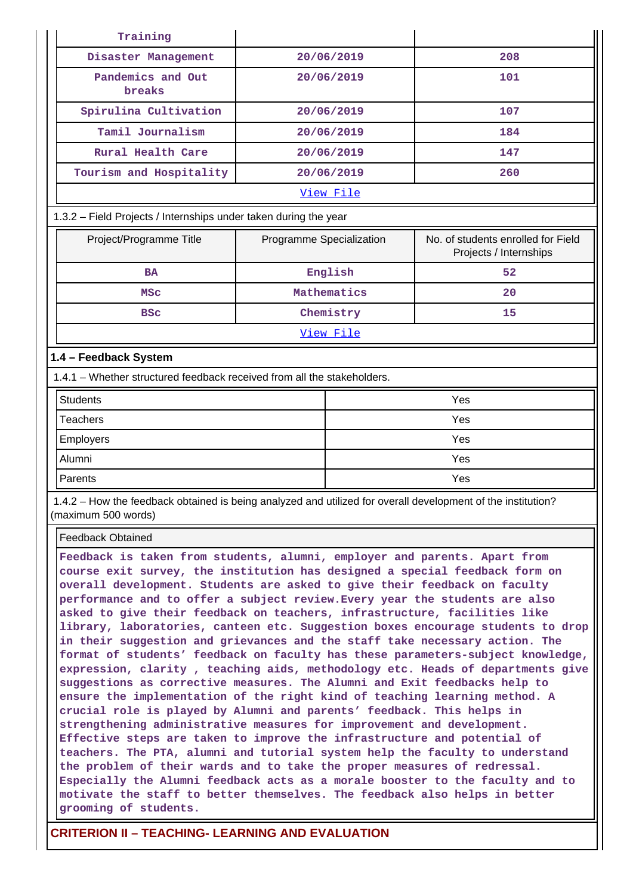| Training | | |
|---|---|---|
| Disaster Management | 20/06/2019 | 208 |
| Pandemics and Out breaks | 20/06/2019 | 101 |
| Spirulina Cultivation | 20/06/2019 | 107 |
| Tamil Journalism | 20/06/2019 | 184 |
| Rural Health Care | 20/06/2019 | 147 |
| Tourism and Hospitality | 20/06/2019 | 260 |
| View File | | |

1.3.2 – Field Projects / Internships under taken during the year

| Project/Programme Title | Programme Specialization | No. of students enrolled for Field Projects / Internships |
|---|---|---|
| BA | English | 52 |
| MSc | Mathematics | 20 |
| BSc | Chemistry | 15 |
| View File | | |

**1.4 – Feedback System**

1.4.1 – Whether structured feedback received from all the stakeholders.

| | |
|---|---|
| Students | Yes |
| Teachers | Yes |
| Employers | Yes |
| Alumni | Yes |
| Parents | Yes |

1.4.2 – How the feedback obtained is being analyzed and utilized for overall development of the institution? (maximum 500 words)

Feedback Obtained

Feedback is taken from students, alumni, employer and parents. Apart from course exit survey, the institution has designed a special feedback form on overall development. Students are asked to give their feedback on faculty performance and to offer a subject review.Every year the students are also asked to give their feedback on teachers, infrastructure, facilities like library, laboratories, canteen etc. Suggestion boxes encourage students to drop in their suggestion and grievances and the staff take necessary action. The format of students' feedback on faculty has these parameters-subject knowledge, expression, clarity , teaching aids, methodology etc. Heads of departments give suggestions as corrective measures. The Alumni and Exit feedbacks help to ensure the implementation of the right kind of teaching learning method. A crucial role is played by Alumni and parents' feedback. This helps in strengthening administrative measures for improvement and development. Effective steps are taken to improve the infrastructure and potential of teachers. The PTA, alumni and tutorial system help the faculty to understand the problem of their wards and to take the proper measures of redressal. Especially the Alumni feedback acts as a morale booster to the faculty and to motivate the staff to better themselves. The feedback also helps in better grooming of students.

## CRITERION II – TEACHING- LEARNING AND EVALUATION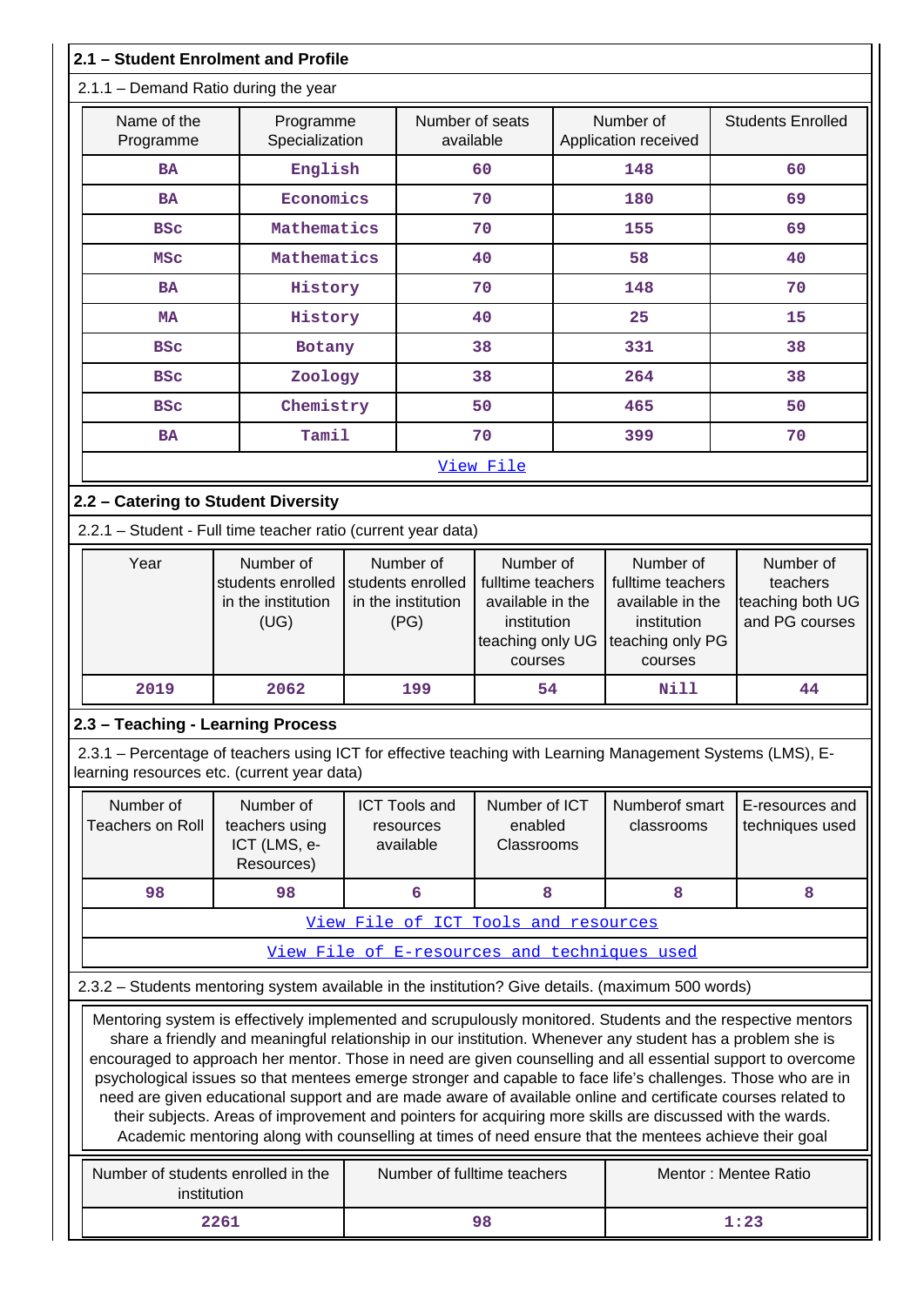## 2.1 – Student Enrolment and Profile

2.1.1 – Demand Ratio during the year

| Name of the Programme | Programme Specialization | Number of seats available | Number of Application received | Students Enrolled |
|---|---|---|---|---|
| BA | English | 60 | 148 | 60 |
| BA | Economics | 70 | 180 | 69 |
| BSc | Mathematics | 70 | 155 | 69 |
| MSc | Mathematics | 40 | 58 | 40 |
| BA | History | 70 | 148 | 70 |
| MA | History | 40 | 25 | 15 |
| BSc | Botany | 38 | 331 | 38 |
| BSc | Zoology | 38 | 264 | 38 |
| BSc | Chemistry | 50 | 465 | 50 |
| BA | Tamil | 70 | 399 | 70 |

View File

## 2.2 – Catering to Student Diversity

2.2.1 – Student - Full time teacher ratio (current year data)

| Year | Number of students enrolled in the institution (UG) | Number of students enrolled in the institution (PG) | Number of fulltime teachers available in the institution teaching only UG courses | Number of fulltime teachers available in the institution teaching only PG courses | Number of teachers teaching both UG and PG courses |
|---|---|---|---|---|---|
| 2019 | 2062 | 199 | 54 | Nill | 44 |

## 2.3 – Teaching - Learning Process

2.3.1 – Percentage of teachers using ICT for effective teaching with Learning Management Systems (LMS), E-learning resources etc. (current year data)

| Number of Teachers on Roll | Number of teachers using ICT (LMS, e-Resources) | ICT Tools and resources available | Number of ICT enabled Classrooms | Numberof smart classrooms | E-resources and techniques used |
|---|---|---|---|---|---|
| 98 | 98 | 6 | 8 | 8 | 8 |

View File of ICT Tools and resources

View File of E-resources and techniques used

2.3.2 – Students mentoring system available in the institution? Give details. (maximum 500 words)

Mentoring system is effectively implemented and scrupulously monitored. Students and the respective mentors share a friendly and meaningful relationship in our institution. Whenever any student has a problem she is encouraged to approach her mentor. Those in need are given counselling and all essential support to overcome psychological issues so that mentees emerge stronger and capable to face life's challenges. Those who are in need are given educational support and are made aware of available online and certificate courses related to their subjects. Areas of improvement and pointers for acquiring more skills are discussed with the wards. Academic mentoring along with counselling at times of need ensure that the mentees achieve their goal

| Number of students enrolled in the institution | Number of fulltime teachers | Mentor : Mentee Ratio |
|---|---|---|
| 2261 | 98 | 1:23 |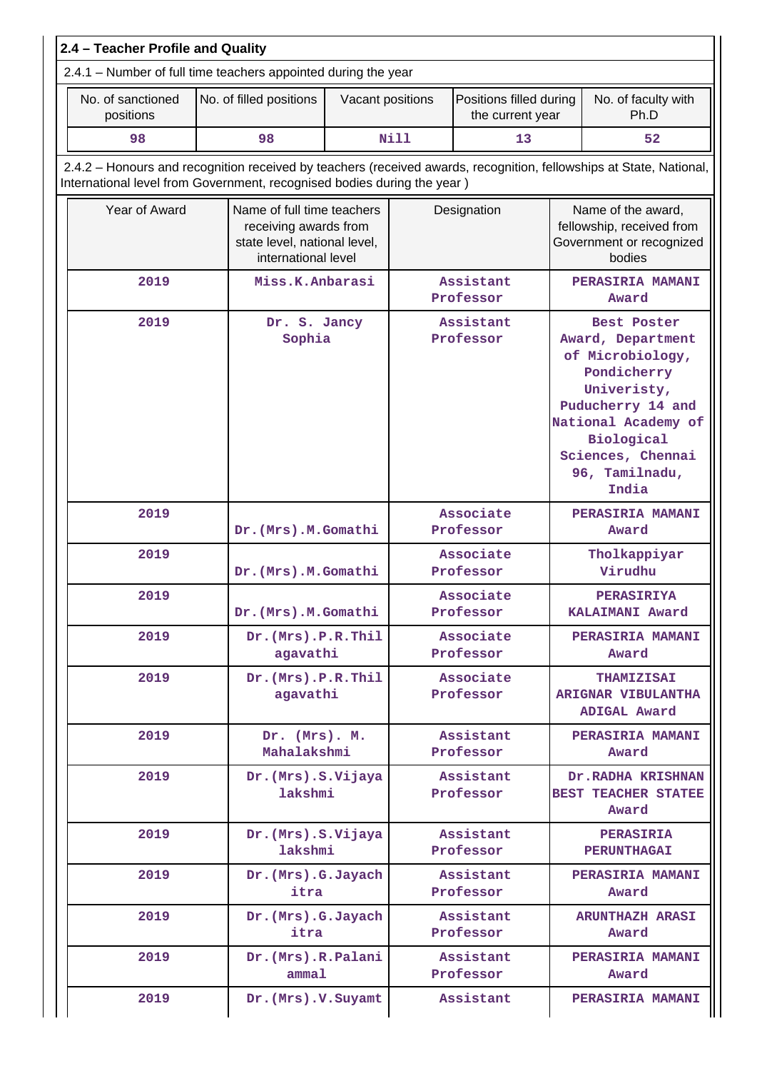## 2.4 – Teacher Profile and Quality

2.4.1 – Number of full time teachers appointed during the year

| No. of sanctioned positions | No. of filled positions | Vacant positions | Positions filled during the current year | No. of faculty with Ph.D |
|---|---|---|---|---|
| 98 | 98 | Nill | 13 | 52 |

2.4.2 – Honours and recognition received by teachers (received awards, recognition, fellowships at State, National, International level from Government, recognised bodies during the year )

| Year of Award | Name of full time teachers receiving awards from state level, national level, international level | Designation | Name of the award, fellowship, received from Government or recognized bodies |
|---|---|---|---|
| 2019 | Miss.K.Anbarasi | Assistant Professor | PERASIRIA MAMANI Award |
| 2019 | Dr. S. Jancy Sophia | Assistant Professor | Best Poster Award, Department of Microbiology, Pondicherry University, Puducherry 14 and National Academy of Biological Sciences, Chennai 96, Tamilnadu, India |
| 2019 | Dr.(Mrs).M.Gomathi | Associate Professor | PERASIRIA MAMANI Award |
| 2019 | Dr.(Mrs).M.Gomathi | Associate Professor | Tholkappiyar Virudhu |
| 2019 | Dr.(Mrs).M.Gomathi | Associate Professor | PERASIRIYA KALAIMANI Award |
| 2019 | Dr.(Mrs).P.R.Thilagavathi | Associate Professor | PERASIRIA MAMANI Award |
| 2019 | Dr.(Mrs).P.R.Thilagavathi | Associate Professor | THAMIZISAI ARIGNAR VIBULANTHA ADIGAL Award |
| 2019 | Dr. (Mrs). M. Mahalakshmi | Assistant Professor | PERASIRIA MAMANI Award |
| 2019 | Dr.(Mrs).S.Vijayalakshmi | Assistant Professor | Dr.RADHA KRISHNAN BEST TEACHER STATEE Award |
| 2019 | Dr.(Mrs).S.Vijayalakshmi | Assistant Professor | PERASIRIA PERUNTHAGAI |
| 2019 | Dr.(Mrs).G.Jayachitra | Assistant Professor | PERASIRIA MAMANI Award |
| 2019 | Dr.(Mrs).G.Jayachitra | Assistant Professor | ARUNTHAZH ARASI Award |
| 2019 | Dr.(Mrs).R.Palaniammal | Assistant Professor | PERASIRIA MAMANI Award |
| 2019 | Dr.(Mrs).V.Suyamt | Assistant | PERASIRIA MAMANI |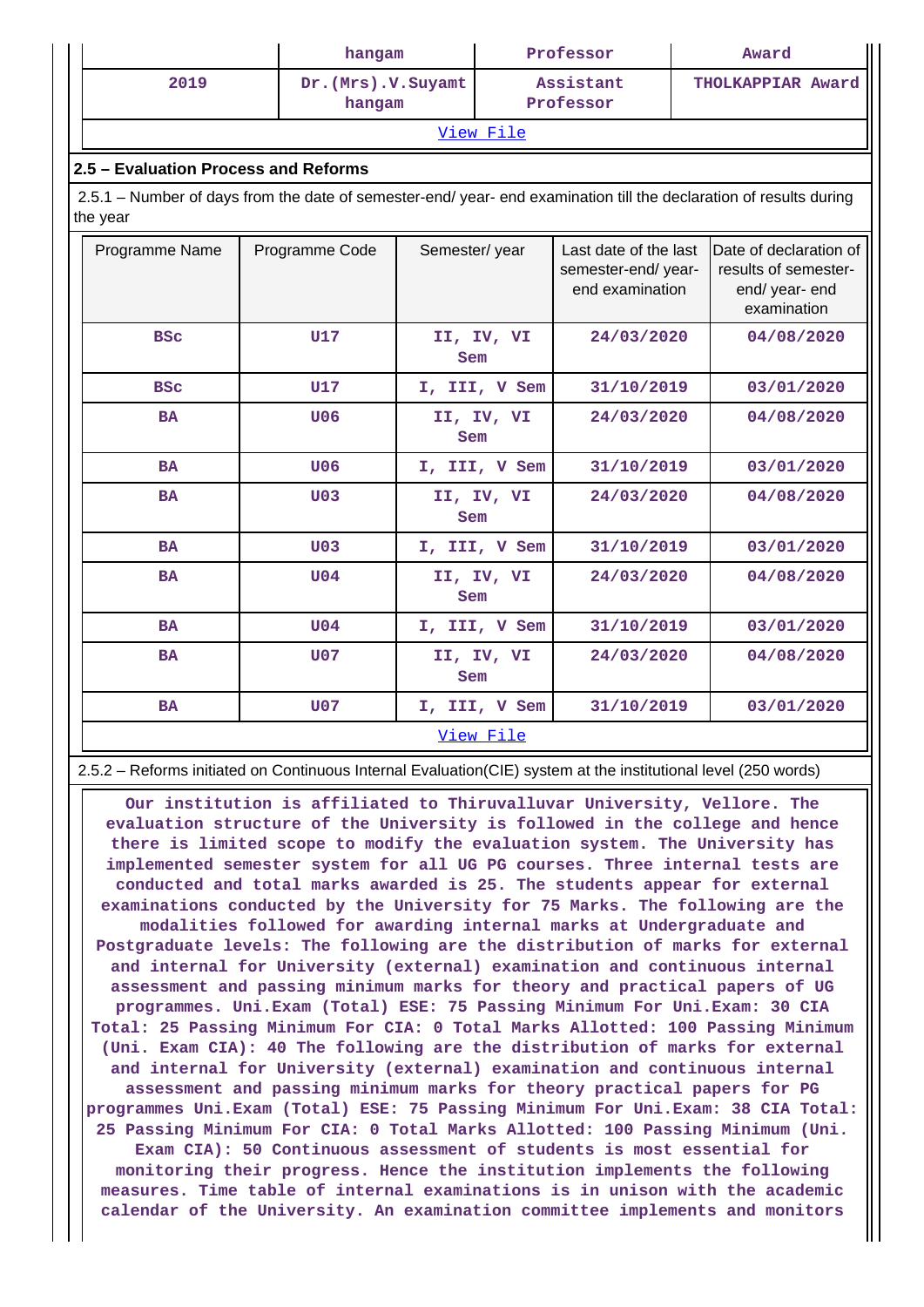| | hangam | Professor | Award |
|---|---|---|---|
| 2019 | Dr.(Mrs).V.Suyamt hangam | Assistant Professor | THOLKAPPIAN Award |

View File

**2.5 – Evaluation Process and Reforms**

2.5.1 – Number of days from the date of semester-end/ year- end examination till the declaration of results during the year

| Programme Name | Programme Code | Semester/ year | Last date of the last semester-end/ year- end examination | Date of declaration of results of semester- end/ year- end examination |
|---|---|---|---|---|
| BSc | U17 | II, IV, VI Sem | 24/03/2020 | 04/08/2020 |
| BSc | U17 | I, III, V Sem | 31/10/2019 | 03/01/2020 |
| BA | U06 | II, IV, VI Sem | 24/03/2020 | 04/08/2020 |
| BA | U06 | I, III, V Sem | 31/10/2019 | 03/01/2020 |
| BA | U03 | II, IV, VI Sem | 24/03/2020 | 04/08/2020 |
| BA | U03 | I, III, V Sem | 31/10/2019 | 03/01/2020 |
| BA | U04 | II, IV, VI Sem | 24/03/2020 | 04/08/2020 |
| BA | U04 | I, III, V Sem | 31/10/2019 | 03/01/2020 |
| BA | U07 | II, IV, VI Sem | 24/03/2020 | 04/08/2020 |
| BA | U07 | I, III, V Sem | 31/10/2019 | 03/01/2020 |

View File

2.5.2 – Reforms initiated on Continuous Internal Evaluation(CIE) system at the institutional level (250 words)

Our institution is affiliated to Thiruvalluvar University, Vellore. The evaluation structure of the University is followed in the college and hence there is limited scope to modify the evaluation system. The University has implemented semester system for all UG PG courses. Three internal tests are conducted and total marks awarded is 25. The students appear for external examinations conducted by the University for 75 Marks. The following are the modalities followed for awarding internal marks at Undergraduate and Postgraduate levels: The following are the distribution of marks for external and internal for University (external) examination and continuous internal assessment and passing minimum marks for theory and practical papers of UG programmes. Uni.Exam (Total) ESE: 75 Passing Minimum For Uni.Exam: 30 CIA Total: 25 Passing Minimum For CIA: 0 Total Marks Allotted: 100 Passing Minimum (Uni. Exam CIA): 40 The following are the distribution of marks for external and internal for University (external) examination and continuous internal assessment and passing minimum marks for theory practical papers for PG programmes Uni.Exam (Total) ESE: 75 Passing Minimum For Uni.Exam: 38 CIA Total: 25 Passing Minimum For CIA: 0 Total Marks Allotted: 100 Passing Minimum (Uni. Exam CIA): 50 Continuous assessment of students is most essential for monitoring their progress. Hence the institution implements the following measures. Time table of internal examinations is in unison with the academic calendar of the University. An examination committee implements and monitors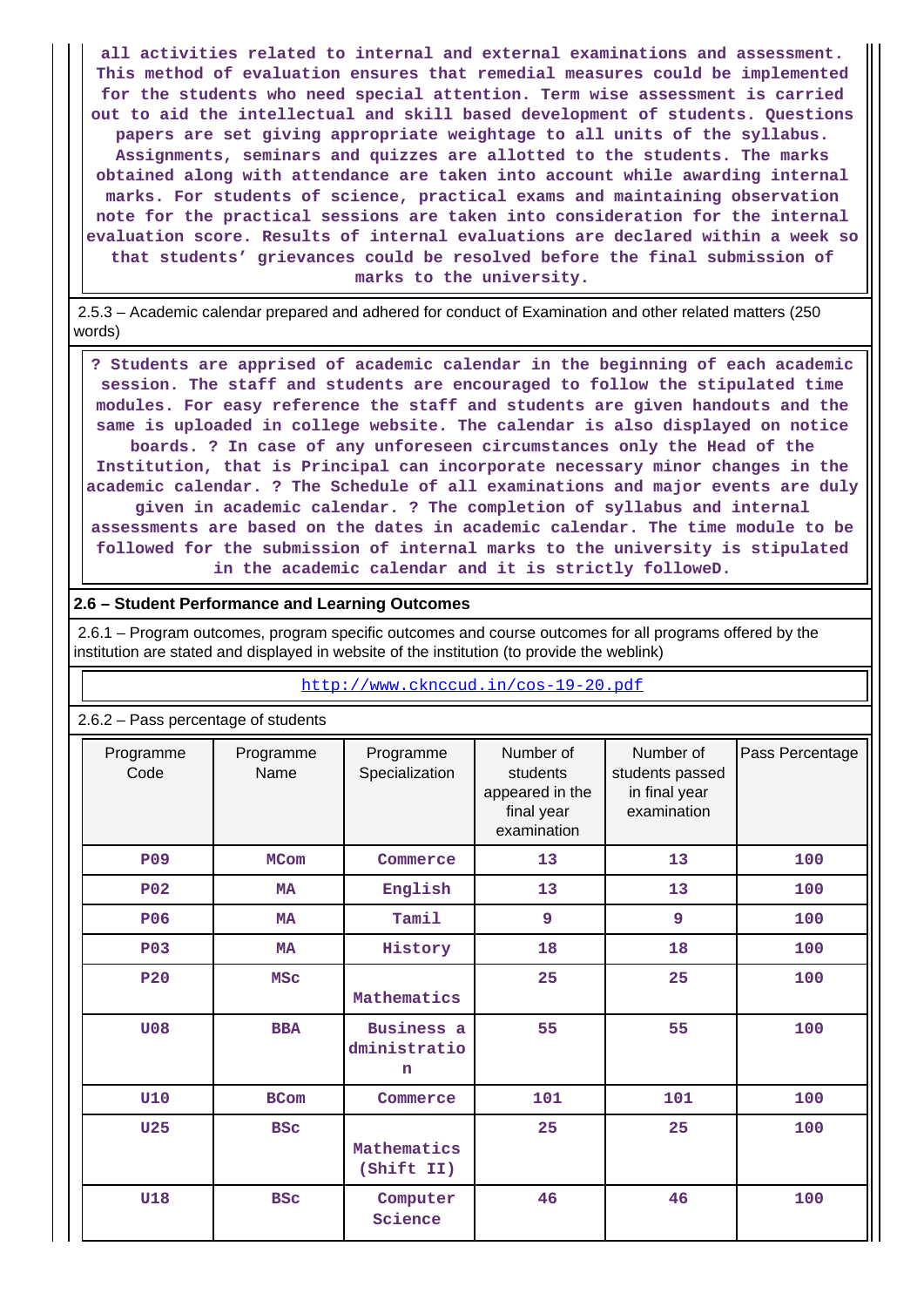all activities related to internal and external examinations and assessment. This method of evaluation ensures that remedial measures could be implemented for the students who need special attention. Term wise assessment is carried out to aid the intellectual and skill based development of students. Questions papers are set giving appropriate weightage to all units of the syllabus. Assignments, seminars and quizzes are allotted to the students. The marks obtained along with attendance are taken into account while awarding internal marks. For students of science, practical exams and maintaining observation note for the practical sessions are taken into consideration for the internal evaluation score. Results of internal evaluations are declared within a week so that students' grievances could be resolved before the final submission of marks to the university.

2.5.3 – Academic calendar prepared and adhered for conduct of Examination and other related matters (250 words)

? Students are apprised of academic calendar in the beginning of each academic session. The staff and students are encouraged to follow the stipulated time modules. For easy reference the staff and students are given handouts and the same is uploaded in college website. The calendar is also displayed on notice boards. ? In case of any unforeseen circumstances only the Head of the Institution, that is Principal can incorporate necessary minor changes in the academic calendar. ? The Schedule of all examinations and major events are duly given in academic calendar. ? The completion of syllabus and internal assessments are based on the dates in academic calendar. The time module to be followed for the submission of internal marks to the university is stipulated in the academic calendar and it is strictly followeD.

**2.6 – Student Performance and Learning Outcomes**

2.6.1 – Program outcomes, program specific outcomes and course outcomes for all programs offered by the institution are stated and displayed in website of the institution (to provide the weblink)

http://www.ckncc ud.in/cos-19-20.pdf

2.6.2 – Pass percentage of students

| Programme Code | Programme Name | Programme Specialization | Number of students appeared in the final year examination | Number of students passed in final year examination | Pass Percentage |
|---|---|---|---|---|---|
| P09 | MCom | Commerce | 13 | 13 | 100 |
| P02 | MA | English | 13 | 13 | 100 |
| P06 | MA | Tamil | 9 | 9 | 100 |
| P03 | MA | History | 18 | 18 | 100 |
| P20 | MSc | Mathematics | 25 | 25 | 100 |
| U08 | BBA | Business administration | 55 | 55 | 100 |
| U10 | BCom | Commerce | 101 | 101 | 100 |
| U25 | BSc | Mathematics (Shift II) | 25 | 25 | 100 |
| U18 | BSc | Computer Science | 46 | 46 | 100 |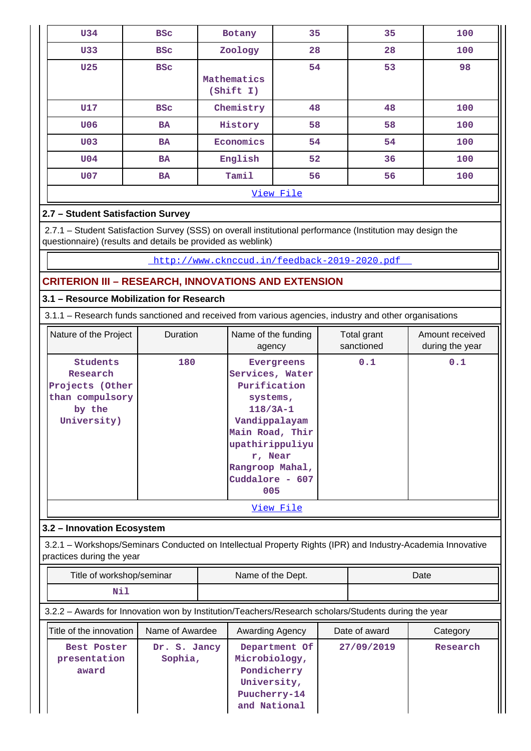| U34 | BSc | Botany | 35 | 35 | 100 |
|---|---|---|---|---|---|
| U33 | BSc | Zoology | 28 | 28 | 100 |
| U25 | BSc | Mathematics (Shift I) | 54 | 53 | 98 |
| U17 | BSc | Chemistry | 48 | 48 | 100 |
| U06 | BA | History | 58 | 58 | 100 |
| U03 | BA | Economics | 54 | 54 | 100 |
| U04 | BA | English | 52 | 36 | 100 |
| U07 | BA | Tamil | 56 | 56 | 100 |
| View File | | | | | |

### 2.7 – Student Satisfaction Survey

2.7.1 – Student Satisfaction Survey (SSS) on overall institutional performance (Institution may design the questionnaire) (results and details be provided as weblink)

http://www.cknccud.in/feedback-2019-2020.pdf

## CRITERION III – RESEARCH, INNOVATIONS AND EXTENSION

### 3.1 – Resource Mobilization for Research

3.1.1 – Research funds sanctioned and received from various agencies, industry and other organisations

| Nature of the Project | Duration | Name of the funding agency | Total grant sanctioned | Amount received during the year |
|---|---|---|---|---|
| Students Research Projects (Other than compulsory by the University) | 180 | Evergreens Services, Water Purification systems, 118/3A-1 Vandippalayam Main Road, Thirupathirippuliyur, Near Rangroop Mahal, Cuddalore - 607 005 | 0.1 | 0.1 |
| View File | | | | |

### 3.2 – Innovation Ecosystem

3.2.1 – Workshops/Seminars Conducted on Intellectual Property Rights (IPR) and Industry-Academia Innovative practices during the year

| Title of workshop/seminar | Name of the Dept. | Date |
|---|---|---|
| Nil | | |

3.2.2 – Awards for Innovation won by Institution/Teachers/Research scholars/Students during the year

| Title of the innovation | Name of Awardee | Awarding Agency | Date of award | Category |
|---|---|---|---|---|
| Best Poster presentation award | Dr. S. Jancy Sophia, | Department Of Microbiology, Pondicherry University, Puucherry-14 and National | 27/09/2019 | Research |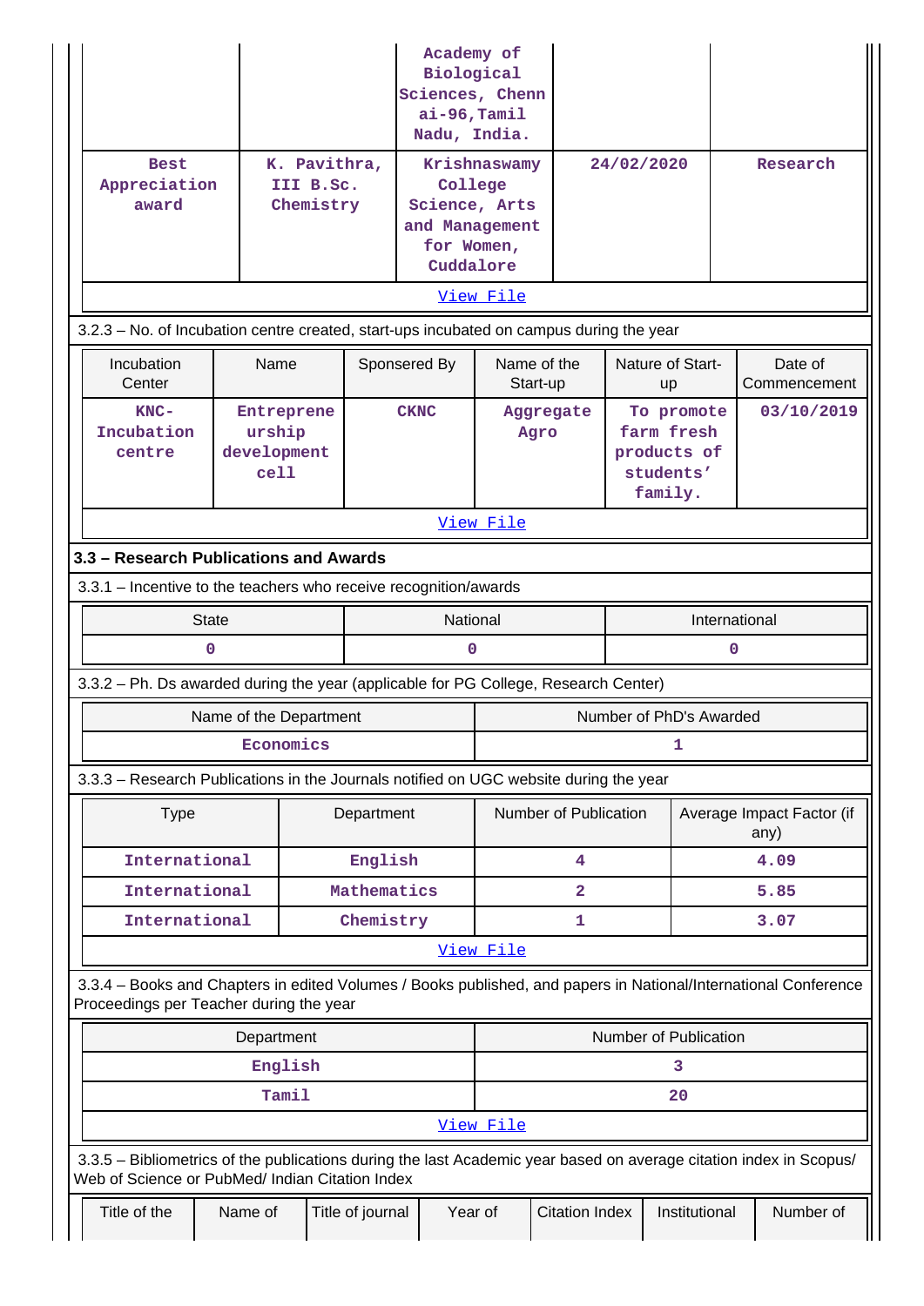| | | | | |
|---|---|---|---|---|
| | | Academy of Biological Sciences, Chennai-96,Tamil Nadu, India. | | |
| Best Appreciation award | K. Pavithra, III B.Sc. Chemistry | Krishnaswamy College Science, Arts and Management for Women, Cuddalore | 24/02/2020 | Research |

View File

3.2.3 – No. of Incubation centre created, start-ups incubated on campus during the year

| Incubation Center | Name | Sponsered By | Name of the Start-up | Nature of Start-up | Date of Commencement |
|---|---|---|---|---|---|
| KNC-Incubation centre | Entrepreneurship development cell | CKNC | Aggregate Agro | To promote farm fresh products of students' family. | 03/10/2019 |

View File

### 3.3 – Research Publications and Awards

3.3.1 – Incentive to the teachers who receive recognition/awards

| State | National | International |
|---|---|---|
| 0 | 0 | 0 |

3.3.2 – Ph. Ds awarded during the year (applicable for PG College, Research Center)

| Name of the Department | Number of PhD's Awarded |
|---|---|
| Economics | 1 |

3.3.3 – Research Publications in the Journals notified on UGC website during the year

| Type | Department | Number of Publication | Average Impact Factor (if any) |
|---|---|---|---|
| International | English | 4 | 4.09 |
| International | Mathematics | 2 | 5.85 |
| International | Chemistry | 1 | 3.07 |

View File

3.3.4 – Books and Chapters in edited Volumes / Books published, and papers in National/International Conference Proceedings per Teacher during the year

| Department | Number of Publication |
|---|---|
| English | 3 |
| Tamil | 20 |

View File

3.3.5 – Bibliometrics of the publications during the last Academic year based on average citation index in Scopus/ Web of Science or PubMed/ Indian Citation Index

| Title of the | Name of | Title of journal | Year of | Citation Index | Institutional | Number of |
|---|---|---|---|---|---|---|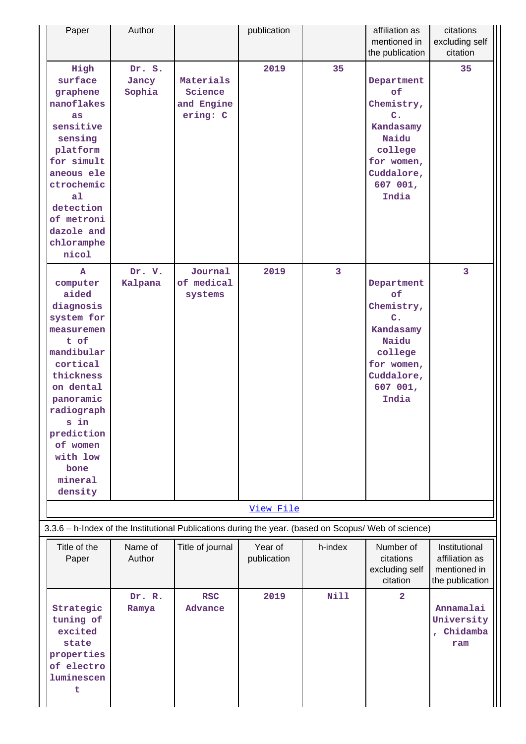| Paper | Author | | publication | | affiliation as mentioned in the publication | citations excluding self citation |
|---|---|---|---|---|---|---|
| High surface graphene nanoflakes as sensitive sensing platform for simultaneous electrochemical detection of metronidazole and chloramphenicol | Dr. S. Jancy Sophia | Materials Science and Engineering: C | 2019 | 35 | Department of Chemistry, C. Kandasamy Naidu college for women, Cuddalore, 607 001, India | 35 |
| A computer aided diagnosis system for measurement of mandibular cortical thickness on dental panoramic radiographs in prediction of women with low bone mineral density | Dr. V. Kalpana | Journal of medical systems | 2019 | 3 | Department of Chemistry, C. Kandasamy Naidu college for women, Cuddalore, 607 001, India | 3 |

View File

3.3.6 – h-Index of the Institutional Publications during the year. (based on Scopus/ Web of science)

| Title of the Paper | Name of Author | Title of journal | Year of publication | h-index | Number of citations excluding self citation | Institutional affiliation as mentioned in the publication |
|---|---|---|---|---|---|---|
| Strategic tuning of excited state properties of electroluminescent | Dr. R. Ramya | RSC Advance | 2019 | Nill | 2 | Annamalai University, Chidambaram |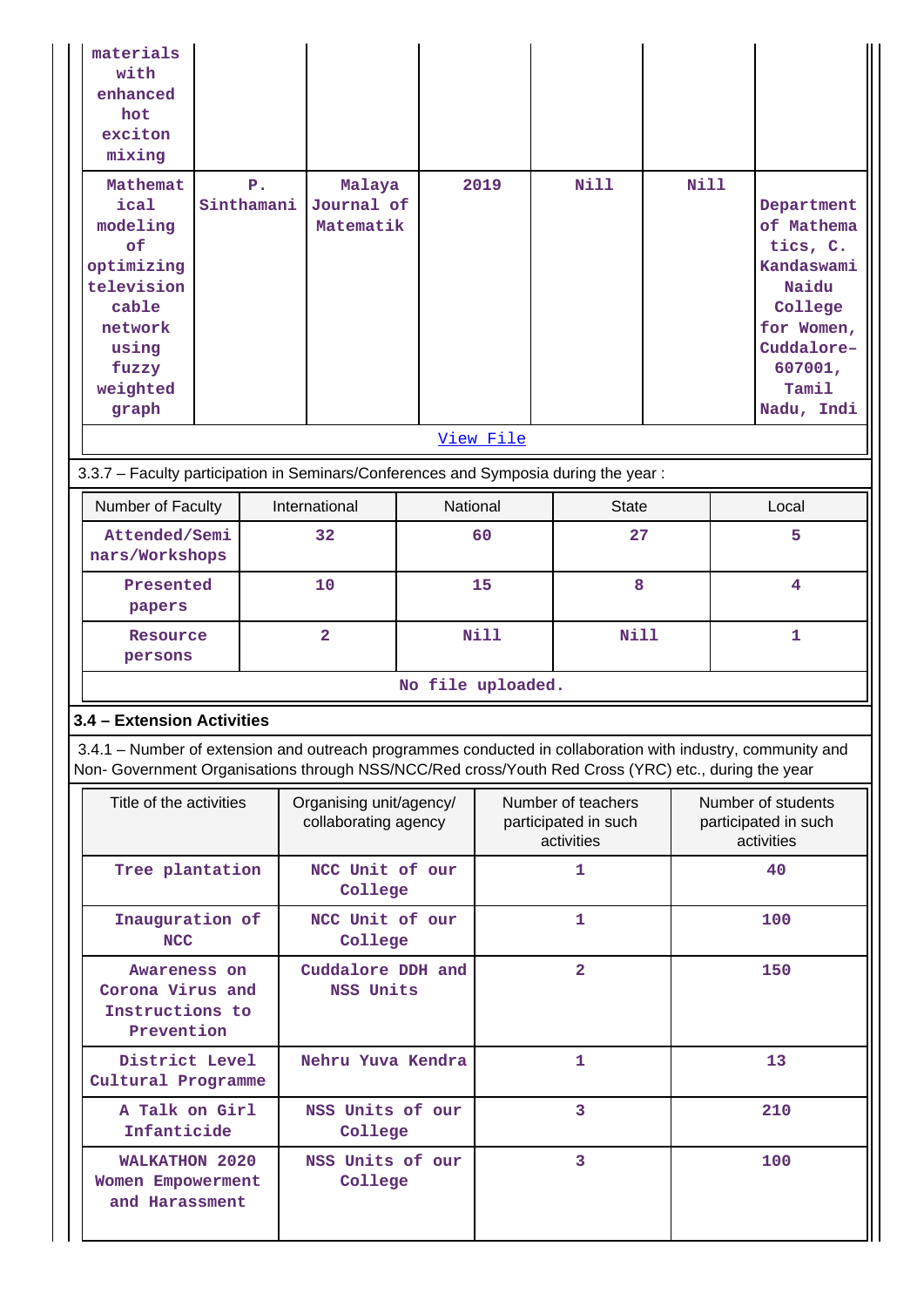| | | | | | | |
|---|---|---|---|---|---|---|
| materials with enhanced hot exciton mixing | | | | | | |
| Mathematical modeling of optimizing television cable network using fuzzy weighted graph | P. Sinthamani | Malaya Journal of Matematik | 2019 | Nill | Nill | Department of Mathematics, C. Kandaswami Naidu College for Women, Cuddalore-607001, Tamil Nadu, Indi |

View File

3.3.7 – Faculty participation in Seminars/Conferences and Symposia during the year :

| Number of Faculty | International | National | State | Local |
|---|---|---|---|---|
| Attended/Seminars/Workshops | 32 | 60 | 27 | 5 |
| Presented papers | 10 | 15 | 8 | 4 |
| Resource persons | 2 | Nill | Nill | 1 |

No file uploaded.

### 3.4 – Extension Activities

3.4.1 – Number of extension and outreach programmes conducted in collaboration with industry, community and Non- Government Organisations through NSS/NCC/Red cross/Youth Red Cross (YRC) etc., during the year

| Title of the activities | Organising unit/agency/ collaborating agency | Number of teachers participated in such activities | Number of students participated in such activities |
|---|---|---|---|
| Tree plantation | NCC Unit of our College | 1 | 40 |
| Inauguration of NCC | NCC Unit of our College | 1 | 100 |
| Awareness on Corona Virus and Instructions to Prevention | Cuddalore DDH and NSS Units | 2 | 150 |
| District Level Cultural Programme | Nehru Yuva Kendra | 1 | 13 |
| A Talk on Girl Infanticide | NSS Units of our College | 3 | 210 |
| WALKATHON 2020 Women Empowerment and Harassment | NSS Units of our College | 3 | 100 |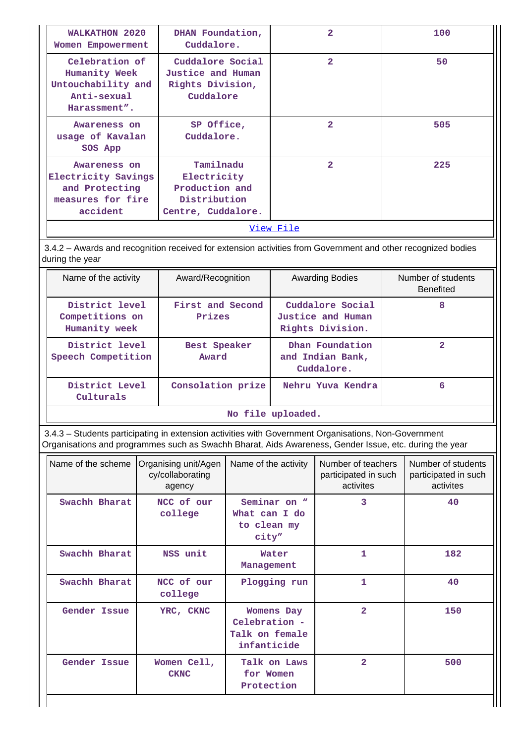| | | | |
|---|---|---|---|
| WALKATHON 2020 Women Empowerment | DHAN Foundation, Cuddalore. | 2 | 100 |
| Celebration of Humanity Week Untouchability and Anti-sexual Harassment". | Cuddalore Social Justice and Human Rights Division, Cuddalore | 2 | 50 |
| Awareness on usage of Kavalan SOS App | SP Office, Cuddalore. | 2 | 505 |
| Awareness on Electricity Savings and Protecting measures for fire accident | Tamilnadu Electricity Production and Distribution Centre, Cuddalore. | 2 | 225 |
| View File | | | |

3.4.2 – Awards and recognition received for extension activities from Government and other recognized bodies during the year

| Name of the activity | Award/Recognition | Awarding Bodies | Number of students Benefited |
|---|---|---|---|
| District level Competitions on Humanity week | First and Second Prizes | Cuddalore Social Justice and Human Rights Division. | 8 |
| District level Speech Competition | Best Speaker Award | Dhan Foundation and Indian Bank, Cuddalore. | 2 |
| District Level Culturals | Consolation prize | Nehru Yuva Kendra | 6 |
| No file uploaded. | | | |

3.4.3 – Students participating in extension activities with Government Organisations, Non-Government Organisations and programmes such as Swachh Bharat, Aids Awareness, Gender Issue, etc. during the year

| Name of the scheme | Organising unit/Agency/collaborating agency | Name of the activity | Number of teachers participated in such activites | Number of students participated in such activites |
|---|---|---|---|---|
| Swachh Bharat | NCC of our college | Seminar on " What can I do to clean my city" | 3 | 40 |
| Swachh Bharat | NSS unit | Water Management | 1 | 182 |
| Swachh Bharat | NCC of our college | Plogging run | 1 | 40 |
| Gender Issue | YRC, CKNC | Womens Day Celebration - Talk on female infanticide | 2 | 150 |
| Gender Issue | Women Cell, CKNC | Talk on Laws for Women Protection | 2 | 500 |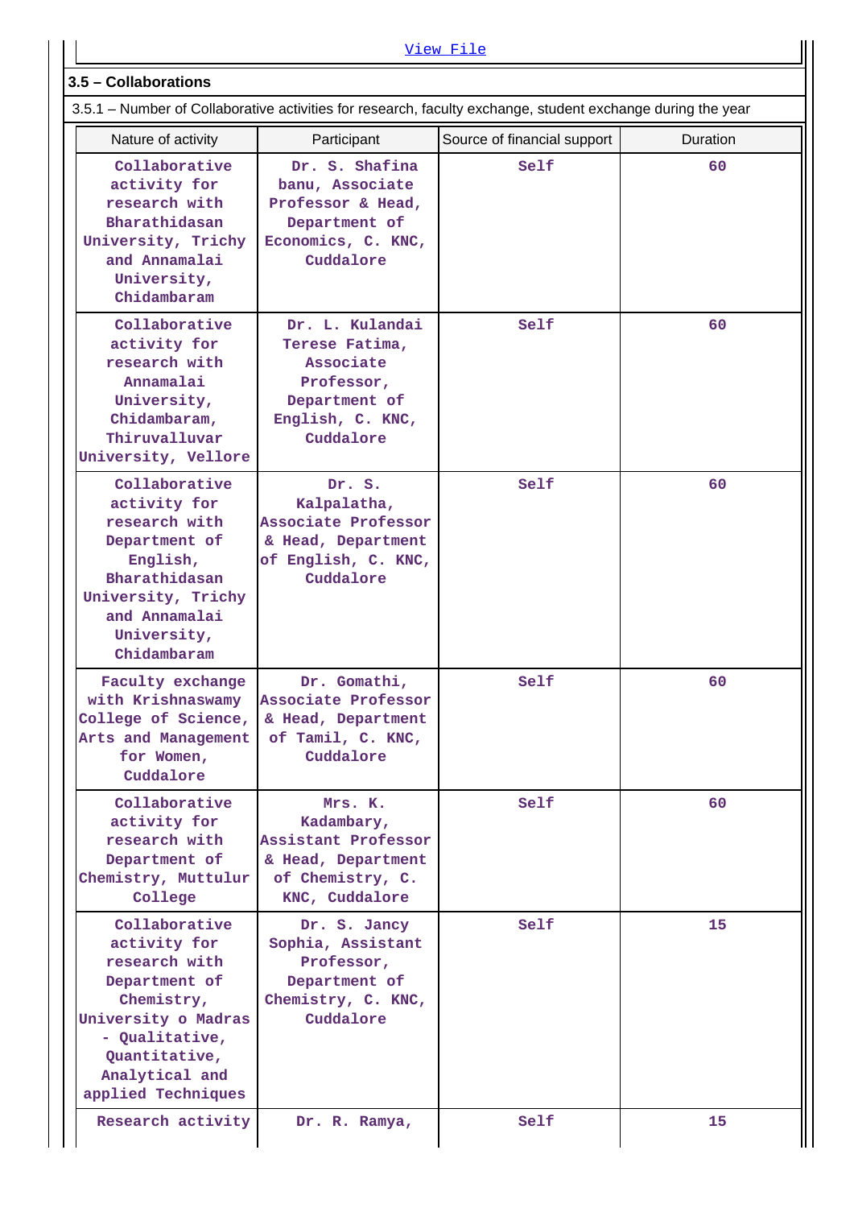View File

### 3.5 – Collaborations

3.5.1 – Number of Collaborative activities for research, faculty exchange, student exchange during the year

| Nature of activity | Participant | Source of financial support | Duration |
|---|---|---|---|
| Collaborative activity for research with Bharathidasan University, Trichy and Annamalai University, Chidambaram | Dr. S. Shafina banu, Associate Professor & Head, Department of Economics, C. KNC, Cuddalore | Self | 60 |
| Collaborative activity for research with Annamalai University, Chidambaram, Thiruvalluvar University, Vellore | Dr. L. Kulandai Terese Fatima, Associate Professor, Department of English, C. KNC, Cuddalore | Self | 60 |
| Collaborative activity for research with Department of English, Bharathidasan University, Trichy and Annamalai University, Chidambaram | Dr. S. Kalpalatha, Associate Professor & Head, Department of English, C. KNC, Cuddalore | Self | 60 |
| Faculty exchange with Krishnaswamy College of Science, Arts and Management for Women, Cuddalore | Dr. Gomathi, Associate Professor & Head, Department of Tamil, C. KNC, Cuddalore | Self | 60 |
| Collaborative activity for research with Department of Chemistry, Muttulur College | Mrs. K. Kadambary, Assistant Professor & Head, Department of Chemistry, C. KNC, Cuddalore | Self | 60 |
| Collaborative activity for research with Department of Chemistry, University o Madras - Qualitative, Quantitative, Analytical and applied Techniques | Dr. S. Jancy Sophia, Assistant Professor, Department of Chemistry, C. KNC, Cuddalore | Self | 15 |
| Research activity | Dr. R. Ramya, | Self | 15 |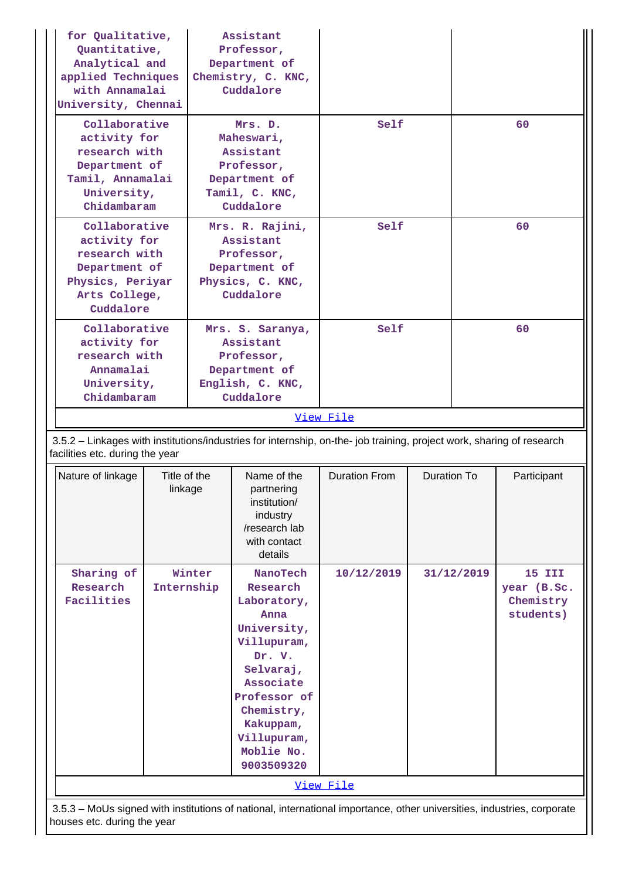| | | | |
|---|---|---|---|
| for Qualitative, Quantitative, Analytical and applied Techniques with Annamalai University, Chennai | Assistant Professor, Department of Chemistry, C. KNC, Cuddalore | | |
| Collaborative activity for research with Department of Tamil, Annamalai University, Chidambaram | Mrs. D. Maheswari, Assistant Professor, Department of Tamil, C. KNC, Cuddalore | Self | 60 |
| Collaborative activity for research with Department of Physics, Periyar Arts College, Cuddalore | Mrs. R. Rajini, Assistant Professor, Department of Physics, C. KNC, Cuddalore | Self | 60 |
| Collaborative activity for research with Annamalai University, Chidambaram | Mrs. S. Saranya, Assistant Professor, Department of English, C. KNC, Cuddalore | Self | 60 |

View File

3.5.2 – Linkages with institutions/industries for internship, on-the- job training, project work, sharing of research facilities etc. during the year

| Nature of linkage | Title of the linkage | Name of the partnering institution/ industry /research lab with contact details | Duration From | Duration To | Participant |
|---|---|---|---|---|---|
| Sharing of Research Facilities | Winter Internship | NanoTech Research Laboratory, Anna University, Villupuram, Dr. V. Selvaraj, Associate Professor of Chemistry, Kakuppam, Villupuram, Moblie No. 9003509320 | 10/12/2019 | 31/12/2019 | 15 III year (B.Sc. Chemistry students) |

View File

3.5.3 – MoUs signed with institutions of national, international importance, other universities, industries, corporate houses etc. during the year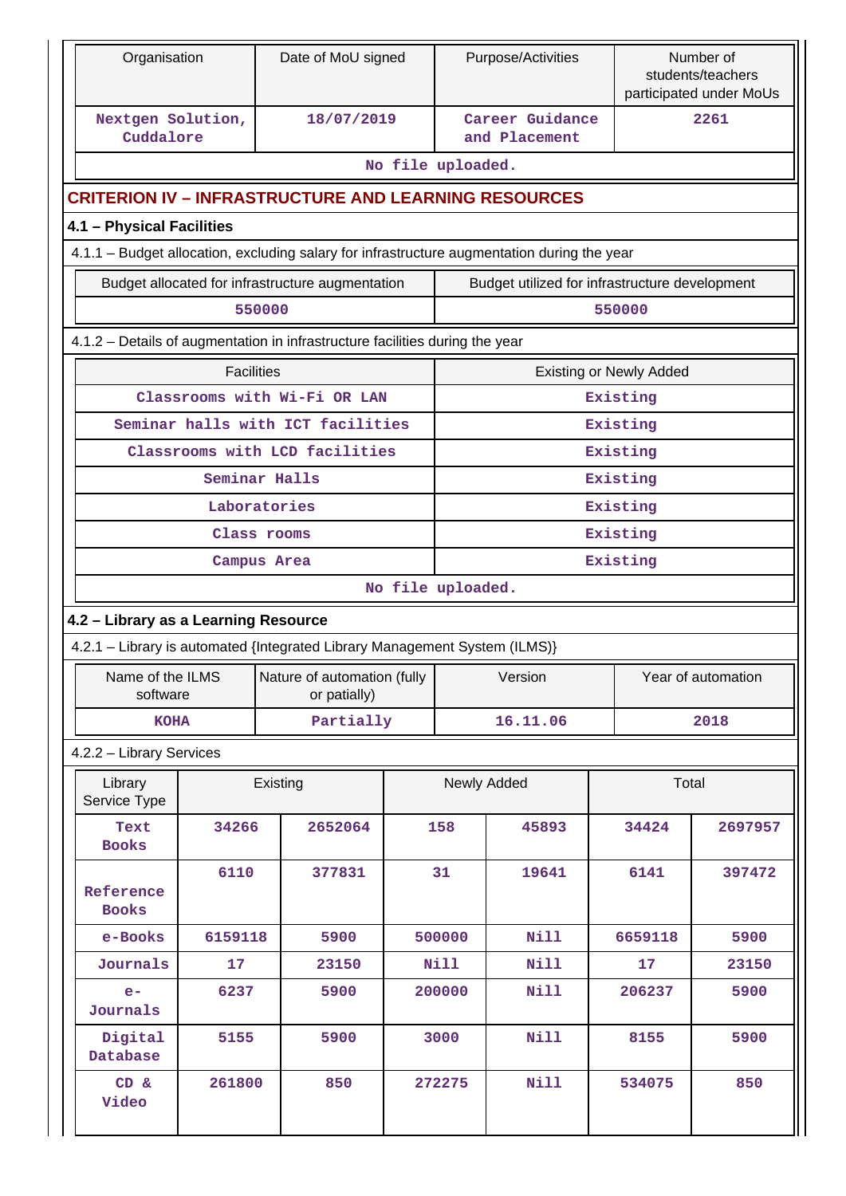| Organisation | Date of MoU signed | Purpose/Activities | Number of students/teachers participated under MoUs |
|---|---|---|---|
| Nextgen Solution, Cuddalore | 18/07/2019 | Career Guidance and Placement | 2261 |
| No file uploaded. | | | |

## CRITERION IV – INFRASTRUCTURE AND LEARNING RESOURCES

### 4.1 – Physical Facilities

4.1.1 – Budget allocation, excluding salary for infrastructure augmentation during the year

| Budget allocated for infrastructure augmentation | Budget utilized for infrastructure development |
|---|---|
| 550000 | 550000 |

4.1.2 – Details of augmentation in infrastructure facilities during the year

| Facilities | Existing or Newly Added |
|---|---|
| Classrooms with Wi-Fi OR LAN | Existing |
| Seminar halls with ICT facilities | Existing |
| Classrooms with LCD facilities | Existing |
| Seminar Halls | Existing |
| Laboratories | Existing |
| Class rooms | Existing |
| Campus Area | Existing |
| No file uploaded. | |

### 4.2 – Library as a Learning Resource

4.2.1 – Library is automated {Integrated Library Management System (ILMS)}

| Name of the ILMS software | Nature of automation (fully or patially) | Version | Year of automation |
|---|---|---|---|
| KOHA | Partially | 16.11.06 | 2018 |

4.2.2 – Library Services

| Library Service Type | Existing | | Newly Added | | Total | |
|---|---|---|---|---|---|---|
| Text Books | 34266 | 2652064 | 158 | 45893 | 34424 | 2697957 |
| Reference Books | 6110 | 377831 | 31 | 19641 | 6141 | 397472 |
| e-Books | 6159118 | 5900 | 500000 | Nill | 6659118 | 5900 |
| Journals | 17 | 23150 | Nill | Nill | 17 | 23150 |
| e-Journals | 6237 | 5900 | 200000 | Nill | 206237 | 5900 |
| Digital Database | 5155 | 5900 | 3000 | Nill | 8155 | 5900 |
| CD & Video | 261800 | 850 | 272275 | Nill | 534075 | 850 |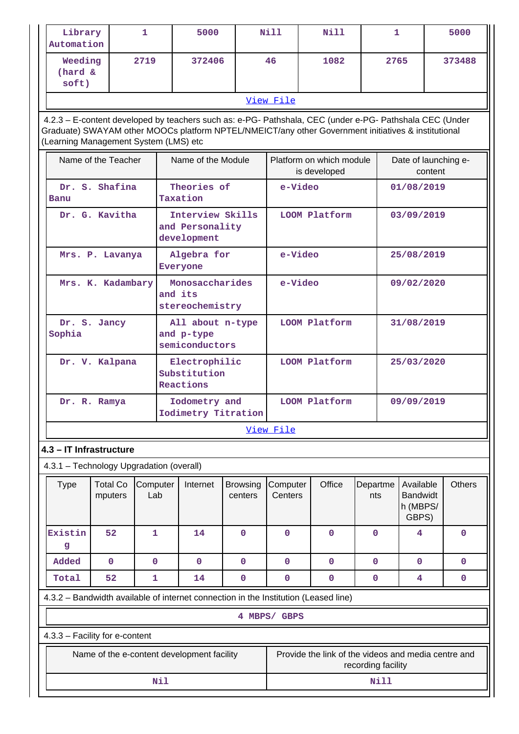| Library Automation | 1 | 5000 | Nill | Nill | 1 | 5000 |
|---|---|---|---|---|---|---|
| Weeding (hard & soft) | 2719 | 372406 | 46 | 1082 | 2765 | 373488 |

View File

4.2.3 – E-content developed by teachers such as: e-PG- Pathshala, CEC (under e-PG- Pathshala CEC (Under Graduate) SWAYAM other MOOCs platform NPTEL/NMEICT/any other Government initiatives & institutional (Learning Management System (LMS) etc

| Name of the Teacher | Name of the Module | Platform on which module is developed | Date of launching e-content |
|---|---|---|---|
| Dr. S. Shafina Banu | Theories of Taxation | e-Video | 01/08/2019 |
| Dr. G. Kavitha | Interview Skills and Personality development | LOOM Platform | 03/09/2019 |
| Mrs. P. Lavanya | Algebra for Everyone | e-Video | 25/08/2019 |
| Mrs. K. Kadambary | Monosaccharides and its stereochemistry | e-Video | 09/02/2020 |
| Dr. S. Jancy Sophia | All about n-type and p-type semiconductors | LOOM Platform | 31/08/2019 |
| Dr. V. Kalpana | Electrophilic Substitution Reactions | LOOM Platform | 25/03/2020 |
| Dr. R. Ramya | Iodometry and Iodimetry Titration | LOOM Platform | 09/09/2019 |

View File

## 4.3 – IT Infrastructure

4.3.1 – Technology Upgradation (overall)

| Type | Total Computers | Computer Lab | Internet | Browsing centers | Computer Centers | Office | Departments | Available Bandwidth (MBPS/ GBPS) | Others |
|---|---|---|---|---|---|---|---|---|---|
| Existing | 52 | 1 | 14 | 0 | 0 | 0 | 0 | 4 | 0 |
| Added | 0 | 0 | 0 | 0 | 0 | 0 | 0 | 0 | 0 |
| Total | 52 | 1 | 14 | 0 | 0 | 0 | 0 | 4 | 0 |

4.3.2 – Bandwidth available of internet connection in the Institution (Leased line)

4 MBPS/ GBPS

4.3.3 – Facility for e-content

| Name of the e-content development facility | Provide the link of the videos and media centre and recording facility |
|---|---|
| Nil | Nill |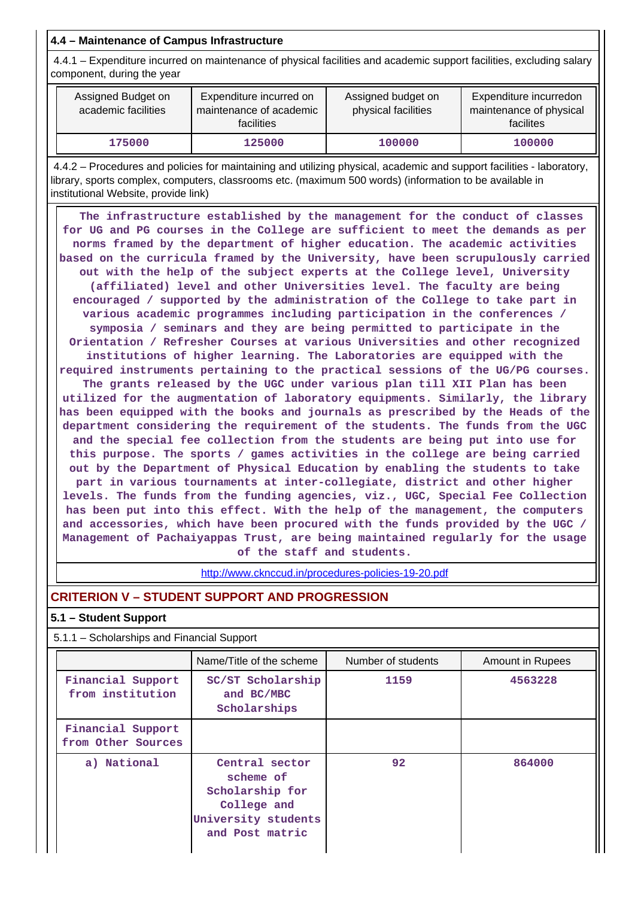### 4.4 – Maintenance of Campus Infrastructure

4.4.1 – Expenditure incurred on maintenance of physical facilities and academic support facilities, excluding salary component, during the year

| Assigned Budget on academic facilities | Expenditure incurred on maintenance of academic facilities | Assigned budget on physical facilities | Expenditure incurredon maintenance of physical facilites |
|---|---|---|---|
| 175000 | 125000 | 100000 | 100000 |

4.4.2 – Procedures and policies for maintaining and utilizing physical, academic and support facilities - laboratory, library, sports complex, computers, classrooms etc. (maximum 500 words) (information to be available in institutional Website, provide link)

The infrastructure established by the management for the conduct of classes for UG and PG courses in the College are sufficient to meet the demands as per norms framed by the department of higher education. The academic activities based on the curricula framed by the University, have been scrupulously carried out with the help of the subject experts at the College level, University (affiliated) level and other Universities level. The faculty are being encouraged / supported by the administration of the College to take part in various academic programmes including participation in the conferences / symposia / seminars and they are being permitted to participate in the Orientation / Refresher Courses at various Universities and other recognized institutions of higher learning. The Laboratories are equipped with the required instruments pertaining to the practical sessions of the UG/PG courses. The grants released by the UGC under various plan till XII Plan has been utilized for the augmentation of laboratory equipments. Similarly, the library has been equipped with the books and journals as prescribed by the Heads of the department considering the requirement of the students. The funds from the UGC and the special fee collection from the students are being put into use for this purpose. The sports / games activities in the college are being carried out by the Department of Physical Education by enabling the students to take part in various tournaments at inter-collegiate, district and other higher levels. The funds from the funding agencies, viz., UGC, Special Fee Collection has been put into this effect. With the help of the management, the computers and accessories, which have been procured with the funds provided by the UGC / Management of Pachaiyappas Trust, are being maintained regularly for the usage of the staff and students.

http://www.ckncc ud.in/procedures-policies-19-20.pdf

## CRITERION V – STUDENT SUPPORT AND PROGRESSION

### 5.1 – Student Support

5.1.1 – Scholarships and Financial Support

| | Name/Title of the scheme | Number of students | Amount in Rupees |
|---|---|---|---|
| Financial Support from institution | SC/ST Scholarship and BC/MBC Scholarships | 1159 | 4563228 |
| Financial Support from Other Sources | | | |
| a) National | Central sector scheme of Scholarship for College and University students and Post matric | 92 | 864000 |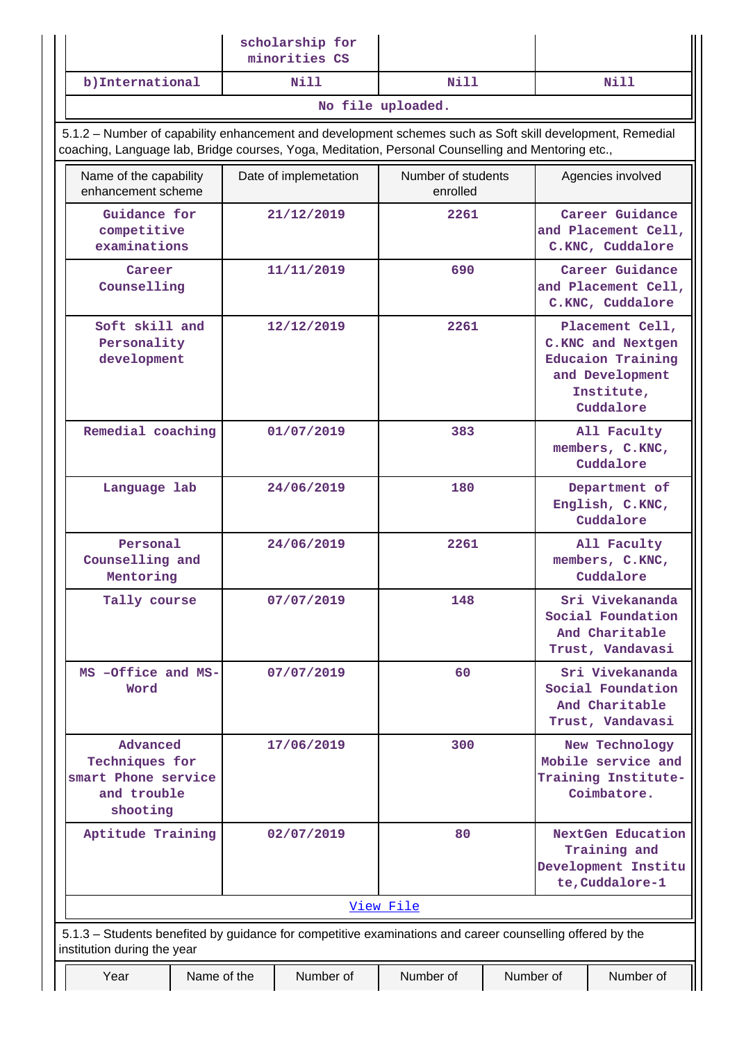| | scholarship for minorities CS | | |
|---|---|---|---|
| b)International | Nill | Nill | Nill |
| No file uploaded. | | | |

5.1.2 – Number of capability enhancement and development schemes such as Soft skill development, Remedial coaching, Language lab, Bridge courses, Yoga, Meditation, Personal Counselling and Mentoring etc.,

| Name of the capability enhancement scheme | Date of implemetation | Number of students enrolled | Agencies involved |
|---|---|---|---|
| Guidance for competitive examinations | 21/12/2019 | 2261 | Career Guidance and Placement Cell, C.KNC, Cuddalore |
| Career Counselling | 11/11/2019 | 690 | Career Guidance and Placement Cell, C.KNC, Cuddalore |
| Soft skill and Personality development | 12/12/2019 | 2261 | Placement Cell, C.KNC and Nextgen Educaion Training and Development Institute, Cuddalore |
| Remedial coaching | 01/07/2019 | 383 | All Faculty members, C.KNC, Cuddalore |
| Language lab | 24/06/2019 | 180 | Department of English, C.KNC, Cuddalore |
| Personal Counselling and Mentoring | 24/06/2019 | 2261 | All Faculty members, C.KNC, Cuddalore |
| Tally course | 07/07/2019 | 148 | Sri Vivekananda Social Foundation And Charitable Trust, Vandavasi |
| MS -Office and MS-Word | 07/07/2019 | 60 | Sri Vivekananda Social Foundation And Charitable Trust, Vandavasi |
| Advanced Techniques for smart Phone service and trouble shooting | 17/06/2019 | 300 | New Technology Mobile service and Training Institute-Coimbatore. |
| Aptitude Training | 02/07/2019 | 80 | NextGen Education Training and Development Institute,Cuddalore-1 |
| View File | | | |

5.1.3 – Students benefited by guidance for competitive examinations and career counselling offered by the institution during the year

| Year | Name of the | Number of | Number of | Number of | Number of |
|---|---|---|---|---|---|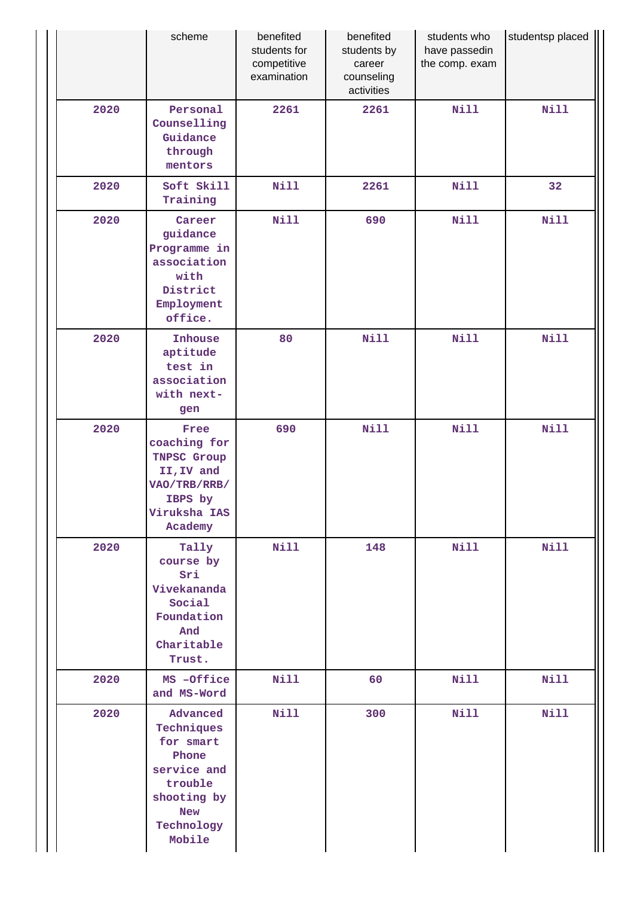| | scheme | benefited students for competitive examination | benefited students by career counseling activities | students who have passedin the comp. exam | studentsp placed |
|---|---|---|---|---|---|
| 2020 | Personal Counselling Guidance through mentors | 2261 | 2261 | Nill | Nill |
| 2020 | Soft Skill Training | Nill | 2261 | Nill | 32 |
| 2020 | Career guidance Programme in association with District Employment office. | Nill | 690 | Nill | Nill |
| 2020 | Inhouse aptitude test in association with next-gen | 80 | Nill | Nill | Nill |
| 2020 | Free coaching for TNPSC Group II,IV and VAO/TRB/RRB/ IBPS by Viruksha IAS Academy | 690 | Nill | Nill | Nill |
| 2020 | Tally course by Sri Vivekananda Social Foundation And Charitable Trust. | Nill | 148 | Nill | Nill |
| 2020 | MS –Office and MS-Word | Nill | 60 | Nill | Nill |
| 2020 | Advanced Techniques for smart Phone service and trouble shooting by New Technology Mobile | Nill | 300 | Nill | Nill |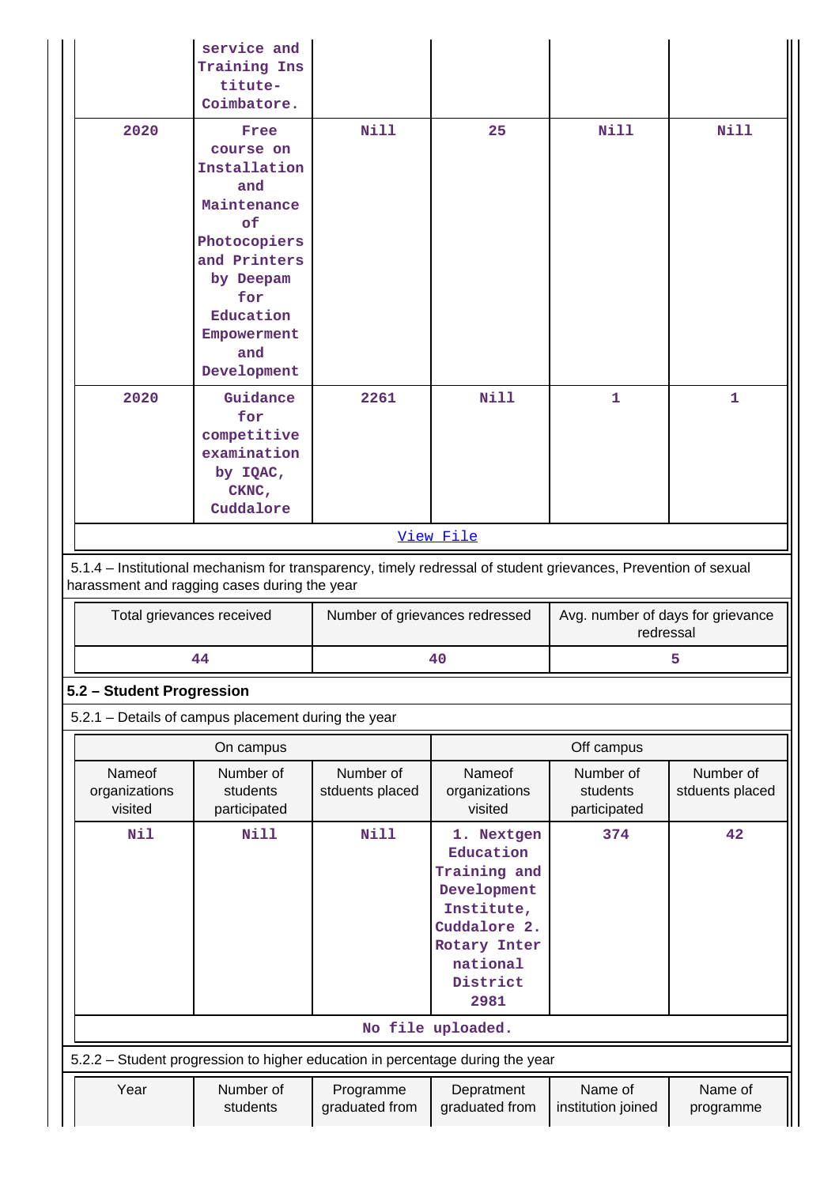| | | | | | |
|---|---|---|---|---|---|
| | service and Training Institute- Coimbatore. | | | | |
| 2020 | Free course on Installation and Maintenance of Photocopiers and Printers by Deepam for Education Empowerment and Development | Nill | 25 | Nill | Nill |
| 2020 | Guidance for competitive examination by IQAC, CKNC, Cuddalore | 2261 | Nill | 1 | 1 |

View File

5.1.4 – Institutional mechanism for transparency, timely redressal of student grievances, Prevention of sexual harassment and ragging cases during the year

| Total grievances received | Number of grievances redressed | Avg. number of days for grievance redressal |
|---|---|---|
| 44 | 40 | 5 |

## 5.2 – Student Progression

5.2.1 – Details of campus placement during the year

| On campus | | | Off campus | | |
|---|---|---|---|---|---|
| Nameof organizations visited | Number of students participated | Number of stduents placed | Nameof organizations visited | Number of students participated | Number of stduents placed |
| Nil | Nill | Nill | 1. Nextgen Education Training and Development Institute, Cuddalore 2. Rotary International District 2981 | 374 | 42 |

No file uploaded.

5.2.2 – Student progression to higher education in percentage during the year

| Year | Number of students | Programme graduated from | Depratment graduated from | Name of institution joined | Name of programme |
|---|---|---|---|---|---|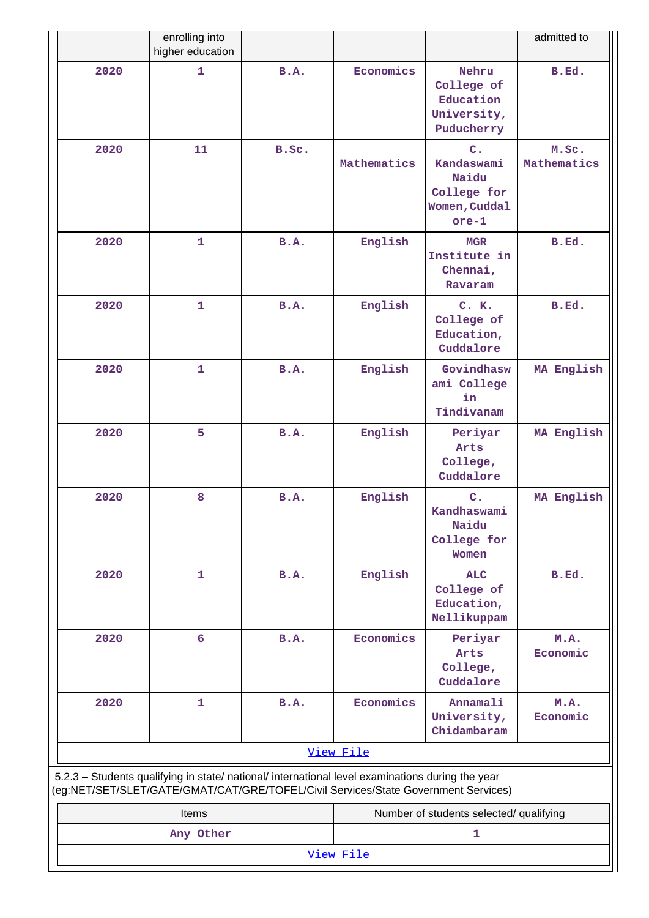| Year | Number of students enrolling into higher education | Programme graduated from | Depratment graduated from | Name of institution joined | Name of programme admitted to |
|---|---|---|---|---|---|
| 2020 | 1 | B.A. | Economics | Nehru College of Education University, Puducherry | B.Ed. |
| 2020 | 11 | B.Sc. | Mathematics | C. Kandaswami Naidu College for Women,Cuddalore-1 | M.Sc. Mathematics |
| 2020 | 1 | B.A. | English | MGR Institute in Chennai, Ravaram | B.Ed. |
| 2020 | 1 | B.A. | English | C. K. College of Education, Cuddalore | B.Ed. |
| 2020 | 1 | B.A. | English | Govindhaswami College in Tindivanam | MA English |
| 2020 | 5 | B.A. | English | Periyar Arts College, Cuddalore | MA English |
| 2020 | 8 | B.A. | English | C. Kandhaswami Naidu College for Women | MA English |
| 2020 | 1 | B.A. | English | ALC College of Education, Nellikuppam | B.Ed. |
| 2020 | 6 | B.A. | Economics | Periyar Arts College, Cuddalore | M.A. Economic |
| 2020 | 1 | B.A. | Economics | Annamali University, Chidambaram | M.A. Economic |

View File

5.2.3 – Students qualifying in state/ national/ international level examinations during the year (eg:NET/SET/SLET/GATE/GMAT/CAT/GRE/TOFEL/Civil Services/State Government Services)

| Items | Number of students selected/ qualifying |
|---|---|
| Any Other | 1 |

View File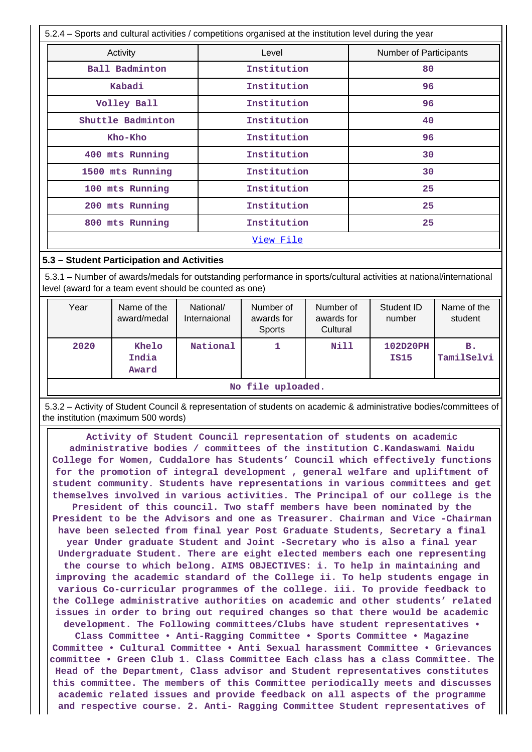5.2.4 – Sports and cultural activities / competitions organised at the institution level during the year

| Activity | Level | Number of Participants |
|---|---|---|
| Ball Badminton | Institution | 80 |
| Kabadi | Institution | 96 |
| Volley Ball | Institution | 96 |
| Shuttle Badminton | Institution | 40 |
| Kho-Kho | Institution | 96 |
| 400 mts Running | Institution | 30 |
| 1500 mts Running | Institution | 30 |
| 100 mts Running | Institution | 25 |
| 200 mts Running | Institution | 25 |
| 800 mts Running | Institution | 25 |

View File

### 5.3 – Student Participation and Activities

5.3.1 – Number of awards/medals for outstanding performance in sports/cultural activities at national/international level (award for a team event should be counted as one)

| Year | Name of the award/medal | National/ Internaional | Number of awards for Sports | Number of awards for Cultural | Student ID number | Name of the student |
|---|---|---|---|---|---|---|
| 2020 | Khelo India Award | National | 1 | Nill | 102D20PH IS15 | B. TamilSelvi |

No file uploaded.

5.3.2 – Activity of Student Council & representation of students on academic & administrative bodies/committees of the institution (maximum 500 words)

Activity of Student Council representation of students on academic administrative bodies / committees of the institution C.Kandaswami Naidu College for Women, Cuddalore has Students' Council which effectively functions for the promotion of integral development , general welfare and upliftment of student community. Students have representations in various committees and get themselves involved in various activities. The Principal of our college is the President of this council. Two staff members have been nominated by the President to be the Advisors and one as Treasurer. Chairman and Vice -Chairman have been selected from final year Post Graduate Students, Secretary a final year Under graduate Student and Joint -Secretary who is also a final year Undergraduate Student. There are eight elected members each one representing the course to which belong. AIMS OBJECTIVES: i. To help in maintaining and improving the academic standard of the College ii. To help students engage in various Co-curricular programmes of the college. iii. To provide feedback to the College administrative authorities on academic and other students' related issues in order to bring out required changes so that there would be academic development. The Following committees/Clubs have student representatives • Class Committee • Anti-Ragging Committee • Sports Committee • Magazine Committee • Cultural Committee • Anti Sexual harassment Committee • Grievances committee • Green Club 1. Class Committee Each class has a class Committee. The Head of the Department, Class advisor and Student representatives constitutes this committee. The members of this Committee periodically meets and discusses academic related issues and provide feedback on all aspects of the programme and respective course. 2. Anti- Ragging Committee Student representatives of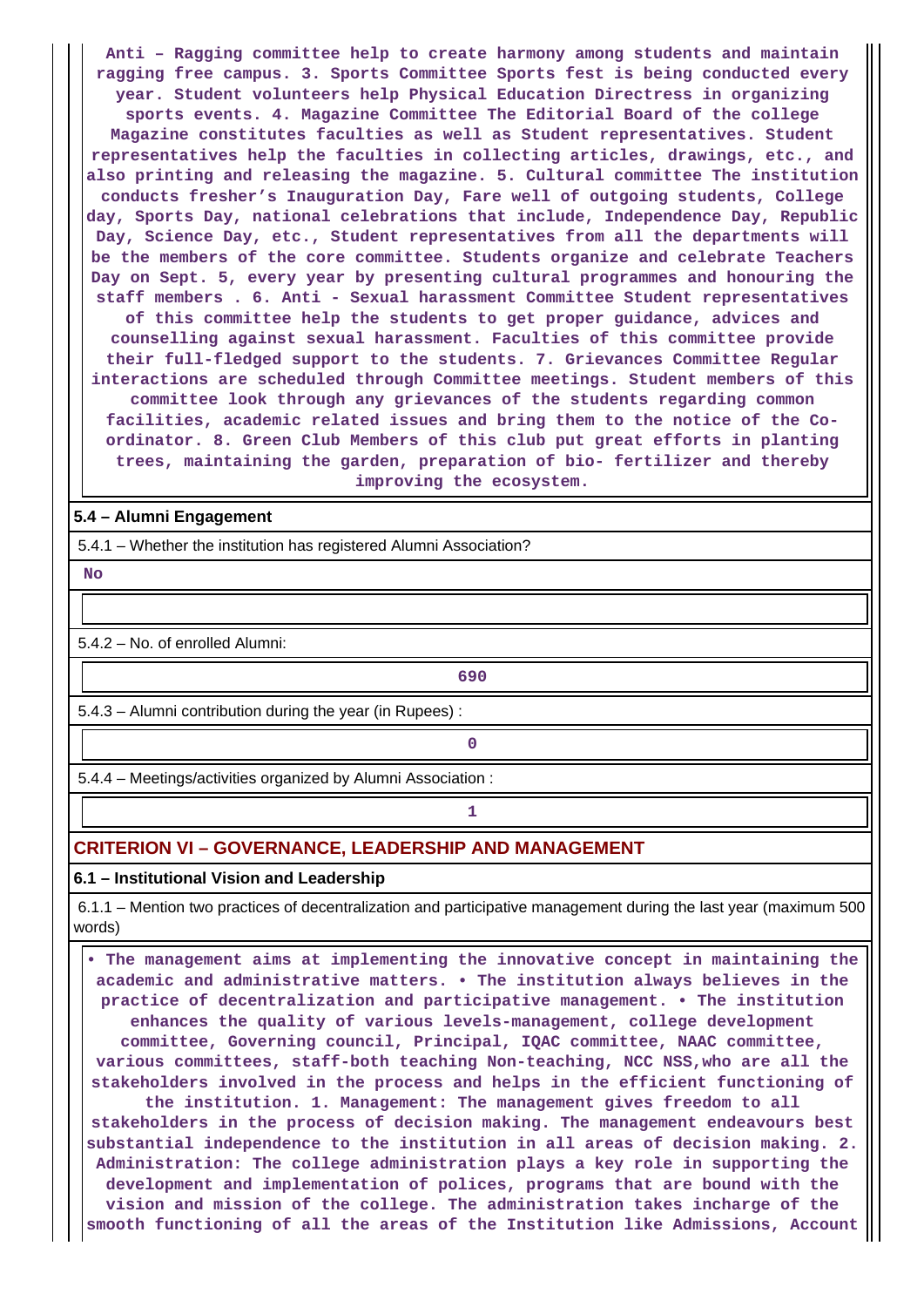Anti – Ragging committee help to create harmony among students and maintain ragging free campus. 3. Sports Committee Sports fest is being conducted every year. Student volunteers help Physical Education Directress in organizing sports events. 4. Magazine Committee The Editorial Board of the college Magazine constitutes faculties as well as Student representatives. Student representatives help the faculties in collecting articles, drawings, etc., and also printing and releasing the magazine. 5. Cultural committee The institution conducts fresher's Inauguration Day, Fare well of outgoing students, College day, Sports Day, national celebrations that include, Independence Day, Republic Day, Science Day, etc., Student representatives from all the departments will be the members of the core committee. Students organize and celebrate Teachers Day on Sept. 5, every year by presenting cultural programmes and honouring the staff members . 6. Anti - Sexual harassment Committee Student representatives of this committee help the students to get proper guidance, advices and counselling against sexual harassment. Faculties of this committee provide their full-fledged support to the students. 7. Grievances Committee Regular interactions are scheduled through Committee meetings. Student members of this committee look through any grievances of the students regarding common facilities, academic related issues and bring them to the notice of the Co-ordinator. 8. Green Club Members of this club put great efforts in planting trees, maintaining the garden, preparation of bio- fertilizer and thereby improving the ecosystem.

**5.4 – Alumni Engagement**

5.4.1 – Whether the institution has registered Alumni Association?

No

5.4.2 – No. of enrolled Alumni:

690

5.4.3 – Alumni contribution during the year (in Rupees) :

0

5.4.4 – Meetings/activities organized by Alumni Association :

1

## CRITERION VI – GOVERNANCE, LEADERSHIP AND MANAGEMENT

**6.1 – Institutional Vision and Leadership**

6.1.1 – Mention two practices of decentralization and participative management during the last year (maximum 500 words)

• The management aims at implementing the innovative concept in maintaining the academic and administrative matters. • The institution always believes in the practice of decentralization and participative management. • The institution enhances the quality of various levels-management, college development committee, Governing council, Principal, IQAC committee, NAAC committee, various committees, staff-both teaching Non-teaching, NCC NSS,who are all the stakeholders involved in the process and helps in the efficient functioning of the institution. 1. Management: The management gives freedom to all stakeholders in the process of decision making. The management endeavours best substantial independence to the institution in all areas of decision making. 2. Administration: The college administration plays a key role in supporting the development and implementation of polices, programs that are bound with the vision and mission of the college. The administration takes incharge of the smooth functioning of all the areas of the Institution like Admissions, Account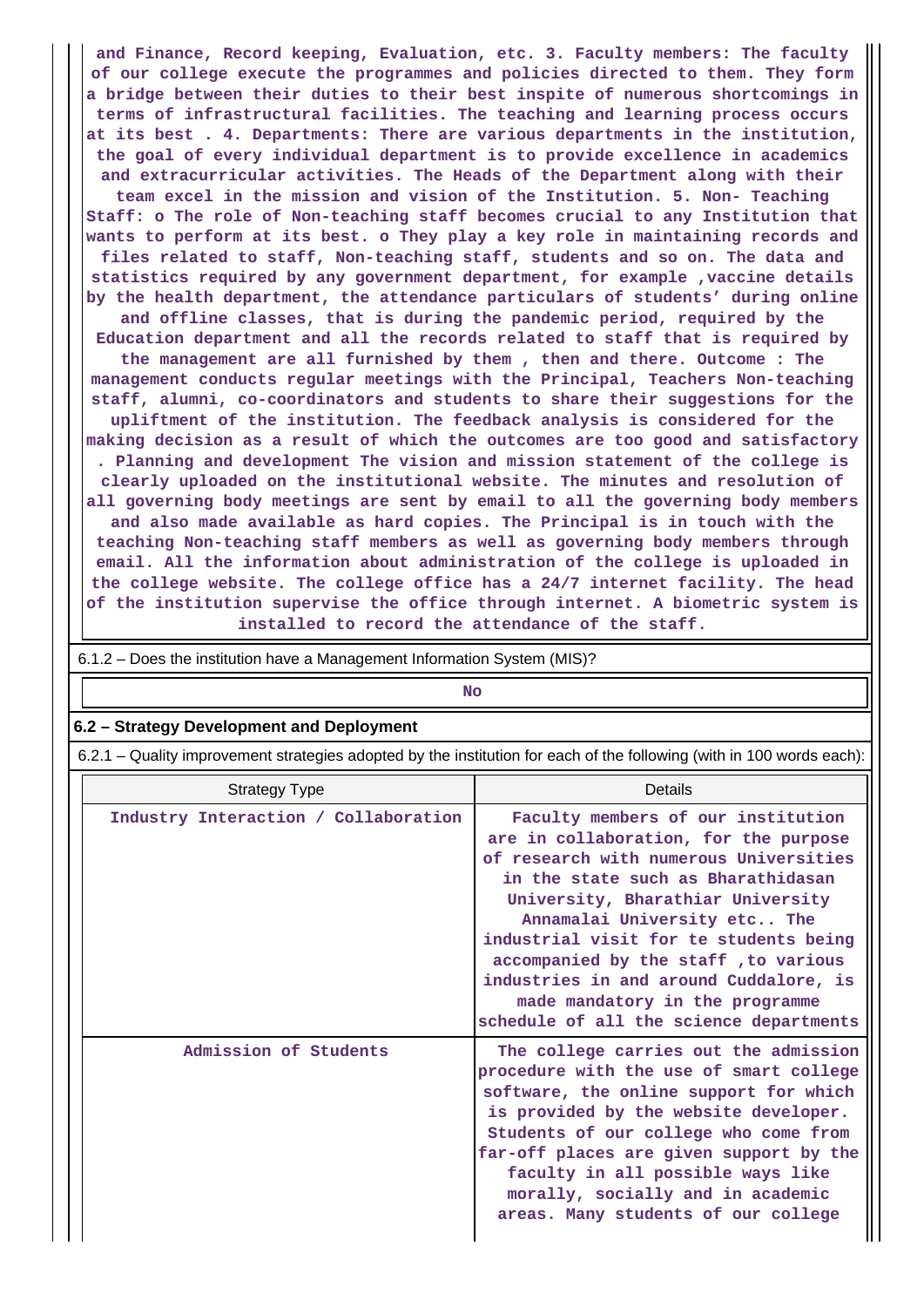and Finance, Record keeping, Evaluation, etc. 3. Faculty members: The faculty of our college execute the programmes and policies directed to them. They form a bridge between their duties to their best inspite of numerous shortcomings in terms of infrastructural facilities. The teaching and learning process occurs at its best . 4. Departments: There are various departments in the institution, the goal of every individual department is to provide excellence in academics and extracurricular activities. The Heads of the Department along with their team excel in the mission and vision of the Institution. 5. Non- Teaching Staff: o The role of Non-teaching staff becomes crucial to any Institution that wants to perform at its best. o They play a key role in maintaining records and files related to staff, Non-teaching staff, students and so on. The data and statistics required by any government department, for example ,vaccine details by the health department, the attendance particulars of students' during online and offline classes, that is during the pandemic period, required by the Education department and all the records related to staff that is required by the management are all furnished by them , then and there. Outcome : The management conducts regular meetings with the Principal, Teachers Non-teaching staff, alumni, co-coordinators and students to share their suggestions for the upliftment of the institution. The feedback analysis is considered for the making decision as a result of which the outcomes are too good and satisfactory . Planning and development The vision and mission statement of the college is clearly uploaded on the institutional website. The minutes and resolution of all governing body meetings are sent by email to all the governing body members and also made available as hard copies. The Principal is in touch with the teaching Non-teaching staff members as well as governing body members through email. All the information about administration of the college is uploaded in the college website. The college office has a 24/7 internet facility. The head of the institution supervise the office through internet. A biometric system is installed to record the attendance of the staff.

6.1.2 – Does the institution have a Management Information System (MIS)?

No

**6.2 – Strategy Development and Deployment**

6.2.1 – Quality improvement strategies adopted by the institution for each of the following (with in 100 words each):

| Strategy Type | Details |
|---|---|
| Industry Interaction / Collaboration | Faculty members of our institution are in collaboration, for the purpose of research with numerous Universities in the state such as Bharathidasan University, Bharathiar University Annamalai University etc.. The industrial visit for te students being accompanied by the staff ,to various industries in and around Cuddalore, is made mandatory in the programme schedule of all the science departments |
| Admission of Students | The college carries out the admission procedure with the use of smart college software, the online support for which is provided by the website developer. Students of our college who come from far-off places are given support by the faculty in all possible ways like morally, socially and in academic areas. Many students of our college |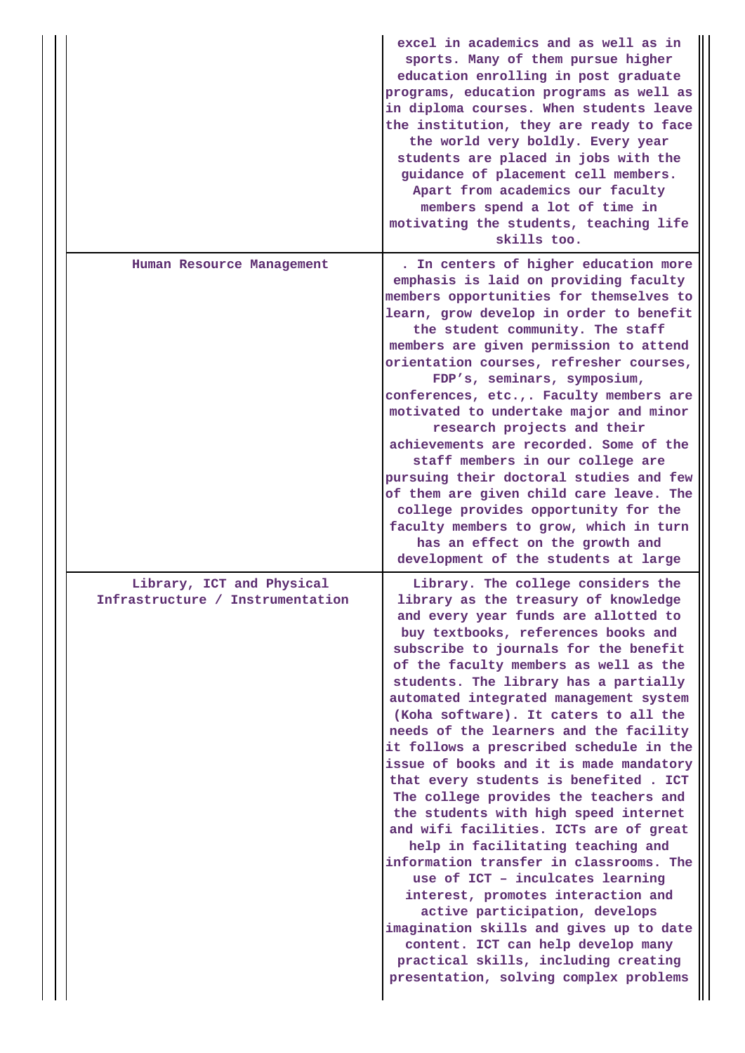| | |
|---|---|
| | excel in academics and as well as in sports. Many of them pursue higher education enrolling in post graduate programs, education programs as well as in diploma courses. When students leave the institution, they are ready to face the world very boldly. Every year students are placed in jobs with the guidance of placement cell members. Apart from academics our faculty members spend a lot of time in motivating the students, teaching life skills too. |
| Human Resource Management | . In centers of higher education more emphasis is laid on providing faculty members opportunities for themselves to learn, grow develop in order to benefit the student community. The staff members are given permission to attend orientation courses, refresher courses, FDP's, seminars, symposium, conferences, etc.,. Faculty members are motivated to undertake major and minor research projects and their achievements are recorded. Some of the staff members in our college are pursuing their doctoral studies and few of them are given child care leave. The college provides opportunity for the faculty members to grow, which in turn has an effect on the growth and development of the students at large |
| Library, ICT and Physical Infrastructure / Instrumentation | Library. The college considers the library as the treasury of knowledge and every year funds are allotted to buy textbooks, references books and subscribe to journals for the benefit of the faculty members as well as the students. The library has a partially automated integrated management system (Koha software). It caters to all the needs of the learners and the facility it follows a prescribed schedule in the issue of books and it is made mandatory that every students is benefited . ICT The college provides the teachers and the students with high speed internet and wifi facilities. ICTs are of great help in facilitating teaching and information transfer in classrooms. The use of ICT – inculcates learning interest, promotes interaction and active participation, develops imagination skills and gives up to date content. ICT can help develop many practical skills, including creating presentation, solving complex problems |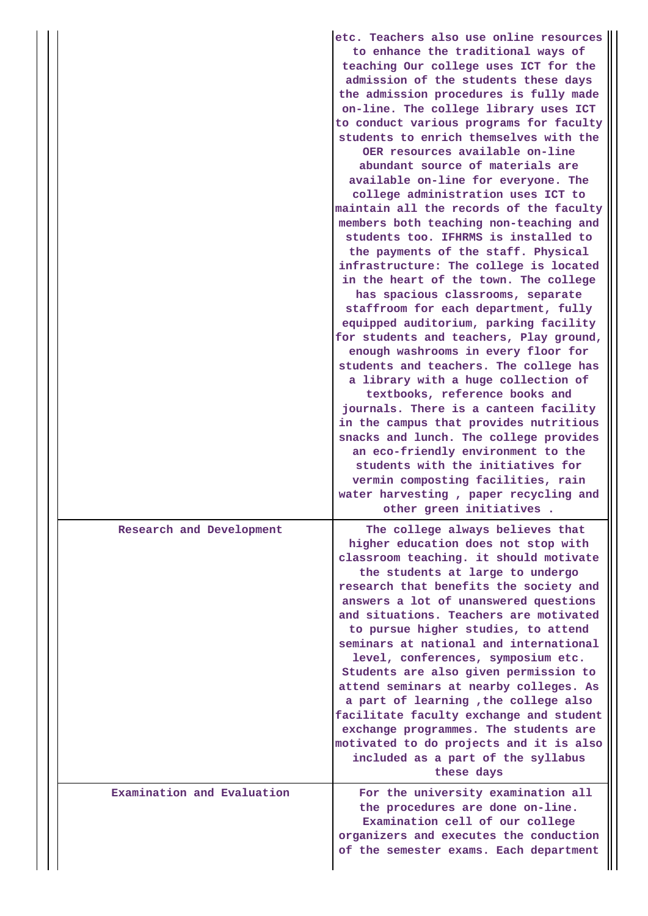| | |
|---|---|
| | etc. Teachers also use online resources to enhance the traditional ways of teaching Our college uses ICT for the admission of the students these days the admission procedures is fully made on-line. The college library uses ICT to conduct various programs for faculty students to enrich themselves with the OER resources available on-line abundant source of materials are available on-line for everyone. The college administration uses ICT to maintain all the records of the faculty members both teaching non-teaching and students too. IFHRMS is installed to the payments of the staff. Physical infrastructure: The college is located in the heart of the town. The college has spacious classrooms, separate staffroom for each department, fully equipped auditorium, parking facility for students and teachers, Play ground, enough washrooms in every floor for students and teachers. The college has a library with a huge collection of textbooks, reference books and journals. There is a canteen facility in the campus that provides nutritious snacks and lunch. The college provides an eco-friendly environment to the students with the initiatives for vermin composting facilities, rain water harvesting , paper recycling and other green initiatives . |
| Research and Development | The college always believes that higher education does not stop with classroom teaching. it should motivate the students at large to undergo research that benefits the society and answers a lot of unanswered questions and situations. Teachers are motivated to pursue higher studies, to attend seminars at national and international level, conferences, symposium etc. Students are also given permission to attend seminars at nearby colleges. As a part of learning ,the college also facilitate faculty exchange and student exchange programmes. The students are motivated to do projects and it is also included as a part of the syllabus these days |
| Examination and Evaluation | For the university examination all the procedures are done on-line. Examination cell of our college organizers and executes the conduction of the semester exams. Each department |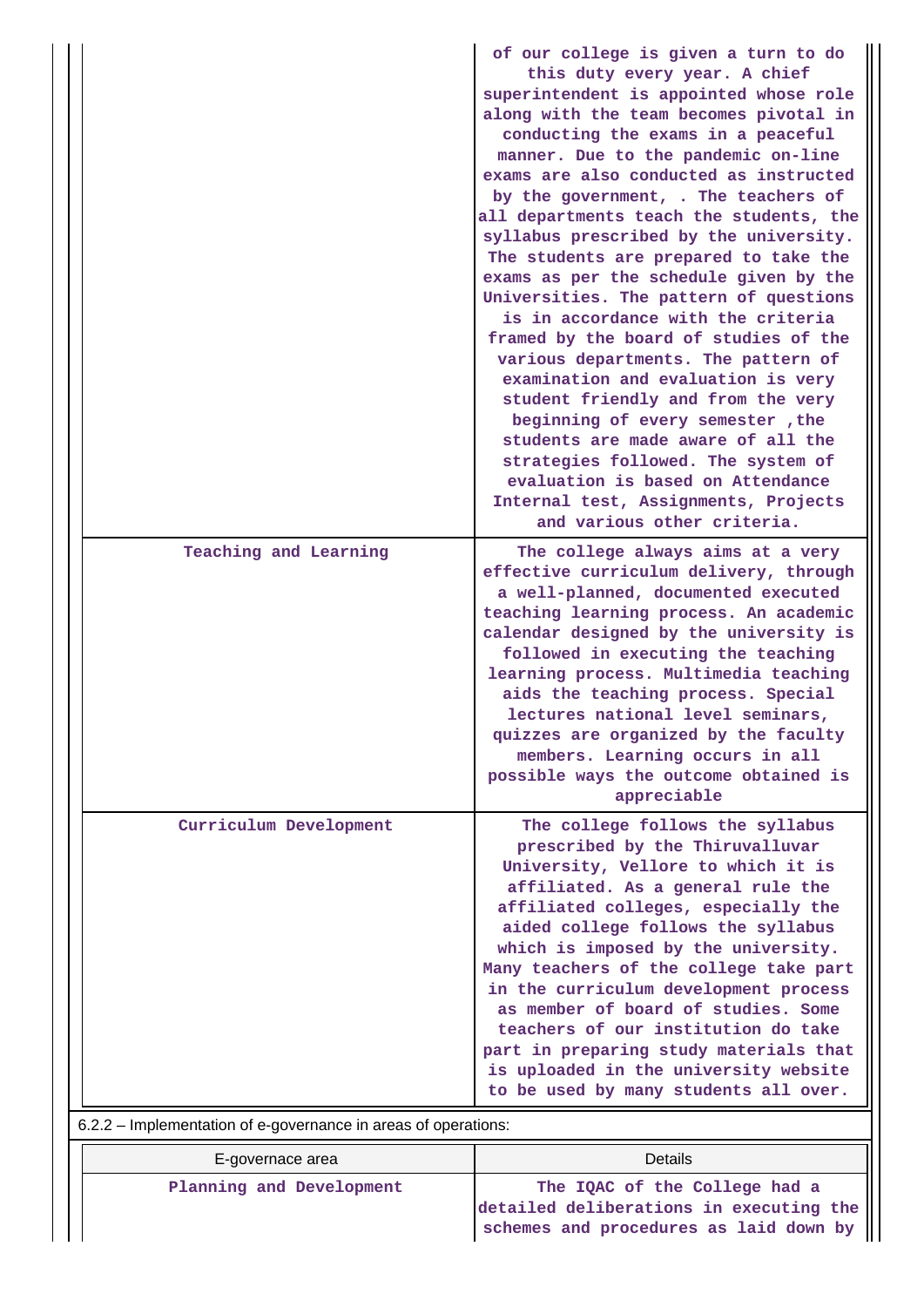| | |
|---|---|
| | of our college is given a turn to do this duty every year. A chief superintendent is appointed whose role along with the team becomes pivotal in conducting the exams in a peaceful manner. Due to the pandemic on-line exams are also conducted as instructed by the government, . The teachers of all departments teach the students, the syllabus prescribed by the university. The students are prepared to take the exams as per the schedule given by the Universities. The pattern of questions is in accordance with the criteria framed by the board of studies of the various departments. The pattern of examination and evaluation is very student friendly and from the very beginning of every semester ,the students are made aware of all the strategies followed. The system of evaluation is based on Attendance Internal test, Assignments, Projects and various other criteria. |
| Teaching and Learning | The college always aims at a very effective curriculum delivery, through a well-planned, documented executed teaching learning process. An academic calendar designed by the university is followed in executing the teaching learning process. Multimedia teaching aids the teaching process. Special lectures national level seminars, quizzes are organized by the faculty members. Learning occurs in all possible ways the outcome obtained is appreciable |
| Curriculum Development | The college follows the syllabus prescribed by the Thiruvalluvar University, Vellore to which it is affiliated. As a general rule the affiliated colleges, especially the aided college follows the syllabus which is imposed by the university. Many teachers of the college take part in the curriculum development process as member of board of studies. Some teachers of our institution do take part in preparing study materials that is uploaded in the university website to be used by many students all over. |

6.2.2 – Implementation of e-governance in areas of operations:

| E-governace area | Details |
|---|---|
| Planning and Development | The IQAC of the College had a detailed deliberations in executing the schemes and procedures as laid down by |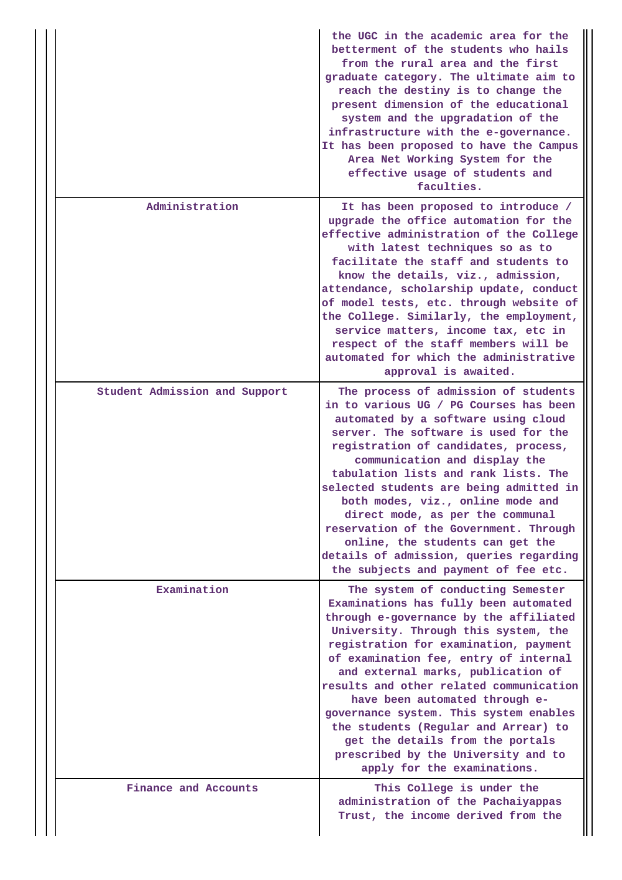|   |   |
|---|---|
|   | the UGC in the academic area for the betterment of the students who hails from the rural area and the first graduate category. The ultimate aim to reach the destiny is to change the present dimension of the educational system and the upgradation of the infrastructure with the e-governance. It has been proposed to have the Campus Area Net Working System for the effective usage of students and faculties. |
| Administration | It has been proposed to introduce / upgrade the office automation for the effective administration of the College with latest techniques so as to facilitate the staff and students to know the details, viz., admission, attendance, scholarship update, conduct of model tests, etc. through website of the College. Similarly, the employment, service matters, income tax, etc in respect of the staff members will be automated for which the administrative approval is awaited. |
| Student Admission and Support | The process of admission of students in to various UG / PG Courses has been automated by a software using cloud server. The software is used for the registration of candidates, process, communication and display the tabulation lists and rank lists. The selected students are being admitted in both modes, viz., online mode and direct mode, as per the communal reservation of the Government. Through online, the students can get the details of admission, queries regarding the subjects and payment of fee etc. |
| Examination | The system of conducting Semester Examinations has fully been automated through e-governance by the affiliated University. Through this system, the registration for examination, payment of examination fee, entry of internal and external marks, publication of results and other related communication have been automated through e-governance system. This system enables the students (Regular and Arrear) to get the details from the portals prescribed by the University and to apply for the examinations. |
| Finance and Accounts | This College is under the administration of the Pachaiyappas Trust, the income derived from the |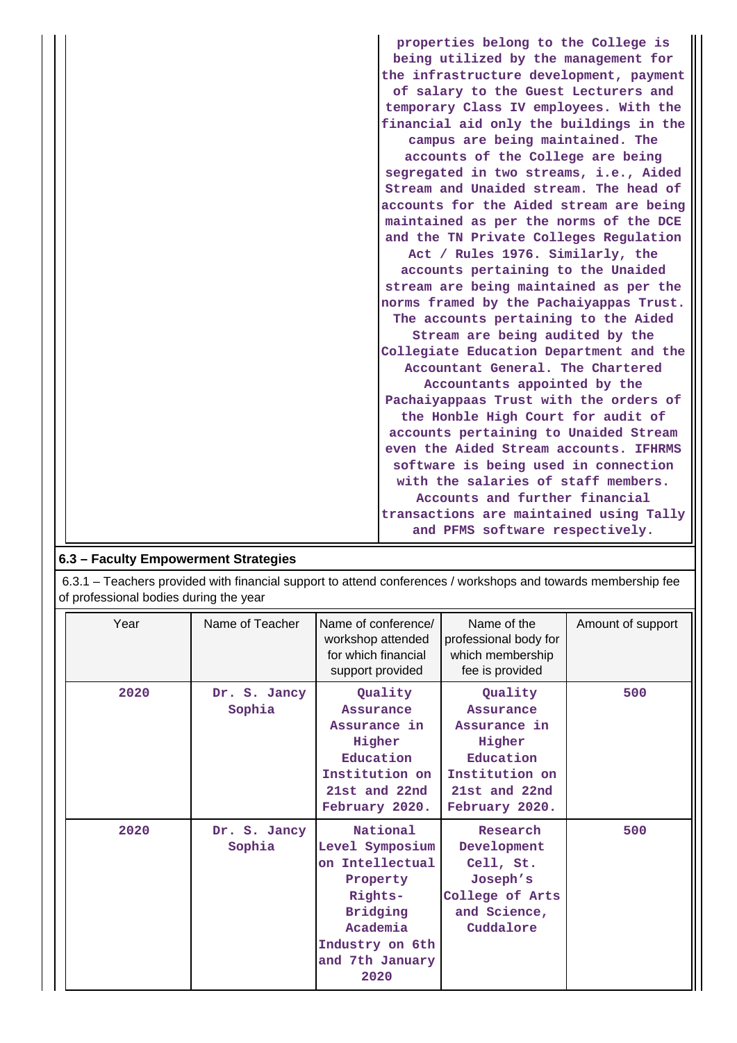| | properties belong to the College is being utilized by the management for the infrastructure development, payment of salary to the Guest Lecturers and temporary Class IV employees. With the financial aid only the buildings in the campus are being maintained. The accounts of the College are being segregated in two streams, i.e., Aided Stream and Unaided stream. The head of accounts for the Aided stream are being maintained as per the norms of the DCE and the TN Private Colleges Regulation Act / Rules 1976. Similarly, the accounts pertaining to the Unaided stream are being maintained as per the norms framed by the Pachaiyappas Trust. The accounts pertaining to the Aided Stream are being audited by the Collegiate Education Department and the Accountant General. The Chartered Accountants appointed by the Pachaiyappaas Trust with the orders of the Honble High Court for audit of accounts pertaining to Unaided Stream even the Aided Stream accounts. IFHRMS software is being used in connection with the salaries of staff members. Accounts and further financial transactions are maintained using Tally and PFMS software respectively. |
|---|---|

## 6.3 – Faculty Empowerment Strategies

6.3.1 – Teachers provided with financial support to attend conferences / workshops and towards membership fee of professional bodies during the year

| Year | Name of Teacher | Name of conference/ workshop attended for which financial support provided | Name of the professional body for which membership fee is provided | Amount of support |
|---|---|---|---|---|
| 2020 | Dr. S. Jancy Sophia | Quality Assurance Assurance in Higher Education Institution on 21st and 22nd February 2020. | Quality Assurance Assurance in Higher Education Institution on 21st and 22nd February 2020. | 500 |
| 2020 | Dr. S. Jancy Sophia | National Level Symposium on Intellectual Property Rights- Bridging Academia Industry on 6th and 7th January 2020 | Research Development Cell, St. Joseph's College of Arts and Science, Cuddalore | 500 |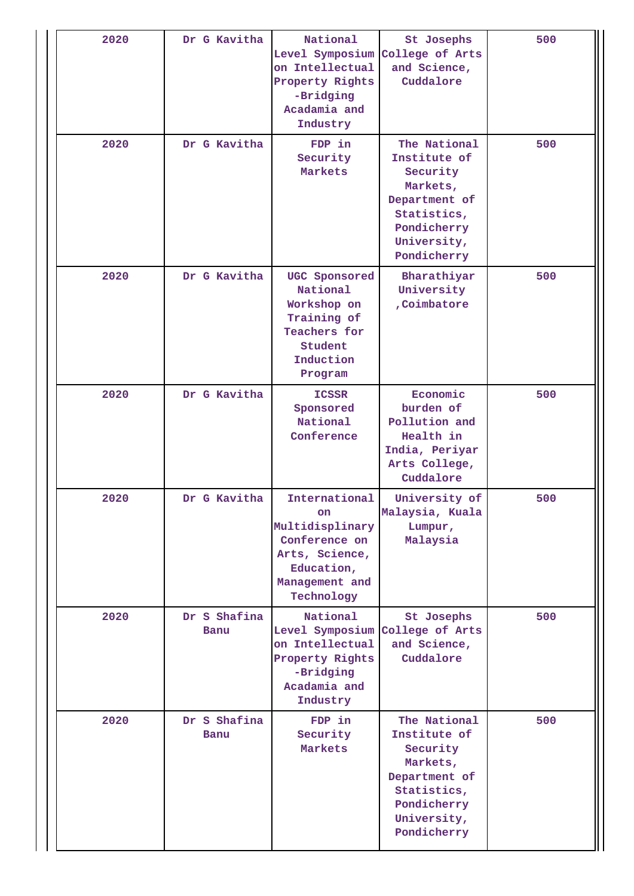| | | | | |
|---|---|---|---|---|
| 2020 | Dr G Kavitha | National Level Symposium on Intellectual Property Rights -Bridging Acadamia and Industry | St Josephs College of Arts and Science, Cuddalore | 500 |
| 2020 | Dr G Kavitha | FDP in Security Markets | The National Institute of Security Markets, Department of Statistics, Pondicherry University, Pondicherry | 500 |
| 2020 | Dr G Kavitha | UGC Sponsored National Workshop on Training of Teachers for Student Induction Program | Bharathiyar University ,Coimbatore | 500 |
| 2020 | Dr G Kavitha | ICSSR Sponsored National Conference | Economic burden of Pollution and Health in India, Periyar Arts College, Cuddalore | 500 |
| 2020 | Dr G Kavitha | International on Multidisplinary Conference on Arts, Science, Education, Management and Technology | University of Malaysia, Kuala Lumpur, Malaysia | 500 |
| 2020 | Dr S Shafina Banu | National Level Symposium on Intellectual Property Rights -Bridging Acadamia and Industry | St Josephs College of Arts and Science, Cuddalore | 500 |
| 2020 | Dr S Shafina Banu | FDP in Security Markets | The National Institute of Security Markets, Department of Statistics, Pondicherry University, Pondicherry | 500 |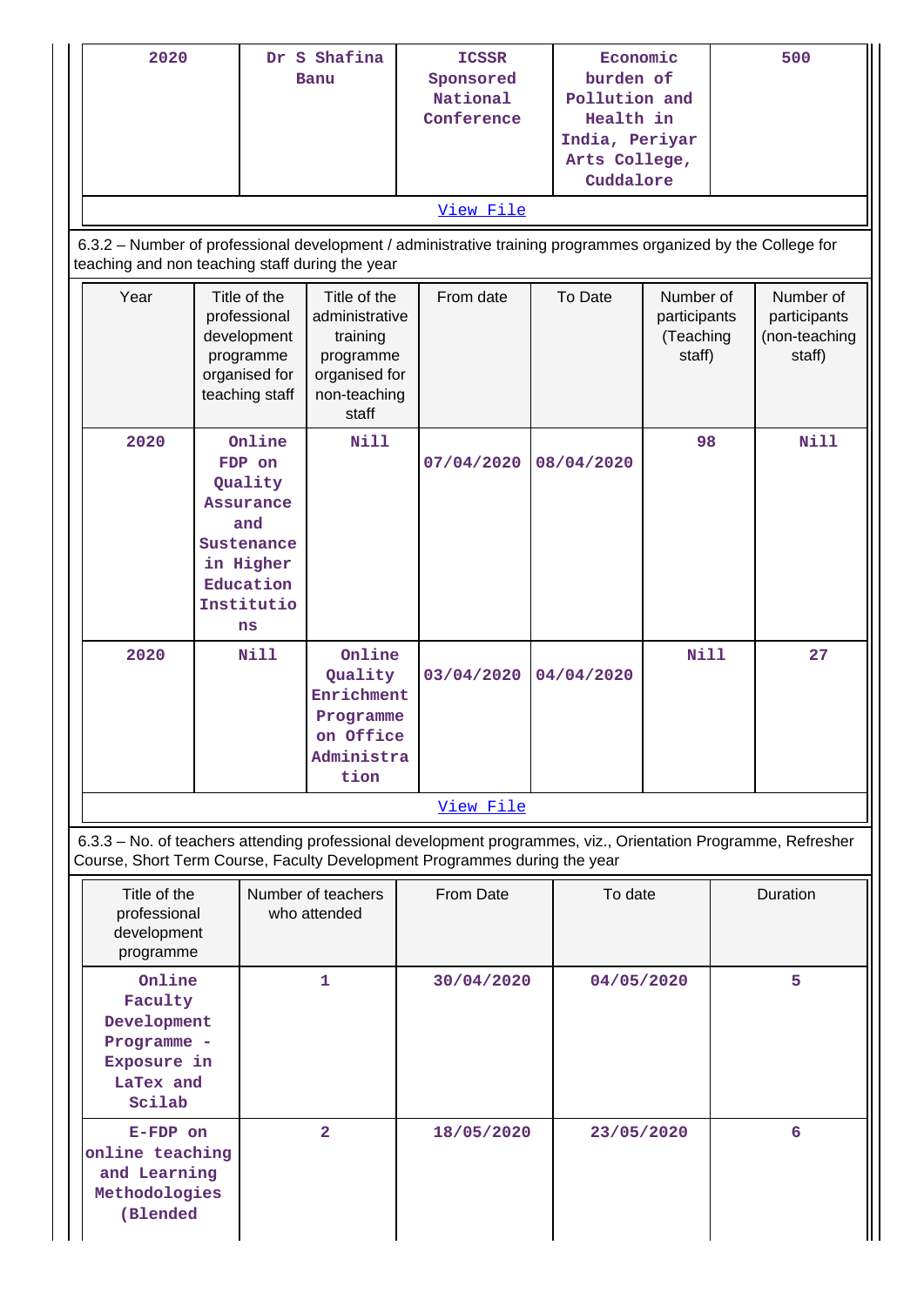| 2020 | Dr S Shafina Banu | ICSSR Sponsored National Conference | Economic burden of Pollution and Health in India, Periyar Arts College, Cuddalore | 500 |
|---|---|---|---|---|

View File

6.3.2 – Number of professional development / administrative training programmes organized by the College for teaching and non teaching staff during the year

| Year | Title of the professional development programme organised for teaching staff | Title of the administrative training programme organised for non-teaching staff | From date | To Date | Number of participants (Teaching staff) | Number of participants (non-teaching staff) |
|---|---|---|---|---|---|---|
| 2020 | Online FDP on Quality Assurance and Sustenance in Higher Education Institutions | Nill | 07/04/2020 | 08/04/2020 | 98 | Nill |
| 2020 | Nill | Online Quality Enrichment Programme on Office Administration | 03/04/2020 | 04/04/2020 | Nill | 27 |

View File

6.3.3 – No. of teachers attending professional development programmes, viz., Orientation Programme, Refresher Course, Short Term Course, Faculty Development Programmes during the year

| Title of the professional development programme | Number of teachers who attended | From Date | To date | Duration |
|---|---|---|---|---|
| Online Faculty Development Programme - Exposure in LaTex and Scilab | 1 | 30/04/2020 | 04/05/2020 | 5 |
| E-FDP on online teaching and Learning Methodologies (Blended | 2 | 18/05/2020 | 23/05/2020 | 6 |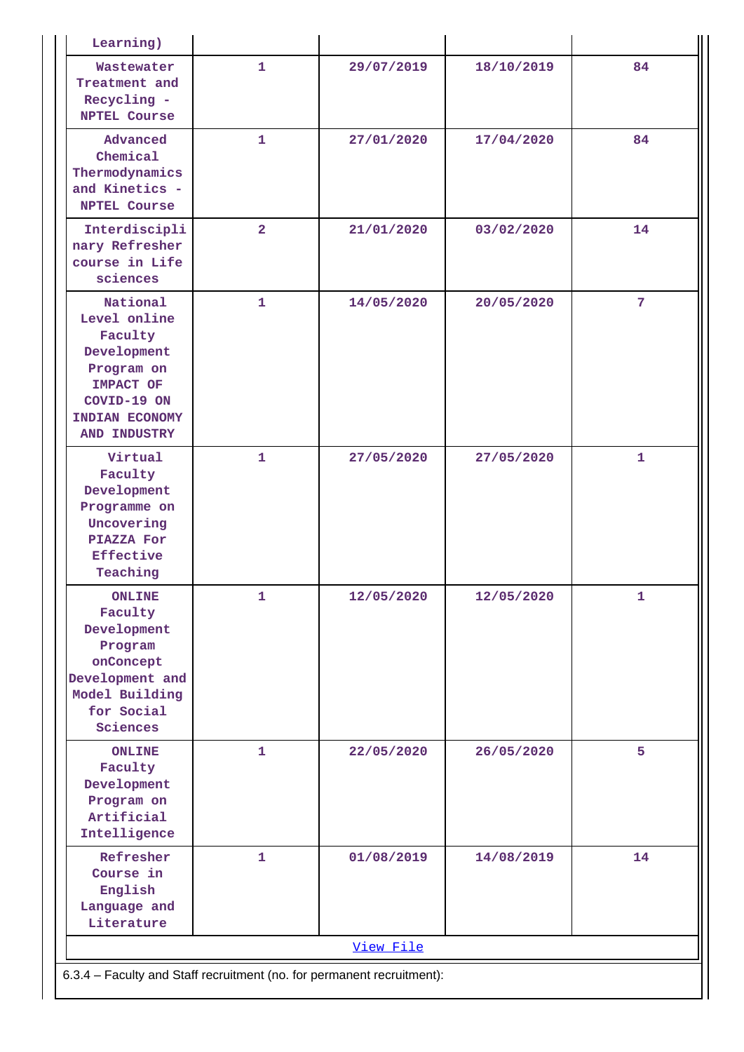| | | | | |
|---|---|---|---|---|
| Learning) | | | | |
| Wastewater Treatment and Recycling - NPTEL Course | 1 | 29/07/2019 | 18/10/2019 | 84 |
| Advanced Chemical Thermodynamics and Kinetics - NPTEL Course | 1 | 27/01/2020 | 17/04/2020 | 84 |
| Interdisciplinary Refresher course in Life sciences | 2 | 21/01/2020 | 03/02/2020 | 14 |
| National Level online Faculty Development Program on IMPACT OF COVID-19 ON INDIAN ECONOMY AND INDUSTRY | 1 | 14/05/2020 | 20/05/2020 | 7 |
| Virtual Faculty Development Programme on Uncovering PIAZZA For Effective Teaching | 1 | 27/05/2020 | 27/05/2020 | 1 |
| ONLINE Faculty Development Program onConcept Development and Model Building for Social Sciences | 1 | 12/05/2020 | 12/05/2020 | 1 |
| ONLINE Faculty Development Program on Artificial Intelligence | 1 | 22/05/2020 | 26/05/2020 | 5 |
| Refresher Course in English Language and Literature | 1 | 01/08/2019 | 14/08/2019 | 14 |

View File

6.3.4 – Faculty and Staff recruitment (no. for permanent recruitment):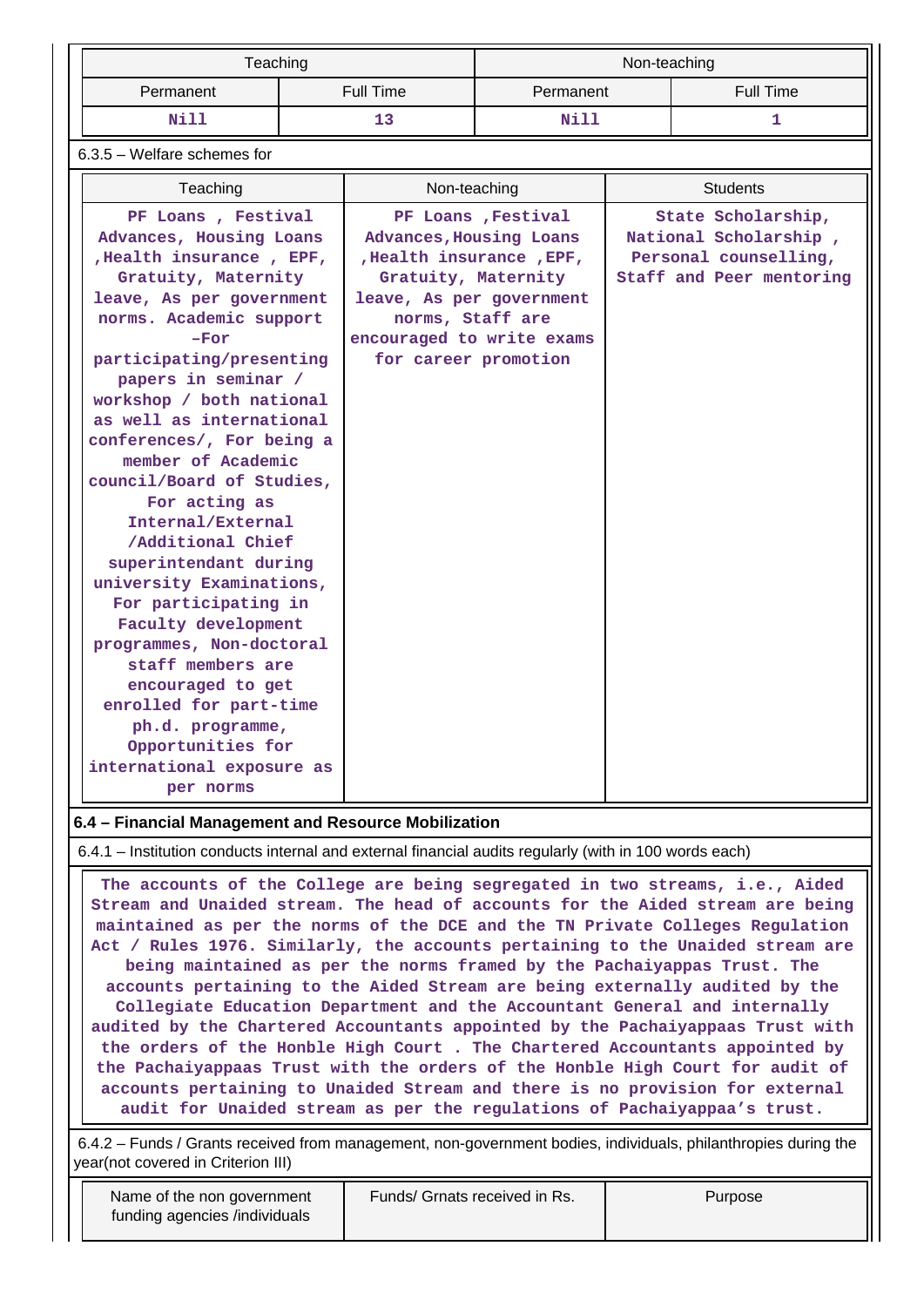| Teaching | | Non-teaching | |
|---|---|---|---|
| Permanent | Full Time | Permanent | Full Time |
| Nill | 13 | Nill | 1 |

6.3.5 – Welfare schemes for

| Teaching | Non-teaching | Students |
|---|---|---|
| PF Loans , Festival Advances, Housing Loans ,Health insurance , EPF, Gratuity, Maternity leave, As per government norms. Academic support –For participating/presenting papers in seminar / workshop / both national as well as international conferences/, For being a member of Academic council/Board of Studies, For acting as Internal/External /Additional Chief superintendant during university Examinations, For participating in Faculty development programmes, Non-doctoral staff members are encouraged to get enrolled for part-time ph.d. programme, Opportunities for international exposure as per norms | PF Loans ,Festival Advances,Housing Loans ,Health insurance ,EPF, Gratuity, Maternity leave, As per government norms, Staff are encouraged to write exams for career promotion | State Scholarship, National Scholarship , Personal counselling, Staff and Peer mentoring |

**6.4 – Financial Management and Resource Mobilization**

6.4.1 – Institution conducts internal and external financial audits regularly (with in 100 words each)

The accounts of the College are being segregated in two streams, i.e., Aided Stream and Unaided stream. The head of accounts for the Aided stream are being maintained as per the norms of the DCE and the TN Private Colleges Regulation Act / Rules 1976. Similarly, the accounts pertaining to the Unaided stream are being maintained as per the norms framed by the Pachaiyappas Trust. The accounts pertaining to the Aided Stream are being externally audited by the Collegiate Education Department and the Accountant General and internally audited by the Chartered Accountants appointed by the Pachaiyappaas Trust with the orders of the Honble High Court . The Chartered Accountants appointed by the Pachaiyappaas Trust with the orders of the Honble High Court for audit of accounts pertaining to Unaided Stream and there is no provision for external audit for Unaided stream as per the regulations of Pachaiyappaa's trust.

6.4.2 – Funds / Grants received from management, non-government bodies, individuals, philanthropies during the year(not covered in Criterion III)

| Name of the non government funding agencies /individuals | Funds/ Grnats received in Rs. | Purpose |
|---|---|---|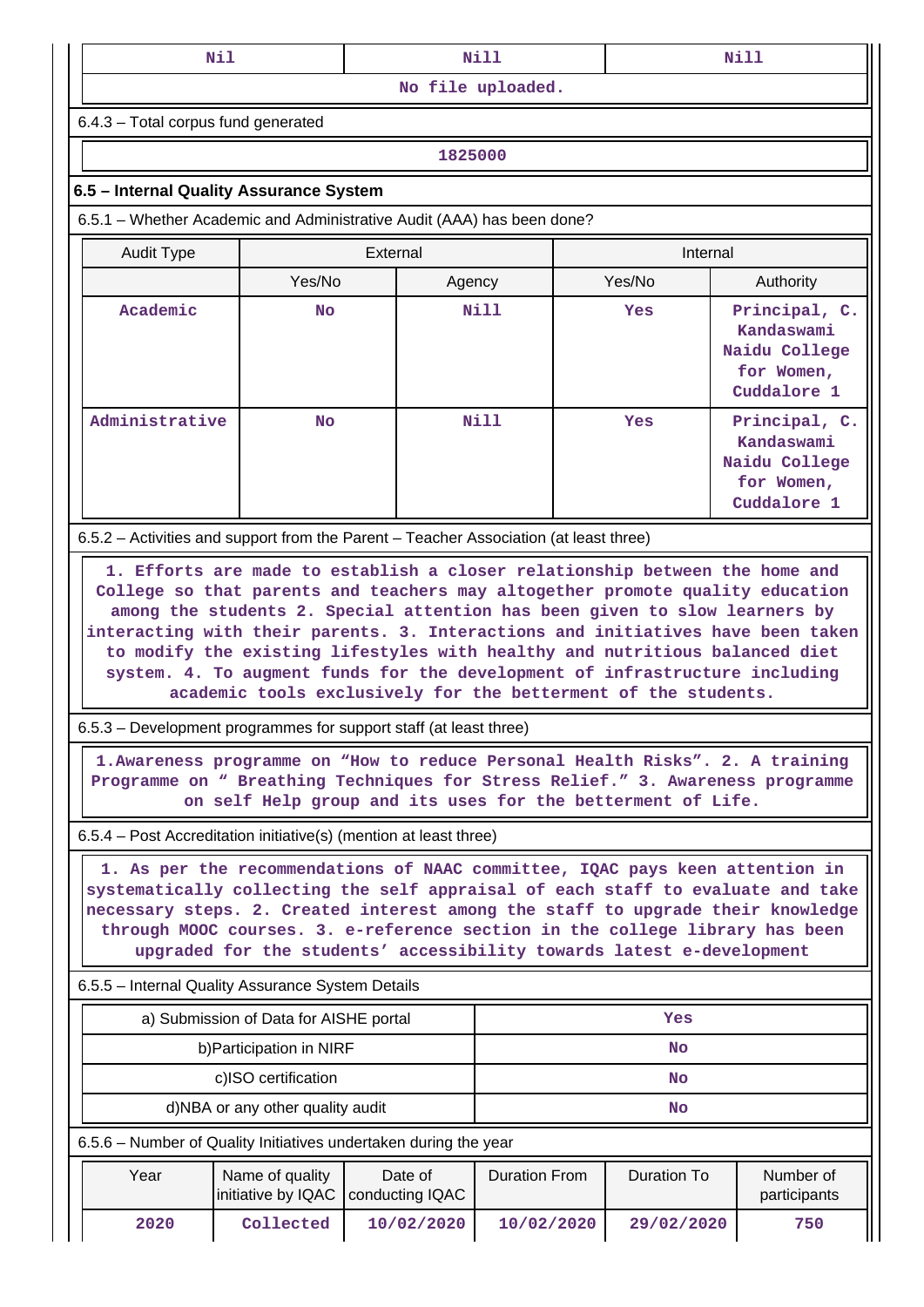| Nil | Nill | Nill |
|---|---|---|
| No file uploaded. | | |

6.4.3 – Total corpus fund generated

| 1825000 |
|---|

## 6.5 – Internal Quality Assurance System

6.5.1 – Whether Academic and Administrative Audit (AAA) has been done?

| Audit Type | External | | Internal | |
|---|---|---|---|---|
| | Yes/No | Agency | Yes/No | Authority |
| Academic | No | Nill | Yes | Principal, C. Kandaswami Naidu College for Women, Cuddalore 1 |
| Administrative | No | Nill | Yes | Principal, C. Kandaswami Naidu College for Women, Cuddalore 1 |

6.5.2 – Activities and support from the Parent – Teacher Association (at least three)

1. Efforts are made to establish a closer relationship between the home and College so that parents and teachers may altogether promote quality education among the students 2. Special attention has been given to slow learners by interacting with their parents. 3. Interactions and initiatives have been taken to modify the existing lifestyles with healthy and nutritious balanced diet system. 4. To augment funds for the development of infrastructure including academic tools exclusively for the betterment of the students.

6.5.3 – Development programmes for support staff (at least three)

1.Awareness programme on “How to reduce Personal Health Risks”. 2. A training Programme on “ Breathing Techniques for Stress Relief.” 3. Awareness programme on self Help group and its uses for the betterment of Life.

6.5.4 – Post Accreditation initiative(s) (mention at least three)

1. As per the recommendations of NAAC committee, IQAC pays keen attention in systematically collecting the self appraisal of each staff to evaluate and take necessary steps. 2. Created interest among the staff to upgrade their knowledge through MOOC courses. 3. e-reference section in the college library has been upgraded for the students’ accessibility towards latest e-development

6.5.5 – Internal Quality Assurance System Details

| a) Submission of Data for AISHE portal | Yes |
|---|---|
| b)Participation in NIRF | No |
| c)ISO certification | No |
| d)NBA or any other quality audit | No |

6.5.6 – Number of Quality Initiatives undertaken during the year

| Year | Name of quality initiative by IQAC | Date of conducting IQAC | Duration From | Duration To | Number of participants |
|---|---|---|---|---|---|
| 2020 | Collected | 10/02/2020 | 10/02/2020 | 29/02/2020 | 750 |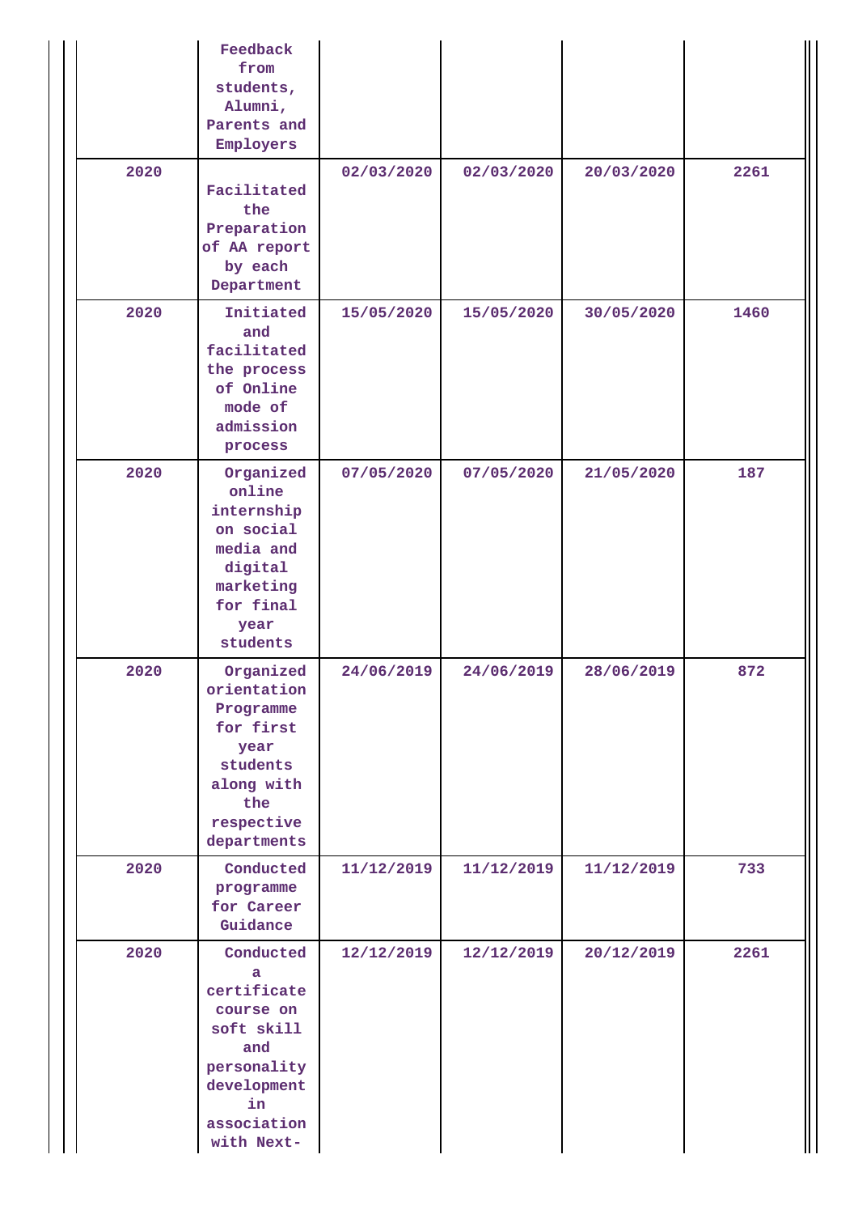| | | | | | |
|---|---|---|---|---|---|
| | Feedback from students, Alumni, Parents and Employers | | | | |
| 2020 | Facilitated the Preparation of AA report by each Department | 02/03/2020 | 02/03/2020 | 20/03/2020 | 2261 |
| 2020 | Initiated and facilitated the process of Online mode of admission process | 15/05/2020 | 15/05/2020 | 30/05/2020 | 1460 |
| 2020 | Organized online internship on social media and digital marketing for final year students | 07/05/2020 | 07/05/2020 | 21/05/2020 | 187 |
| 2020 | Organized orientation Programme for first year students along with the respective departments | 24/06/2019 | 24/06/2019 | 28/06/2019 | 872 |
| 2020 | Conducted programme for Career Guidance | 11/12/2019 | 11/12/2019 | 11/12/2019 | 733 |
| 2020 | Conducted a certificate course on soft skill and personality development in association with Next- | 12/12/2019 | 12/12/2019 | 20/12/2019 | 2261 |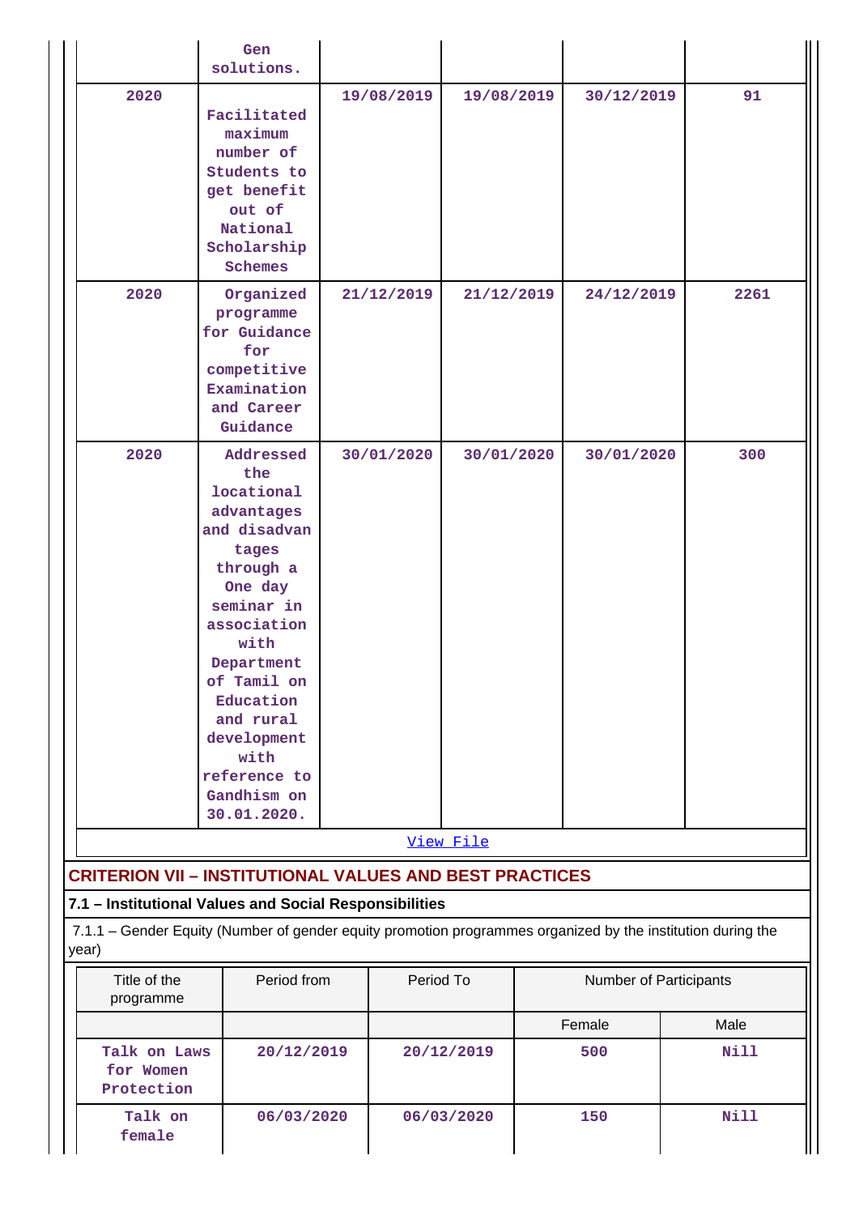| | | | | | |
|---|---|---|---|---|---|
| | Gen solutions. | | | | |
| 2020 | Facilitated maximum number of Students to get benefit out of National Scholarship Schemes | 19/08/2019 | 19/08/2019 | 30/12/2019 | 91 |
| 2020 | Organized programme for Guidance for competitive Examination and Career Guidance | 21/12/2019 | 21/12/2019 | 24/12/2019 | 2261 |
| 2020 | Addressed the locational advantages and disadvan tages through a One day seminar in association with Department of Tamil on Education and rural development with reference to Gandhism on 30.01.2020. | 30/01/2020 | 30/01/2020 | 30/01/2020 | 300 |

View File

## CRITERION VII – INSTITUTIONAL VALUES AND BEST PRACTICES

### 7.1 – Institutional Values and Social Responsibilities

7.1.1 – Gender Equity (Number of gender equity promotion programmes organized by the institution during the year)

| Title of the programme | Period from | Period To | Number of Participants | |
|---|---|---|---|---|
| | | | Female | Male |
| Talk on Laws for Women Protection | 20/12/2019 | 20/12/2019 | 500 | Nill |
| Talk on female | 06/03/2020 | 06/03/2020 | 150 | Nill |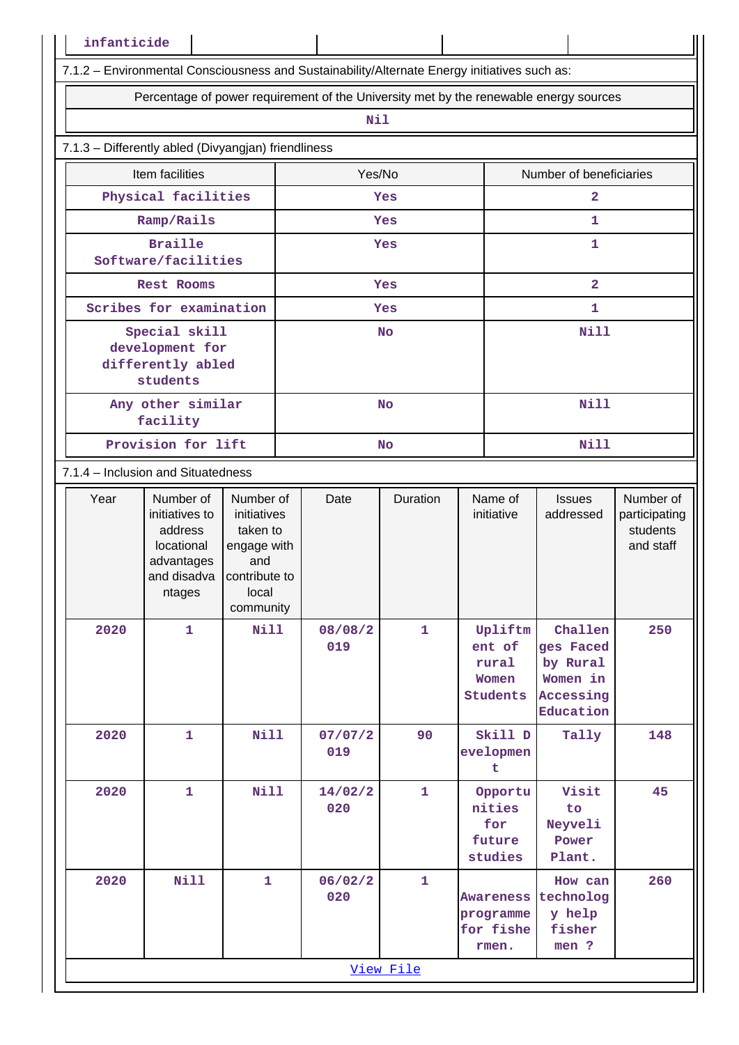| infanticide | | | | |
|---|---|---|---|---|

7.1.2 – Environmental Consciousness and Sustainability/Alternate Energy initiatives such as:

| Percentage of power requirement of the University met by the renewable energy sources |
|---|
| Nil |

7.1.3 – Differently abled (Divyangjan) friendliness

| Item facilities | Yes/No | Number of beneficiaries |
|---|---|---|
| Physical facilities | Yes | 2 |
| Ramp/Rails | Yes | 1 |
| Braille Software/facilities | Yes | 1 |
| Rest Rooms | Yes | 2 |
| Scribes for examination | Yes | 1 |
| Special skill development for differently abled students | No | Nill |
| Any other similar facility | No | Nill |
| Provision for lift | No | Nill |

7.1.4 – Inclusion and Situatedness

| Year | Number of initiatives to address locational advantages and disadvantages | Number of initiatives taken to engage with and contribute to local community | Date | Duration | Name of initiative | Issues addressed | Number of participating students and staff |
|---|---|---|---|---|---|---|---|
| 2020 | 1 | Nill | 08/08/2019 | 1 | Upliftment of rural Women Students | Challenges Faced by Rural Women in Accessing Education | 250 |
| 2020 | 1 | Nill | 07/07/2019 | 90 | Skill Development | Tally | 148 |
| 2020 | 1 | Nill | 14/02/2020 | 1 | Opportunities for future studies | Visit to Neyveli Power Plant. | 45 |
| 2020 | Nill | 1 | 06/02/2020 | 1 | Awareness programme for fishermen. | How can technology help fisher men ? | 260 |

View File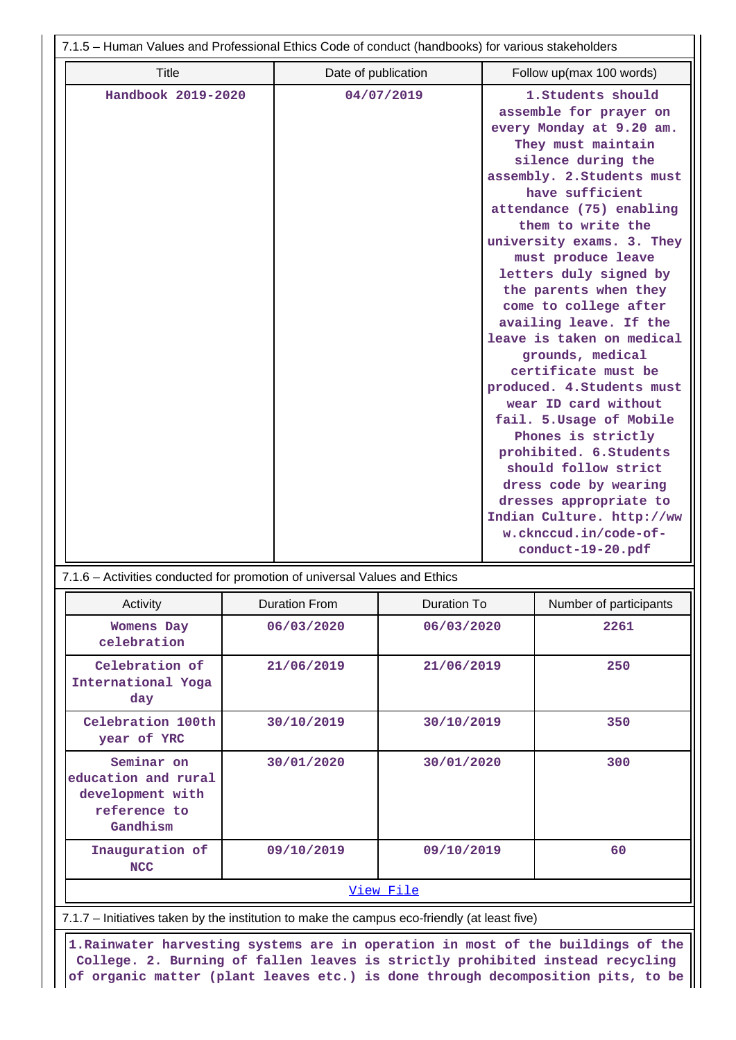7.1.5 – Human Values and Professional Ethics Code of conduct (handbooks) for various stakeholders

| Title | Date of publication | Follow up(max 100 words) |
|---|---|---|
| Handbook 2019-2020 | 04/07/2019 | 1.Students should assemble for prayer on every Monday at 9.20 am. They must maintain silence during the assembly. 2.Students must have sufficient attendance (75) enabling them to write the university exams. 3. They must produce leave letters duly signed by the parents when they come to college after availing leave. If the leave is taken on medical grounds, medical certificate must be produced. 4.Students must wear ID card without fail. 5.Usage of Mobile Phones is strictly prohibited. 6.Students should follow strict dress code by wearing dresses appropriate to Indian Culture. http://www.ckncccud.in/code-of-conduct-19-20.pdf |

7.1.6 – Activities conducted for promotion of universal Values and Ethics

| Activity | Duration From | Duration To | Number of participants |
|---|---|---|---|
| Womens Day celebration | 06/03/2020 | 06/03/2020 | 2261 |
| Celebration of International Yoga day | 21/06/2019 | 21/06/2019 | 250 |
| Celebration 100th year of YRC | 30/10/2019 | 30/10/2019 | 350 |
| Seminar on education and rural development with reference to Gandhism | 30/01/2020 | 30/01/2020 | 300 |
| Inauguration of NCC | 09/10/2019 | 09/10/2019 | 60 |

[View File]

7.1.7 – Initiatives taken by the institution to make the campus eco-friendly (at least five)

1.Rainwater harvesting systems are in operation in most of the buildings of the College. 2. Burning of fallen leaves is strictly prohibited instead recycling of organic matter (plant leaves etc.) is done through decomposition pits, to be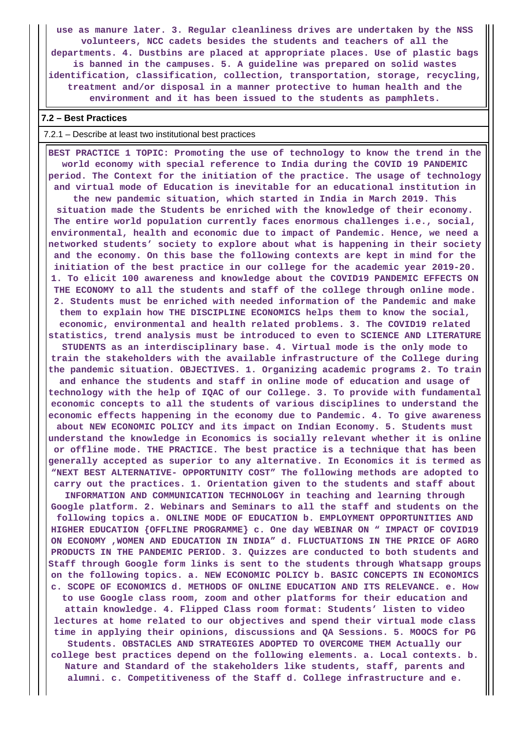**use as manure later. 3. Regular cleanliness drives are undertaken by the NSS volunteers, NCC cadets besides the students and teachers of all the departments. 4. Dustbins are placed at appropriate places. Use of plastic bags is banned in the campuses. 5. A guideline was prepared on solid wastes identification, classification, collection, transportation, storage, recycling, treatment and/or disposal in a manner protective to human health and the environment and it has been issued to the students as pamphlets.**

### 7.2 – Best Practices

7.2.1 – Describe at least two institutional best practices

**BEST PRACTICE 1 TOPIC: Promoting the use of technology to know the trend in the world economy with special reference to India during the COVID 19 PANDEMIC period. The Context for the initiation of the practice. The usage of technology and virtual mode of Education is inevitable for an educational institution in the new pandemic situation, which started in India in March 2019. This situation made the Students be enriched with the knowledge of their economy. The entire world population currently faces enormous challenges i.e., social, environmental, health and economic due to impact of Pandemic. Hence, we need a networked students' society to explore about what is happening in their society and the economy. On this base the following contexts are kept in mind for the initiation of the best practice in our college for the academic year 2019-20. 1. To elicit 100 awareness and knowledge about the COVID19 PANDEMIC EFFECTS ON THE ECONOMY to all the students and staff of the college through online mode. 2. Students must be enriched with needed information of the Pandemic and make them to explain how THE DISCIPLINE ECONOMICS helps them to know the social, economic, environmental and health related problems. 3. The COVID19 related statistics, trend analysis must be introduced to even to SCIENCE AND LITERATURE STUDENTS as an interdisciplinary base. 4. Virtual mode is the only mode to train the stakeholders with the available infrastructure of the College during the pandemic situation. OBJECTIVES. 1. Organizing academic programs 2. To train and enhance the students and staff in online mode of education and usage of technology with the help of IQAC of our College. 3. To provide with fundamental economic concepts to all the students of various disciplines to understand the economic effects happening in the economy due to Pandemic. 4. To give awareness about NEW ECONOMIC POLICY and its impact on Indian Economy. 5. Students must understand the knowledge in Economics is socially relevant whether it is online or offline mode. THE PRACTICE. The best practice is a technique that has been generally accepted as superior to any alternative. In Economics it is termed as "NEXT BEST ALTERNATIVE- OPPORTUNITY COST" The following methods are adopted to carry out the practices. 1. Orientation given to the students and staff about INFORMATION AND COMMUNICATION TECHNOLOGY in teaching and learning through Google platform. 2. Webinars and Seminars to all the staff and students on the following topics a. ONLINE MODE OF EDUCATION b. EMPLOYMENT OPPORTUNITIES AND HIGHER EDUCATION {OFFLINE PROGRAMME} c. One day WEBINAR ON " IMPACT OF COVID19 ON ECONOMY ,WOMEN AND EDUCATION IN INDIA" d. FLUCTUATIONS IN THE PRICE OF AGRO PRODUCTS IN THE PANDEMIC PERIOD. 3. Quizzes are conducted to both students and Staff through Google form links is sent to the students through Whatsapp groups on the following topics. a. NEW ECONOMIC POLICY b. BASIC CONCEPTS IN ECONOMICS c. SCOPE OF ECONOMICS d. METHODS OF ONLINE EDUCATION AND ITS RELEVANCE. e. How to use Google class room, zoom and other platforms for their education and attain knowledge. 4. Flipped Class room format: Students' listen to video lectures at home related to our objectives and spend their virtual mode class time in applying their opinions, discussions and QA Sessions. 5. MOOCS for PG Students. OBSTACLES AND STRATEGIES ADOPTED TO OVERCOME THEM Actually our college best practices depend on the following elements. a. Local contexts. b. Nature and Standard of the stakeholders like students, staff, parents and alumni. c. Competitiveness of the Staff d. College infrastructure and e.**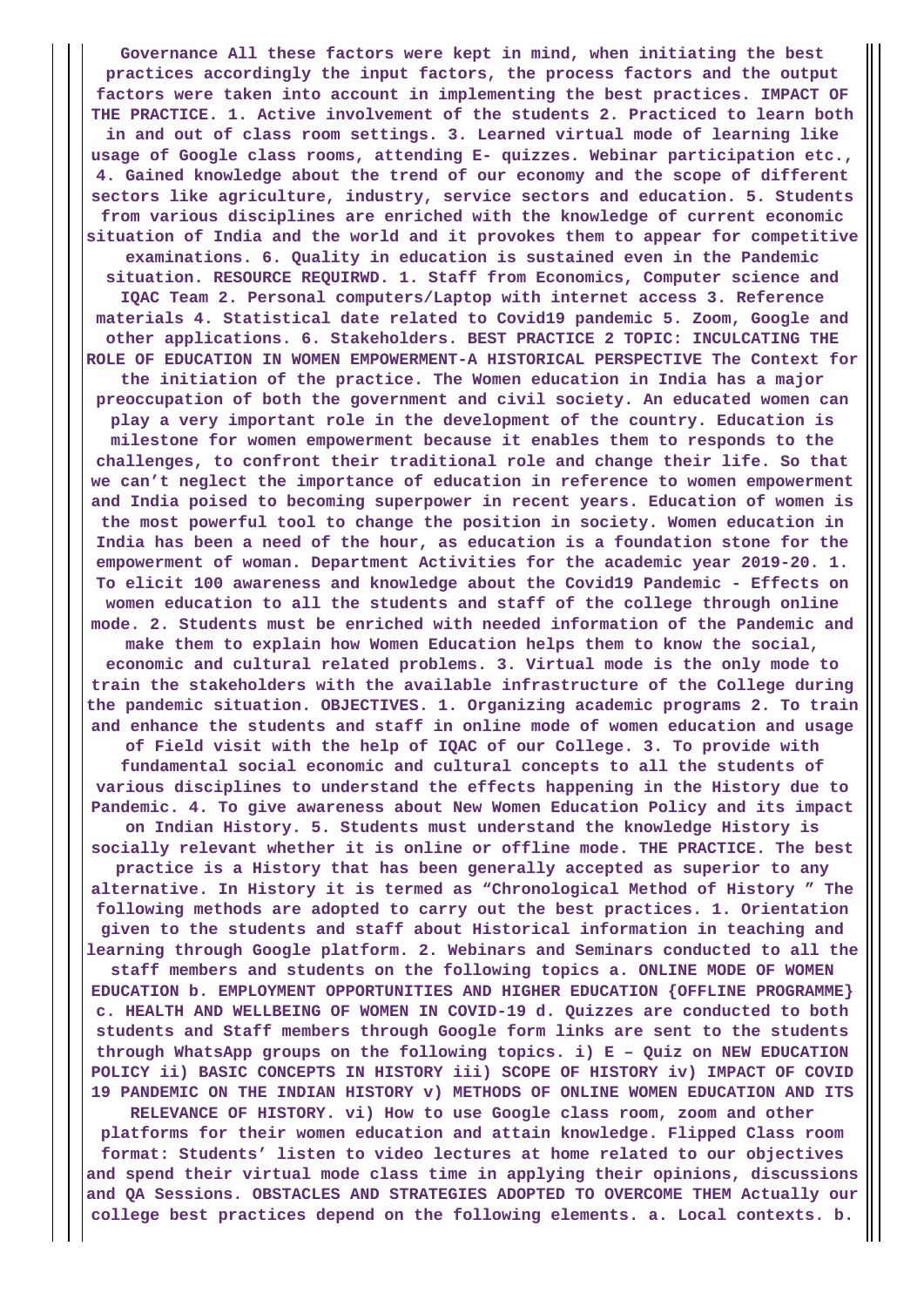**Governance All these factors were kept in mind, when initiating the best practices accordingly the input factors, the process factors and the output factors were taken into account in implementing the best practices. IMPACT OF THE PRACTICE. 1. Active involvement of the students 2. Practiced to learn both in and out of class room settings. 3. Learned virtual mode of learning like usage of Google class rooms, attending E- quizzes. Webinar participation etc., 4. Gained knowledge about the trend of our economy and the scope of different sectors like agriculture, industry, service sectors and education. 5. Students from various disciplines are enriched with the knowledge of current economic situation of India and the world and it provokes them to appear for competitive examinations. 6. Quality in education is sustained even in the Pandemic situation. RESOURCE REQUIRWD. 1. Staff from Economics, Computer science and IQAC Team 2. Personal computers/Laptop with internet access 3. Reference materials 4. Statistical date related to Covid19 pandemic 5. Zoom, Google and other applications. 6. Stakeholders. BEST PRACTICE 2 TOPIC: INCULCATING THE ROLE OF EDUCATION IN WOMEN EMPOWERMENT-A HISTORICAL PERSPECTIVE The Context for the initiation of the practice. The Women education in India has a major preoccupation of both the government and civil society. An educated women can play a very important role in the development of the country. Education is milestone for women empowerment because it enables them to responds to the challenges, to confront their traditional role and change their life. So that we can't neglect the importance of education in reference to women empowerment and India poised to becoming superpower in recent years. Education of women is the most powerful tool to change the position in society. Women education in India has been a need of the hour, as education is a foundation stone for the empowerment of woman. Department Activities for the academic year 2019-20. 1. To elicit 100 awareness and knowledge about the Covid19 Pandemic - Effects on women education to all the students and staff of the college through online mode. 2. Students must be enriched with needed information of the Pandemic and make them to explain how Women Education helps them to know the social, economic and cultural related problems. 3. Virtual mode is the only mode to train the stakeholders with the available infrastructure of the College during the pandemic situation. OBJECTIVES. 1. Organizing academic programs 2. To train and enhance the students and staff in online mode of women education and usage of Field visit with the help of IQAC of our College. 3. To provide with fundamental social economic and cultural concepts to all the students of various disciplines to understand the effects happening in the History due to Pandemic. 4. To give awareness about New Women Education Policy and its impact on Indian History. 5. Students must understand the knowledge History is socially relevant whether it is online or offline mode. THE PRACTICE. The best practice is a History that has been generally accepted as superior to any alternative. In History it is termed as "Chronological Method of History " The following methods are adopted to carry out the best practices. 1. Orientation given to the students and staff about Historical information in teaching and learning through Google platform. 2. Webinars and Seminars conducted to all the staff members and students on the following topics a. ONLINE MODE OF WOMEN EDUCATION b. EMPLOYMENT OPPORTUNITIES AND HIGHER EDUCATION {OFFLINE PROGRAMME} c. HEALTH AND WELLBEING OF WOMEN IN COVID-19 d. Quizzes are conducted to both students and Staff members through Google form links are sent to the students through WhatsApp groups on the following topics. i) E – Quiz on NEW EDUCATION POLICY ii) BASIC CONCEPTS IN HISTORY iii) SCOPE OF HISTORY iv) IMPACT OF COVID 19 PANDEMIC ON THE INDIAN HISTORY v) METHODS OF ONLINE WOMEN EDUCATION AND ITS RELEVANCE OF HISTORY. vi) How to use Google class room, zoom and other platforms for their women education and attain knowledge. Flipped Class room format: Students' listen to video lectures at home related to our objectives and spend their virtual mode class time in applying their opinions, discussions and QA Sessions. OBSTACLES AND STRATEGIES ADOPTED TO OVERCOME THEM Actually our college best practices depend on the following elements. a. Local contexts. b.**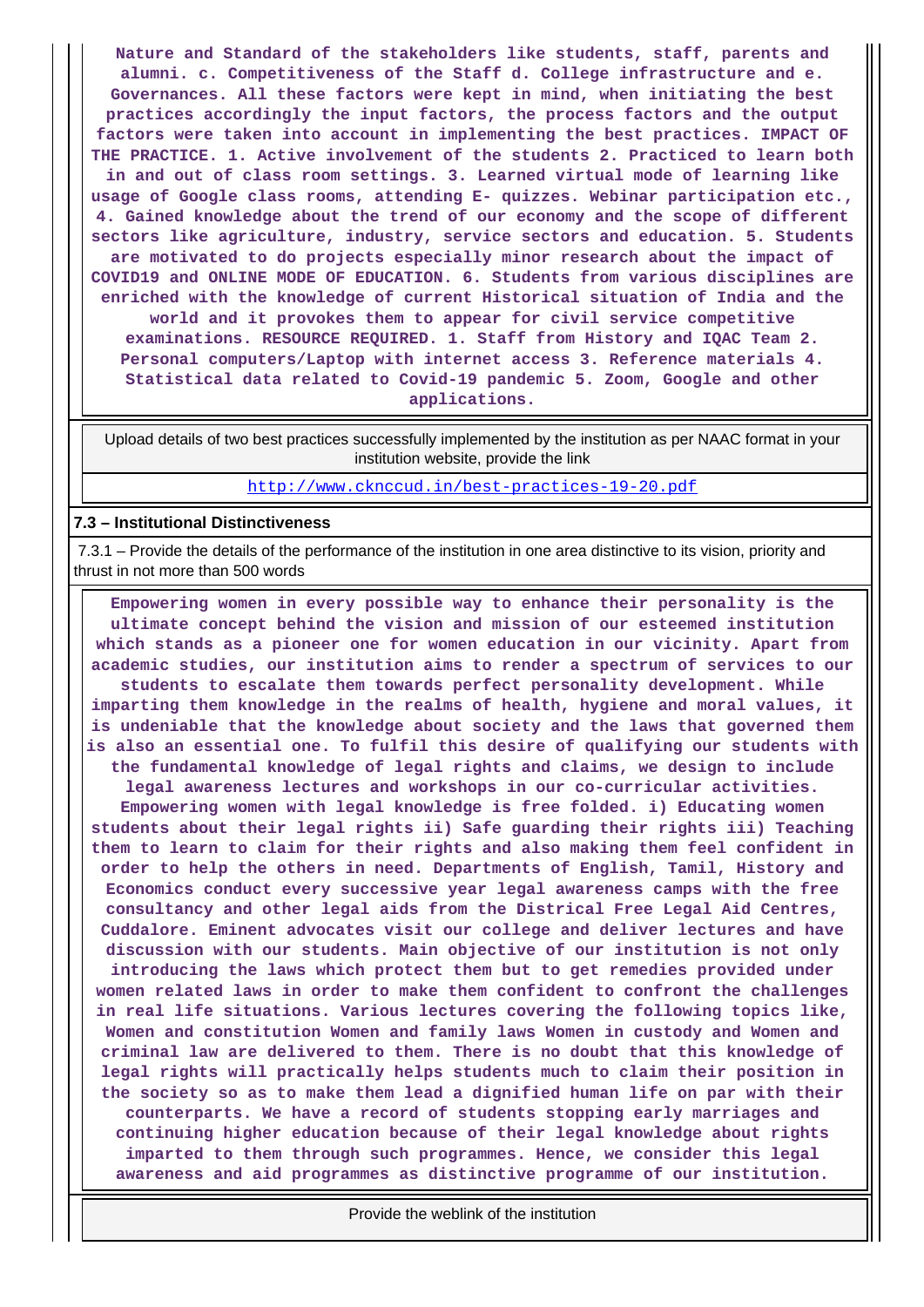**Nature and Standard of the stakeholders like students, staff, parents and alumni. c. Competitiveness of the Staff d. College infrastructure and e. Governances. All these factors were kept in mind, when initiating the best practices accordingly the input factors, the process factors and the output factors were taken into account in implementing the best practices. IMPACT OF THE PRACTICE. 1. Active involvement of the students 2. Practiced to learn both in and out of class room settings. 3. Learned virtual mode of learning like usage of Google class rooms, attending E- quizzes. Webinar participation etc., 4. Gained knowledge about the trend of our economy and the scope of different sectors like agriculture, industry, service sectors and education. 5. Students are motivated to do projects especially minor research about the impact of COVID19 and ONLINE MODE OF EDUCATION. 6. Students from various disciplines are enriched with the knowledge of current Historical situation of India and the world and it provokes them to appear for civil service competitive examinations. RESOURCE REQUIRED. 1. Staff from History and IQAC Team 2. Personal computers/Laptop with internet access 3. Reference materials 4. Statistical data related to Covid-19 pandemic 5. Zoom, Google and other applications.**

Upload details of two best practices successfully implemented by the institution as per NAAC format in your institution website, provide the link

http://www.ckncсud.in/best-practices-19-20.pdf

### 7.3 – Institutional Distinctiveness

7.3.1 – Provide the details of the performance of the institution in one area distinctive to its vision, priority and thrust in not more than 500 words

**Empowering women in every possible way to enhance their personality is the ultimate concept behind the vision and mission of our esteemed institution which stands as a pioneer one for women education in our vicinity. Apart from academic studies, our institution aims to render a spectrum of services to our students to escalate them towards perfect personality development. While imparting them knowledge in the realms of health, hygiene and moral values, it is undeniable that the knowledge about society and the laws that governed them is also an essential one. To fulfil this desire of qualifying our students with the fundamental knowledge of legal rights and claims, we design to include legal awareness lectures and workshops in our co-curricular activities. Empowering women with legal knowledge is free folded. i) Educating women students about their legal rights ii) Safe guarding their rights iii) Teaching them to learn to claim for their rights and also making them feel confident in order to help the others in need. Departments of English, Tamil, History and Economics conduct every successive year legal awareness camps with the free consultancy and other legal aids from the Districal Free Legal Aid Centres, Cuddalore. Eminent advocates visit our college and deliver lectures and have discussion with our students. Main objective of our institution is not only introducing the laws which protect them but to get remedies provided under women related laws in order to make them confident to confront the challenges in real life situations. Various lectures covering the following topics like, Women and constitution Women and family laws Women in custody and Women and criminal law are delivered to them. There is no doubt that this knowledge of legal rights will practically helps students much to claim their position in the society so as to make them lead a dignified human life on par with their counterparts. We have a record of students stopping early marriages and continuing higher education because of their legal knowledge about rights imparted to them through such programmes. Hence, we consider this legal awareness and aid programmes as distinctive programme of our institution.**

Provide the weblink of the institution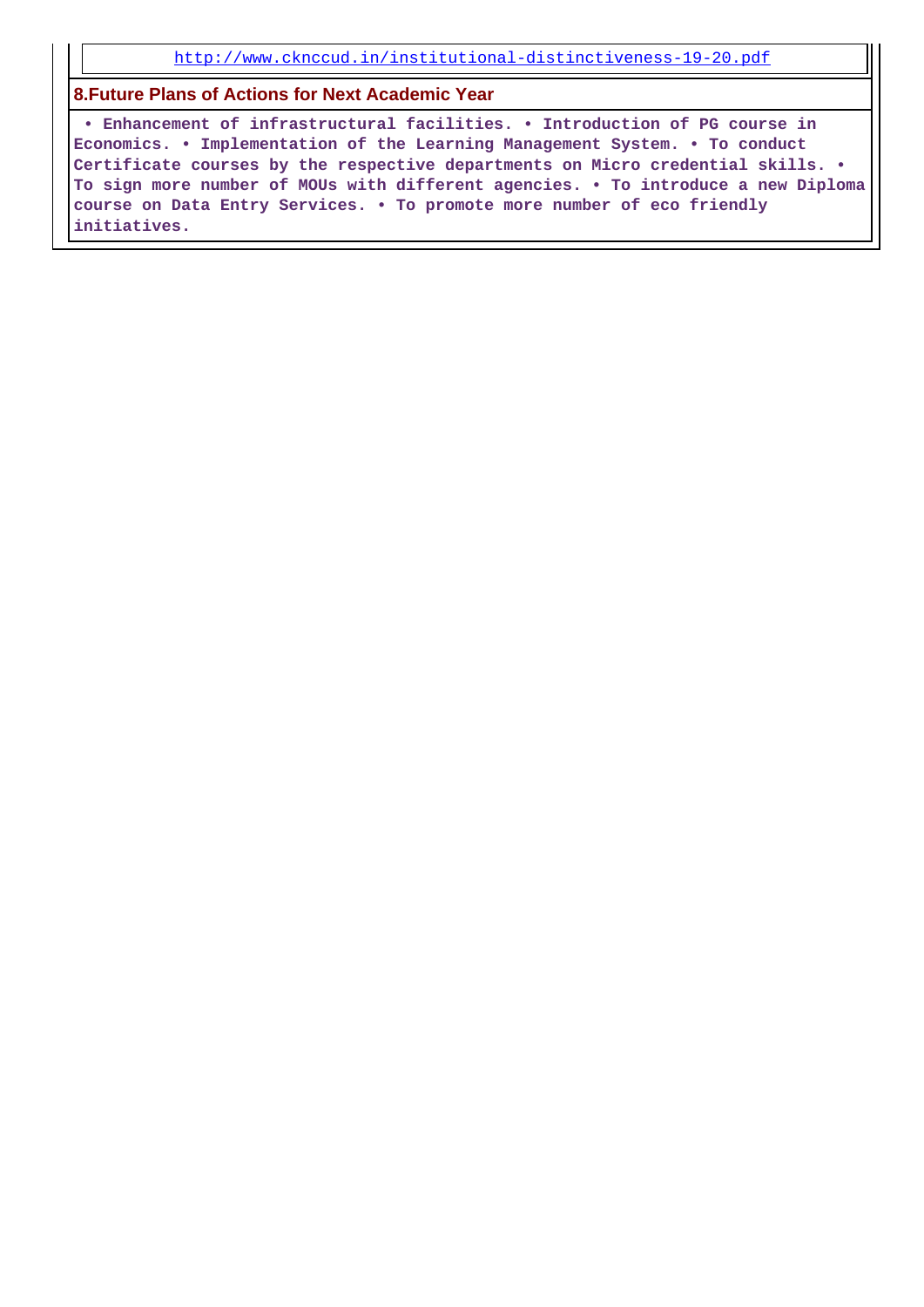http://www.ckncсud.in/institutional-distinctiveness-19-20.pdf

### 8.Future Plans of Actions for Next Academic Year

• Enhancement of infrastructural facilities. • Introduction of PG course in Economics. • Implementation of the Learning Management System. • To conduct Certificate courses by the respective departments on Micro credential skills. • To sign more number of MOUs with different agencies. • To introduce a new Diploma course on Data Entry Services. • To promote more number of eco friendly initiatives.